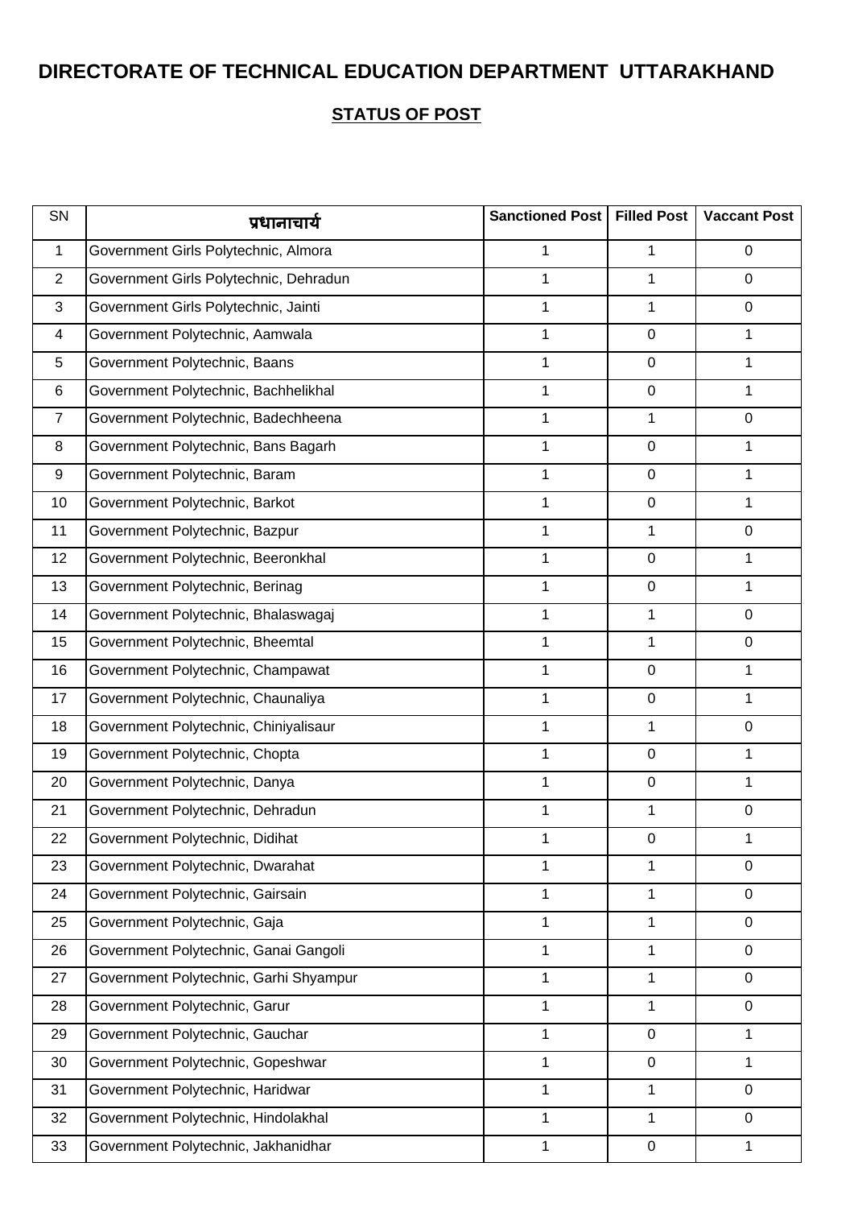# DIRECTORATE OF TECHNICAL EDUCATION DEPARTMENT UTTARAKHAND

## STATUS OF POST

| SN | प्रधानाचार्य | Sanctioned Post | Filled Post | Vaccant Post |
|---|---|---|---|---|
| 1 | Government Girls Polytechnic, Almora | 1 | 1 | 0 |
| 2 | Government Girls Polytechnic, Dehradun | 1 | 1 | 0 |
| 3 | Government Girls Polytechnic, Jainti | 1 | 1 | 0 |
| 4 | Government Polytechnic, Aamwala | 1 | 0 | 1 |
| 5 | Government Polytechnic, Baans | 1 | 0 | 1 |
| 6 | Government Polytechnic, Bachhelikhal | 1 | 0 | 1 |
| 7 | Government Polytechnic, Badechheena | 1 | 1 | 0 |
| 8 | Government Polytechnic, Bans Bagarh | 1 | 0 | 1 |
| 9 | Government Polytechnic, Baram | 1 | 0 | 1 |
| 10 | Government Polytechnic, Barkot | 1 | 0 | 1 |
| 11 | Government Polytechnic, Bazpur | 1 | 1 | 0 |
| 12 | Government Polytechnic, Beeronkhal | 1 | 0 | 1 |
| 13 | Government Polytechnic, Berinag | 1 | 0 | 1 |
| 14 | Government Polytechnic, Bhalaswagaj | 1 | 1 | 0 |
| 15 | Government Polytechnic, Bheemtal | 1 | 1 | 0 |
| 16 | Government Polytechnic, Champawat | 1 | 0 | 1 |
| 17 | Government Polytechnic, Chaunaliya | 1 | 0 | 1 |
| 18 | Government Polytechnic, Chiniyalisaur | 1 | 1 | 0 |
| 19 | Government Polytechnic, Chopta | 1 | 0 | 1 |
| 20 | Government Polytechnic, Danya | 1 | 0 | 1 |
| 21 | Government Polytechnic, Dehradun | 1 | 1 | 0 |
| 22 | Government Polytechnic, Didihat | 1 | 0 | 1 |
| 23 | Government Polytechnic, Dwarahat | 1 | 1 | 0 |
| 24 | Government Polytechnic, Gairsain | 1 | 1 | 0 |
| 25 | Government Polytechnic, Gaja | 1 | 1 | 0 |
| 26 | Government Polytechnic, Ganai Gangoli | 1 | 1 | 0 |
| 27 | Government Polytechnic, Garhi Shyampur | 1 | 1 | 0 |
| 28 | Government Polytechnic, Garur | 1 | 1 | 0 |
| 29 | Government Polytechnic, Gauchar | 1 | 0 | 1 |
| 30 | Government Polytechnic, Gopeshwar | 1 | 0 | 1 |
| 31 | Government Polytechnic, Haridwar | 1 | 1 | 0 |
| 32 | Government Polytechnic, Hindolakhal | 1 | 1 | 0 |
| 33 | Government Polytechnic, Jakhanidhar | 1 | 0 | 1 |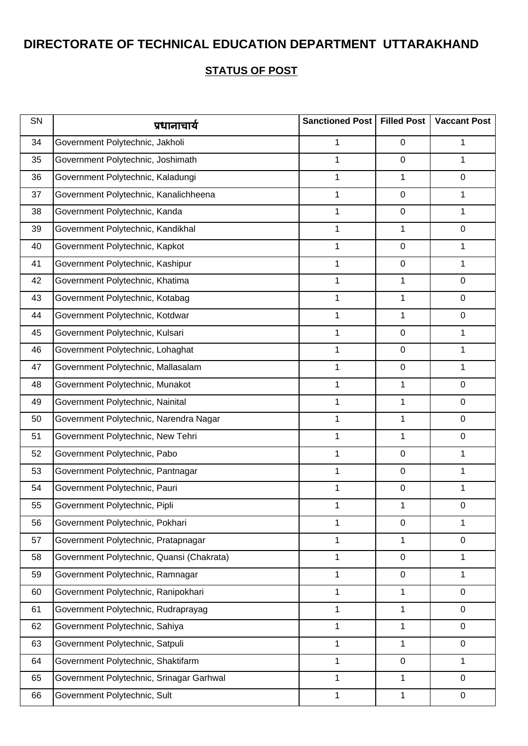# DIRECTORATE OF TECHNICAL EDUCATION DEPARTMENT UTTARAKHAND

## STATUS OF POST

| SN | प्रधानाचार्य | Sanctioned Post | Filled Post | Vaccant Post |
|---|---|---|---|---|
| 34 | Government Polytechnic, Jakholi | 1 | 0 | 1 |
| 35 | Government Polytechnic, Joshimath | 1 | 0 | 1 |
| 36 | Government Polytechnic, Kaladungi | 1 | 1 | 0 |
| 37 | Government Polytechnic, Kanalichheena | 1 | 0 | 1 |
| 38 | Government Polytechnic, Kanda | 1 | 0 | 1 |
| 39 | Government Polytechnic, Kandikhal | 1 | 1 | 0 |
| 40 | Government Polytechnic, Kapkot | 1 | 0 | 1 |
| 41 | Government Polytechnic, Kashipur | 1 | 0 | 1 |
| 42 | Government Polytechnic, Khatima | 1 | 1 | 0 |
| 43 | Government Polytechnic, Kotabag | 1 | 1 | 0 |
| 44 | Government Polytechnic, Kotdwar | 1 | 1 | 0 |
| 45 | Government Polytechnic, Kulsari | 1 | 0 | 1 |
| 46 | Government Polytechnic, Lohaghat | 1 | 0 | 1 |
| 47 | Government Polytechnic, Mallasalam | 1 | 0 | 1 |
| 48 | Government Polytechnic, Munakot | 1 | 1 | 0 |
| 49 | Government Polytechnic, Nainital | 1 | 1 | 0 |
| 50 | Government Polytechnic, Narendra Nagar | 1 | 1 | 0 |
| 51 | Government Polytechnic, New Tehri | 1 | 1 | 0 |
| 52 | Government Polytechnic, Pabo | 1 | 0 | 1 |
| 53 | Government Polytechnic, Pantnagar | 1 | 0 | 1 |
| 54 | Government Polytechnic, Pauri | 1 | 0 | 1 |
| 55 | Government Polytechnic, Pipli | 1 | 1 | 0 |
| 56 | Government Polytechnic, Pokhari | 1 | 0 | 1 |
| 57 | Government Polytechnic, Pratapnagar | 1 | 1 | 0 |
| 58 | Government Polytechnic, Quansi (Chakrata) | 1 | 0 | 1 |
| 59 | Government Polytechnic, Ramnagar | 1 | 0 | 1 |
| 60 | Government Polytechnic, Ranipokhari | 1 | 1 | 0 |
| 61 | Government Polytechnic, Rudraprayag | 1 | 1 | 0 |
| 62 | Government Polytechnic, Sahiya | 1 | 1 | 0 |
| 63 | Government Polytechnic, Satpuli | 1 | 1 | 0 |
| 64 | Government Polytechnic, Shaktifarm | 1 | 0 | 1 |
| 65 | Government Polytechnic, Srinagar Garhwal | 1 | 1 | 0 |
| 66 | Government Polytechnic, Sult | 1 | 1 | 0 |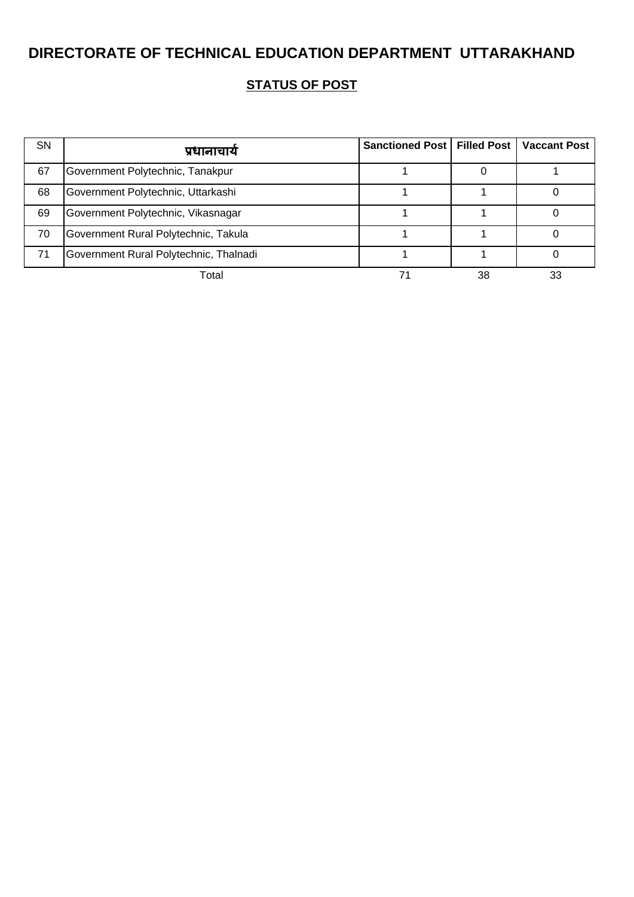# DIRECTORATE OF TECHNICAL EDUCATION DEPARTMENT UTTARAKHAND

## STATUS OF POST

| SN | प्रधानाचार्य | Sanctioned Post | Filled Post | Vaccant Post |
|---|---|---|---|---|
| 67 | Government Polytechnic, Tanakpur | 1 | 0 | 1 |
| 68 | Government Polytechnic, Uttarkashi | 1 | 1 | 0 |
| 69 | Government Polytechnic, Vikasnagar | 1 | 1 | 0 |
| 70 | Government Rural Polytechnic, Takula | 1 | 1 | 0 |
| 71 | Government Rural Polytechnic, Thalnadi | 1 | 1 | 0 |
| | Total | 71 | 38 | 33 |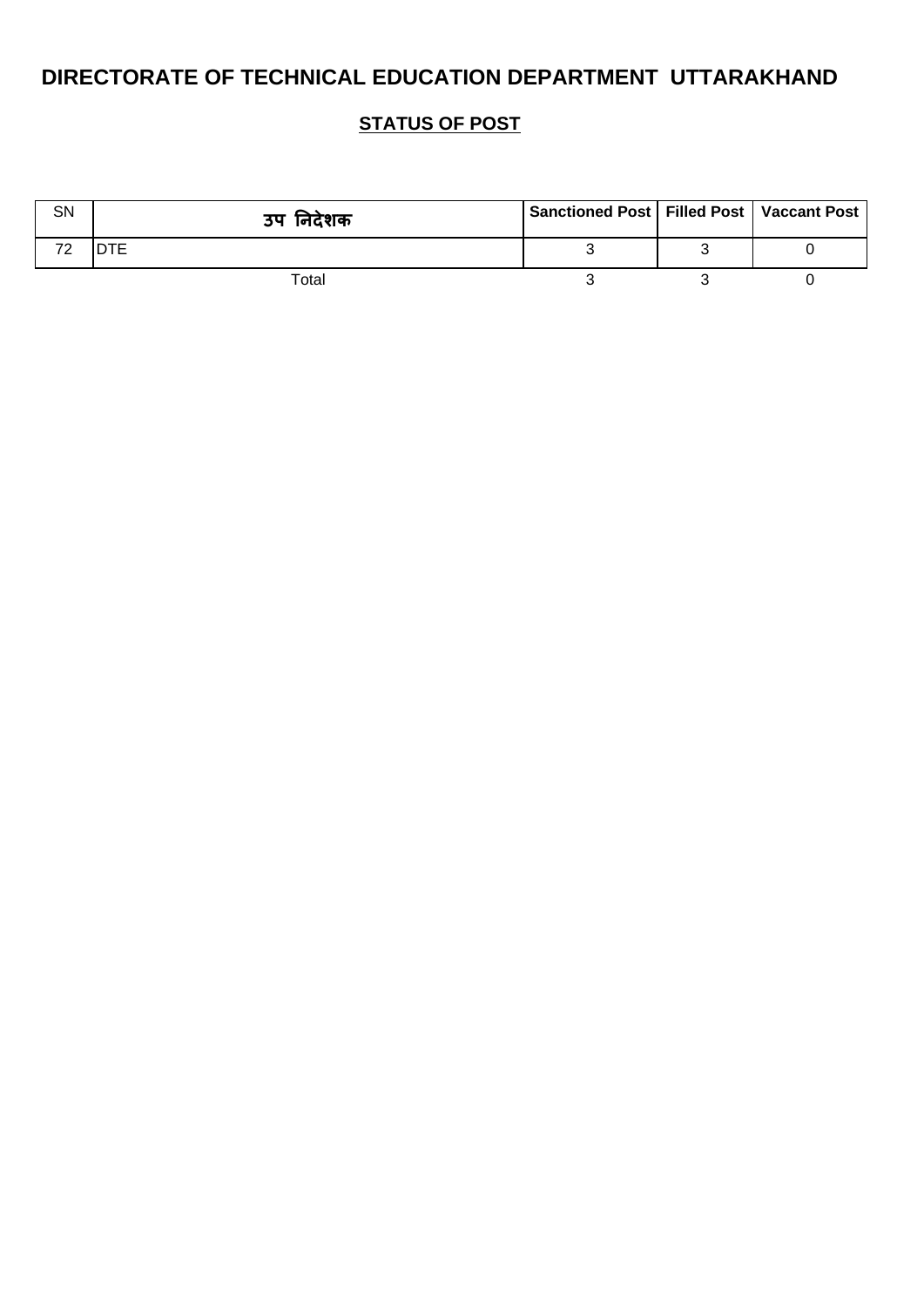# DIRECTORATE OF TECHNICAL EDUCATION DEPARTMENT UTTARAKHAND

## STATUS OF POST

| SN | उप निदेशक | Sanctioned Post | Filled Post | Vaccant Post |
|---|---|---|---|---|
| 72 | DTE | 3 | 3 | 0 |
| | Total | 3 | 3 | 0 |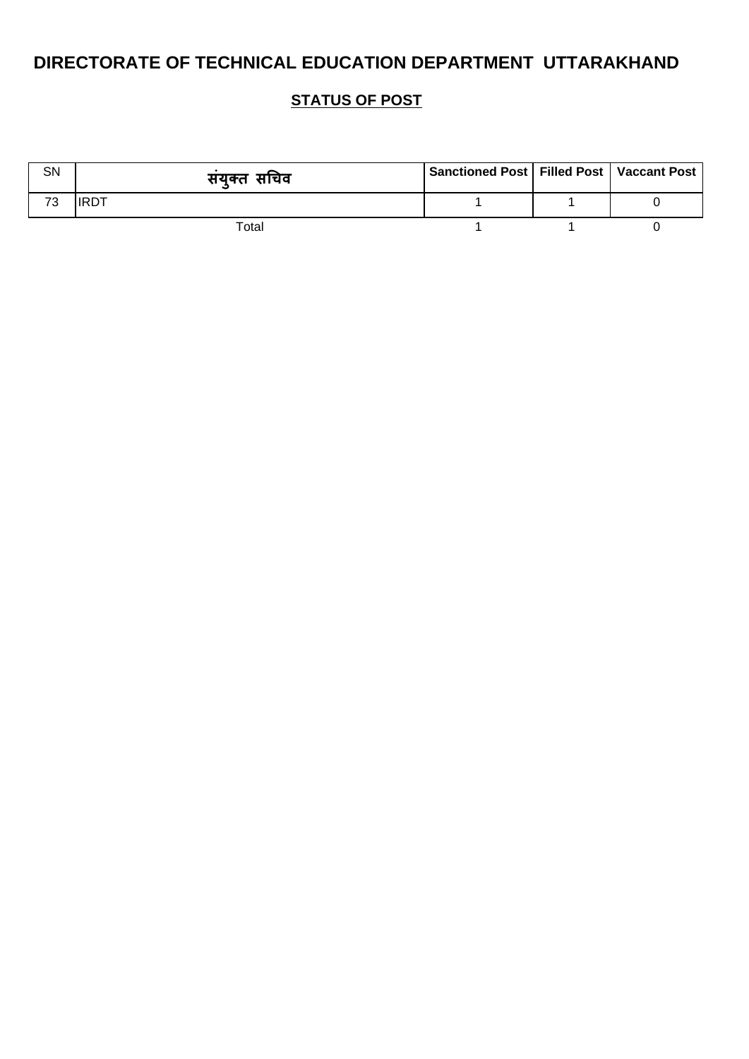# DIRECTORATE OF TECHNICAL EDUCATION DEPARTMENT UTTARAKHAND

## STATUS OF POST

| SN | संयुक्त सचिव | Sanctioned Post | Filled Post | Vaccant Post |
|---|---|---|---|---|
| 73 | IRDT | 1 | 1 | 0 |
| | Total | 1 | 1 | 0 |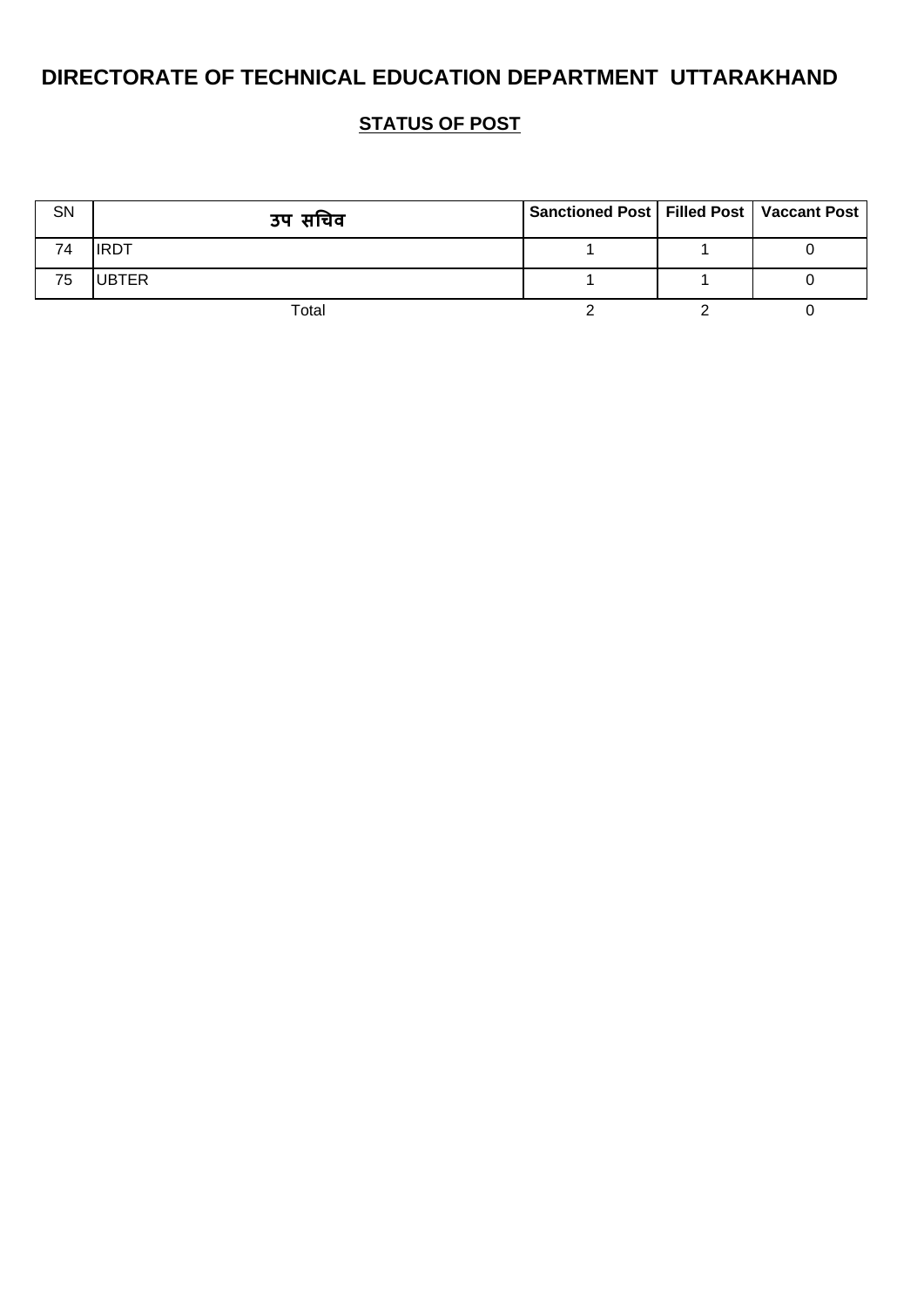# DIRECTORATE OF TECHNICAL EDUCATION DEPARTMENT UTTARAKHAND

## STATUS OF POST

| SN | उप सचिव | Sanctioned Post | Filled Post | Vaccant Post |
|---|---|---|---|---|
| 74 | IRDT | 1 | 1 | 0 |
| 75 | UBTER | 1 | 1 | 0 |
| | Total | 2 | 2 | 0 |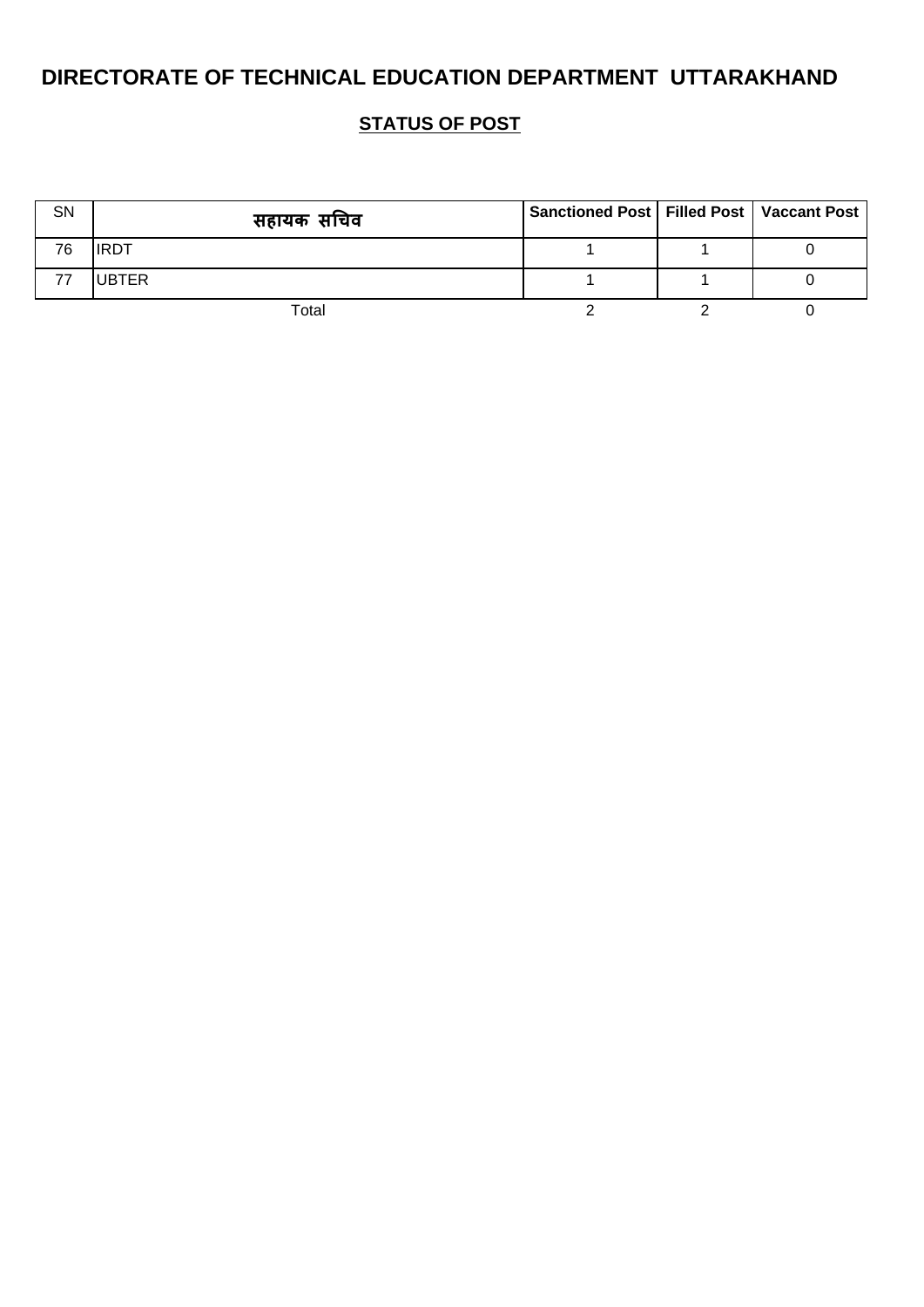# DIRECTORATE OF TECHNICAL EDUCATION DEPARTMENT UTTARAKHAND

## STATUS OF POST

| SN | सहायक सचिव | Sanctioned Post | Filled Post | Vaccant Post |
|---|---|---|---|---|
| 76 | IRDT | 1 | 1 | 0 |
| 77 | UBTER | 1 | 1 | 0 |
| | Total | 2 | 2 | 0 |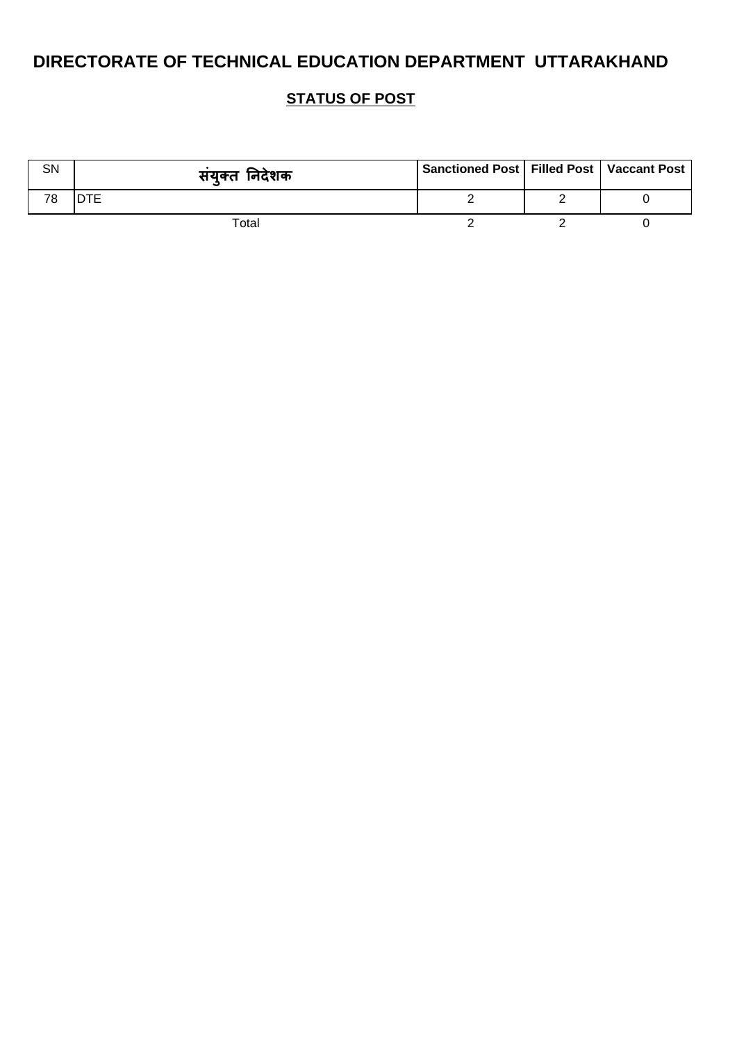# DIRECTORATE OF TECHNICAL EDUCATION DEPARTMENT UTTARAKHAND

## STATUS OF POST

| SN | संयुक्त निदेशक | Sanctioned Post | Filled Post | Vaccant Post |
|---|---|---|---|---|
| 78 | DTE | 2 | 2 | 0 |
| | Total | 2 | 2 | 0 |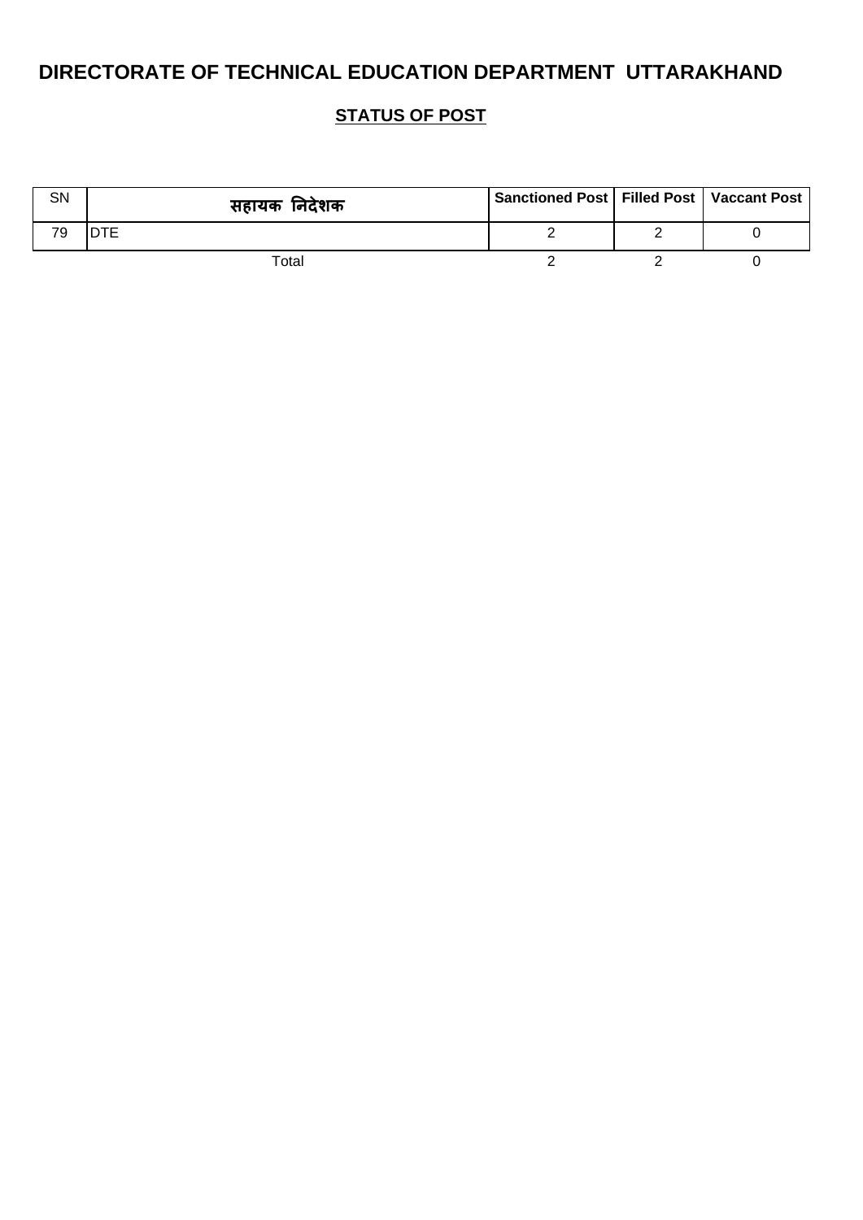# DIRECTORATE OF TECHNICAL EDUCATION DEPARTMENT UTTARAKHAND

## STATUS OF POST

| SN | सहायक निदेशक | Sanctioned Post | Filled Post | Vaccant Post |
|---|---|---|---|---|
| 79 | DTE | 2 | 2 | 0 |
| | Total | 2 | 2 | 0 |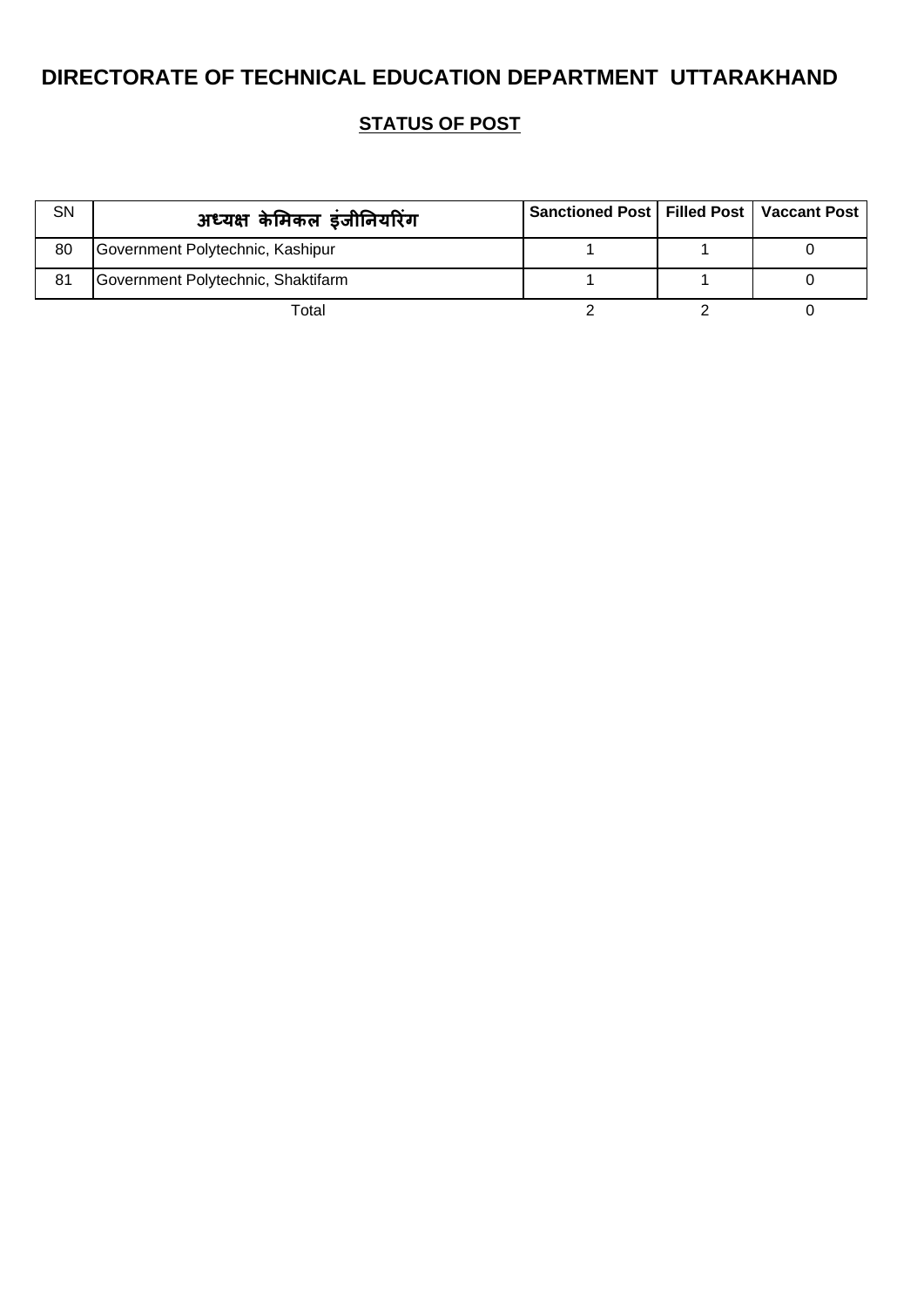# DIRECTORATE OF TECHNICAL EDUCATION DEPARTMENT UTTARAKHAND

## STATUS OF POST

| SN | अध्यक्ष केमिकल इंजीनियरिंग | Sanctioned Post | Filled Post | Vaccant Post |
|---|---|---|---|---|
| 80 | Government Polytechnic, Kashipur | 1 | 1 | 0 |
| 81 | Government Polytechnic, Shaktifarm | 1 | 1 | 0 |
| | Total | 2 | 2 | 0 |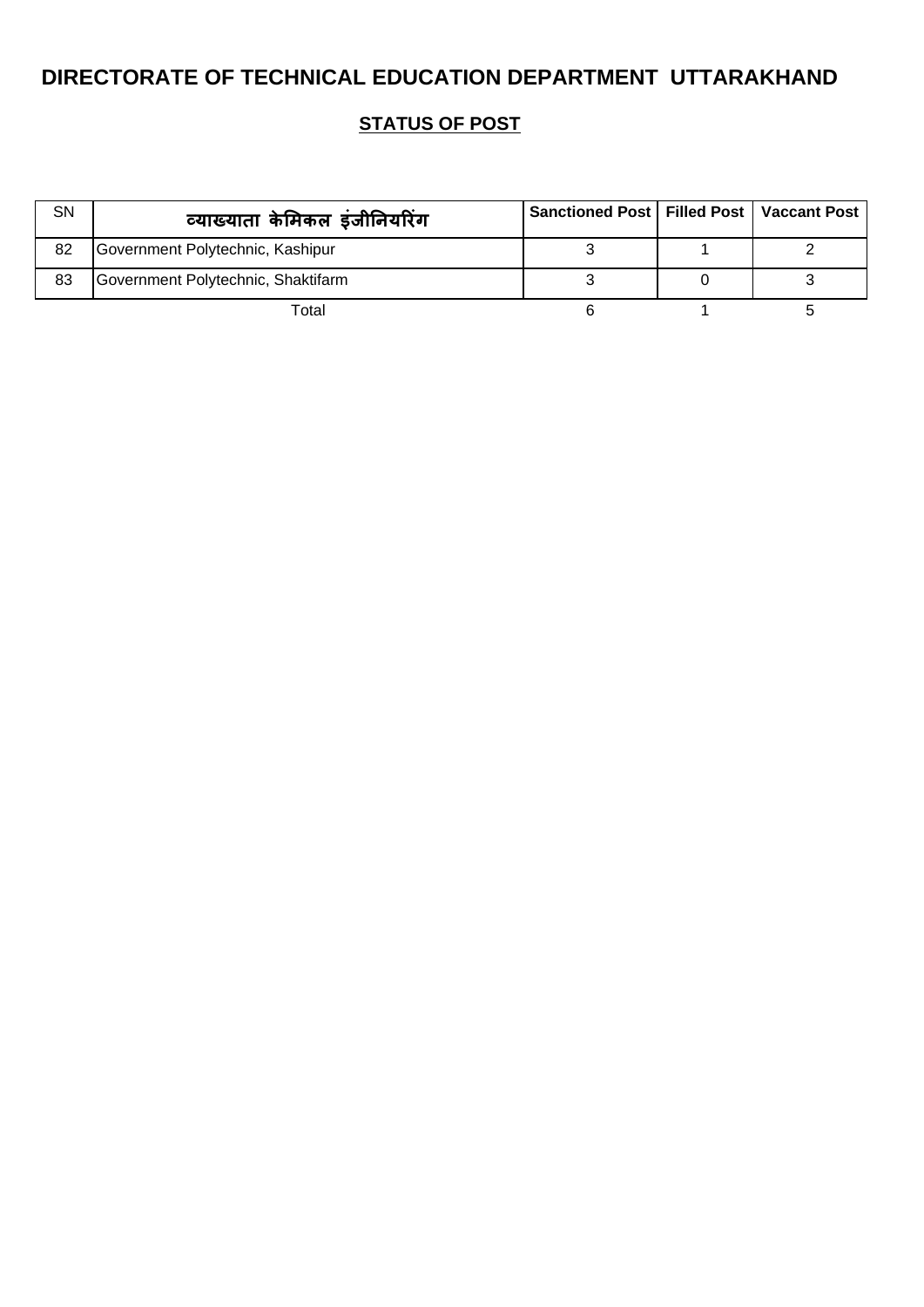# DIRECTORATE OF TECHNICAL EDUCATION DEPARTMENT UTTARAKHAND

## STATUS OF POST

| SN | व्याख्याता केमिकल इंजीनियरिंग | Sanctioned Post | Filled Post | Vaccant Post |
|---|---|---|---|---|
| 82 | Government Polytechnic, Kashipur | 3 | 1 | 2 |
| 83 | Government Polytechnic, Shaktifarm | 3 | 0 | 3 |
| | Total | 6 | 1 | 5 |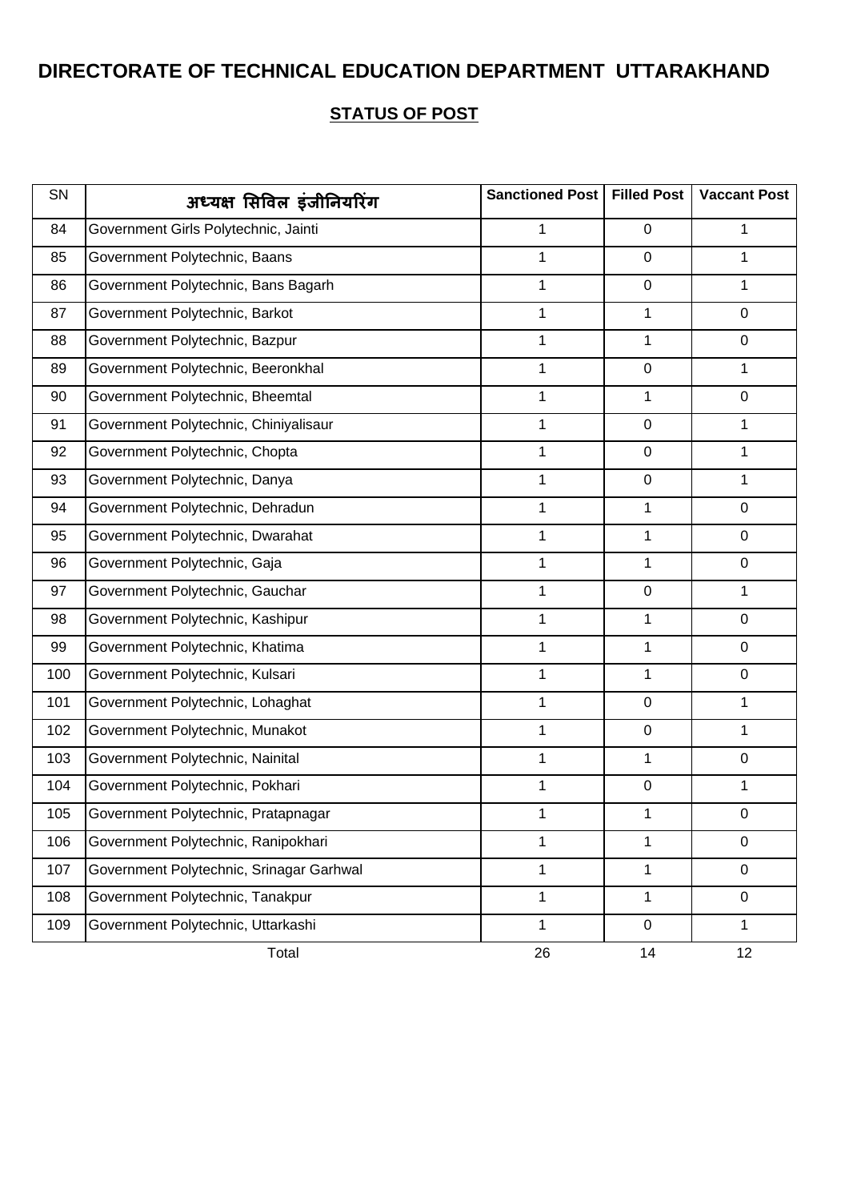# DIRECTORATE OF TECHNICAL EDUCATION DEPARTMENT UTTARAKHAND

## STATUS OF POST

| SN | अध्यक्ष सिविल इंजीनियरिंग | Sanctioned Post | Filled Post | Vaccant Post |
|---|---|---|---|---|
| 84 | Government Girls Polytechnic, Jainti | 1 | 0 | 1 |
| 85 | Government Polytechnic, Baans | 1 | 0 | 1 |
| 86 | Government Polytechnic, Bans Bagarh | 1 | 0 | 1 |
| 87 | Government Polytechnic, Barkot | 1 | 1 | 0 |
| 88 | Government Polytechnic, Bazpur | 1 | 1 | 0 |
| 89 | Government Polytechnic, Beeronkhal | 1 | 0 | 1 |
| 90 | Government Polytechnic, Bheemtal | 1 | 1 | 0 |
| 91 | Government Polytechnic, Chiniyalisaur | 1 | 0 | 1 |
| 92 | Government Polytechnic, Chopta | 1 | 0 | 1 |
| 93 | Government Polytechnic, Danya | 1 | 0 | 1 |
| 94 | Government Polytechnic, Dehradun | 1 | 1 | 0 |
| 95 | Government Polytechnic, Dwarahat | 1 | 1 | 0 |
| 96 | Government Polytechnic, Gaja | 1 | 1 | 0 |
| 97 | Government Polytechnic, Gauchar | 1 | 0 | 1 |
| 98 | Government Polytechnic, Kashipur | 1 | 1 | 0 |
| 99 | Government Polytechnic, Khatima | 1 | 1 | 0 |
| 100 | Government Polytechnic, Kulsari | 1 | 1 | 0 |
| 101 | Government Polytechnic, Lohaghat | 1 | 0 | 1 |
| 102 | Government Polytechnic, Munakot | 1 | 0 | 1 |
| 103 | Government Polytechnic, Nainital | 1 | 1 | 0 |
| 104 | Government Polytechnic, Pokhari | 1 | 0 | 1 |
| 105 | Government Polytechnic, Pratapnagar | 1 | 1 | 0 |
| 106 | Government Polytechnic, Ranipokhari | 1 | 1 | 0 |
| 107 | Government Polytechnic, Srinagar Garhwal | 1 | 1 | 0 |
| 108 | Government Polytechnic, Tanakpur | 1 | 1 | 0 |
| 109 | Government Polytechnic, Uttarkashi | 1 | 0 | 1 |
| | Total | 26 | 14 | 12 |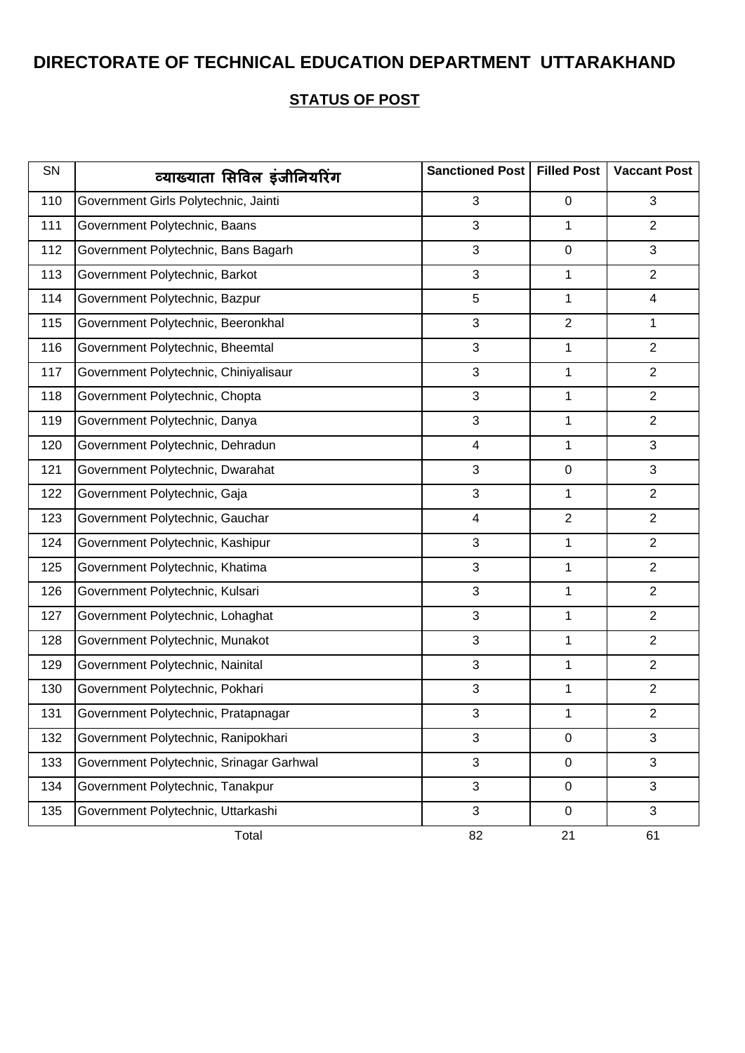# DIRECTORATE OF TECHNICAL EDUCATION DEPARTMENT UTTARAKHAND

## STATUS OF POST

| SN | व्याख्याता सिविल इंजीनियरिंग | Sanctioned Post | Filled Post | Vaccant Post |
|---|---|---|---|---|
| 110 | Government Girls Polytechnic, Jainti | 3 | 0 | 3 |
| 111 | Government Polytechnic, Baans | 3 | 1 | 2 |
| 112 | Government Polytechnic, Bans Bagarh | 3 | 0 | 3 |
| 113 | Government Polytechnic, Barkot | 3 | 1 | 2 |
| 114 | Government Polytechnic, Bazpur | 5 | 1 | 4 |
| 115 | Government Polytechnic, Beeronkhal | 3 | 2 | 1 |
| 116 | Government Polytechnic, Bheemtal | 3 | 1 | 2 |
| 117 | Government Polytechnic, Chiniyalisaur | 3 | 1 | 2 |
| 118 | Government Polytechnic, Chopta | 3 | 1 | 2 |
| 119 | Government Polytechnic, Danya | 3 | 1 | 2 |
| 120 | Government Polytechnic, Dehradun | 4 | 1 | 3 |
| 121 | Government Polytechnic, Dwarahat | 3 | 0 | 3 |
| 122 | Government Polytechnic, Gaja | 3 | 1 | 2 |
| 123 | Government Polytechnic, Gauchar | 4 | 2 | 2 |
| 124 | Government Polytechnic, Kashipur | 3 | 1 | 2 |
| 125 | Government Polytechnic, Khatima | 3 | 1 | 2 |
| 126 | Government Polytechnic, Kulsari | 3 | 1 | 2 |
| 127 | Government Polytechnic, Lohaghat | 3 | 1 | 2 |
| 128 | Government Polytechnic, Munakot | 3 | 1 | 2 |
| 129 | Government Polytechnic, Nainital | 3 | 1 | 2 |
| 130 | Government Polytechnic, Pokhari | 3 | 1 | 2 |
| 131 | Government Polytechnic, Pratapnagar | 3 | 1 | 2 |
| 132 | Government Polytechnic, Ranipokhari | 3 | 0 | 3 |
| 133 | Government Polytechnic, Srinagar Garhwal | 3 | 0 | 3 |
| 134 | Government Polytechnic, Tanakpur | 3 | 0 | 3 |
| 135 | Government Polytechnic, Uttarkashi | 3 | 0 | 3 |
| | Total | 82 | 21 | 61 |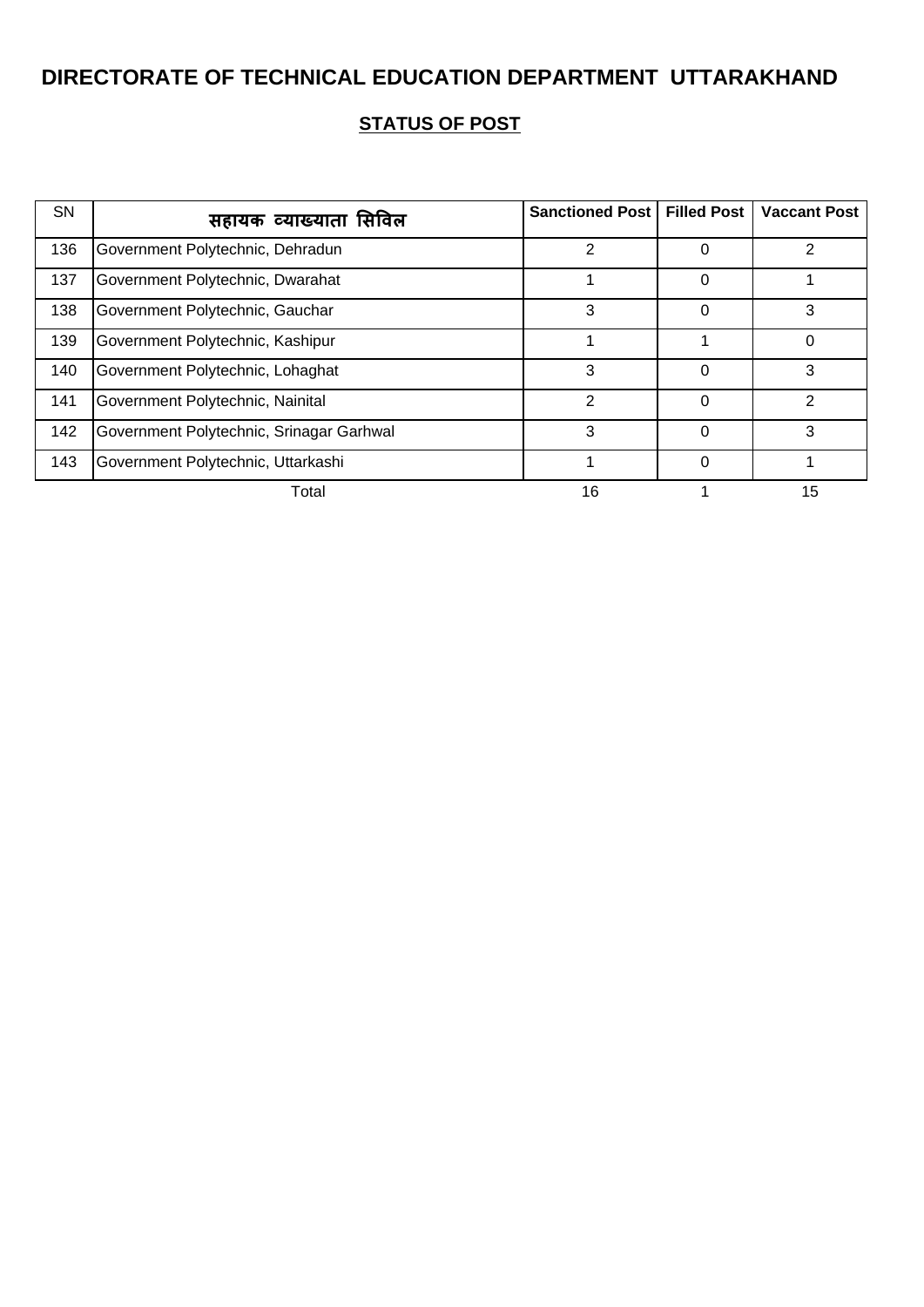# DIRECTORATE OF TECHNICAL EDUCATION DEPARTMENT UTTARAKHAND

## STATUS OF POST

| SN | सहायक व्याख्याता सिविल | Sanctioned Post | Filled Post | Vaccant Post |
|---|---|---|---|---|
| 136 | Government Polytechnic, Dehradun | 2 | 0 | 2 |
| 137 | Government Polytechnic, Dwarahat | 1 | 0 | 1 |
| 138 | Government Polytechnic, Gauchar | 3 | 0 | 3 |
| 139 | Government Polytechnic, Kashipur | 1 | 1 | 0 |
| 140 | Government Polytechnic, Lohaghat | 3 | 0 | 3 |
| 141 | Government Polytechnic, Nainital | 2 | 0 | 2 |
| 142 | Government Polytechnic, Srinagar Garhwal | 3 | 0 | 3 |
| 143 | Government Polytechnic, Uttarkashi | 1 | 0 | 1 |
| | Total | 16 | 1 | 15 |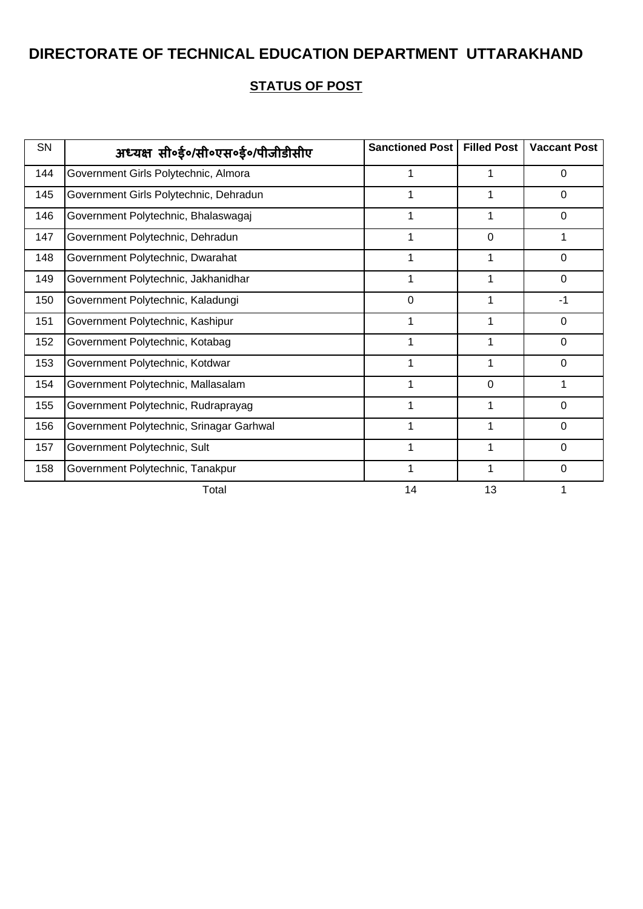# DIRECTORATE OF TECHNICAL EDUCATION DEPARTMENT UTTARAKHAND

## STATUS OF POST

| SN | अध्यक्ष सी०ई०/सी०एस०ई०/पीजीडीसीए | Sanctioned Post | Filled Post | Vaccant Post |
|---|---|---|---|---|
| 144 | Government Girls Polytechnic, Almora | 1 | 1 | 0 |
| 145 | Government Girls Polytechnic, Dehradun | 1 | 1 | 0 |
| 146 | Government Polytechnic, Bhalaswagaj | 1 | 1 | 0 |
| 147 | Government Polytechnic, Dehradun | 1 | 0 | 1 |
| 148 | Government Polytechnic, Dwarahat | 1 | 1 | 0 |
| 149 | Government Polytechnic, Jakhanidhar | 1 | 1 | 0 |
| 150 | Government Polytechnic, Kaladungi | 0 | 1 | -1 |
| 151 | Government Polytechnic, Kashipur | 1 | 1 | 0 |
| 152 | Government Polytechnic, Kotabag | 1 | 1 | 0 |
| 153 | Government Polytechnic, Kotdwar | 1 | 1 | 0 |
| 154 | Government Polytechnic, Mallasalam | 1 | 0 | 1 |
| 155 | Government Polytechnic, Rudraprayag | 1 | 1 | 0 |
| 156 | Government Polytechnic, Srinagar Garhwal | 1 | 1 | 0 |
| 157 | Government Polytechnic, Sult | 1 | 1 | 0 |
| 158 | Government Polytechnic, Tanakpur | 1 | 1 | 0 |
| | Total | 14 | 13 | 1 |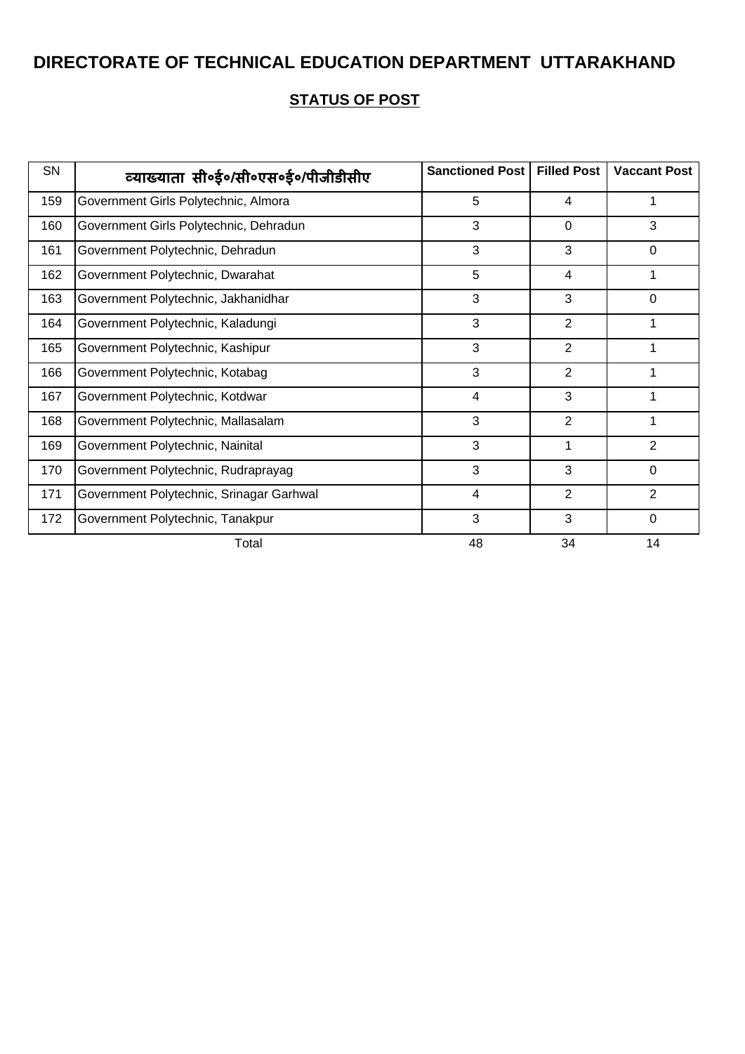# DIRECTORATE OF TECHNICAL EDUCATION DEPARTMENT UTTARAKHAND

## STATUS OF POST

| SN | व्याख्याता सी०ई०/सी०एस०ई०/पीजीडीसीए | Sanctioned Post | Filled Post | Vaccant Post |
|---|---|---|---|---|
| 159 | Government Girls Polytechnic, Almora | 5 | 4 | 1 |
| 160 | Government Girls Polytechnic, Dehradun | 3 | 0 | 3 |
| 161 | Government Polytechnic, Dehradun | 3 | 3 | 0 |
| 162 | Government Polytechnic, Dwarahat | 5 | 4 | 1 |
| 163 | Government Polytechnic, Jakhanidhar | 3 | 3 | 0 |
| 164 | Government Polytechnic, Kaladungi | 3 | 2 | 1 |
| 165 | Government Polytechnic, Kashipur | 3 | 2 | 1 |
| 166 | Government Polytechnic, Kotabag | 3 | 2 | 1 |
| 167 | Government Polytechnic, Kotdwar | 4 | 3 | 1 |
| 168 | Government Polytechnic, Mallasalam | 3 | 2 | 1 |
| 169 | Government Polytechnic, Nainital | 3 | 1 | 2 |
| 170 | Government Polytechnic, Rudraprayag | 3 | 3 | 0 |
| 171 | Government Polytechnic, Srinagar Garhwal | 4 | 2 | 2 |
| 172 | Government Polytechnic, Tanakpur | 3 | 3 | 0 |
| | Total | 48 | 34 | 14 |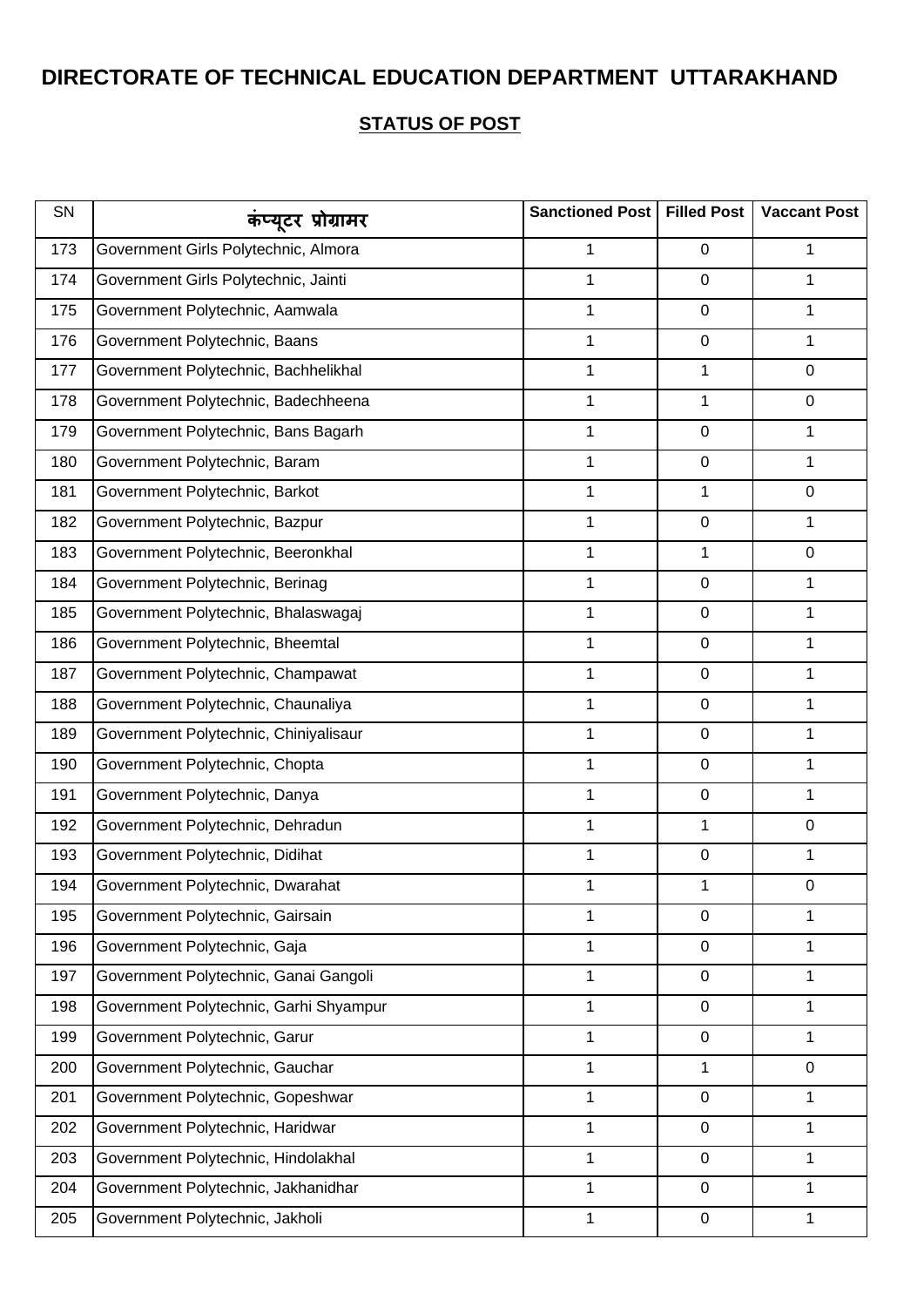# DIRECTORATE OF TECHNICAL EDUCATION DEPARTMENT UTTARAKHAND

## STATUS OF POST

| SN | कंप्यूटर प्रोग्रामर | Sanctioned Post | Filled Post | Vaccant Post |
|---|---|---|---|---|
| 173 | Government Girls Polytechnic, Almora | 1 | 0 | 1 |
| 174 | Government Girls Polytechnic, Jainti | 1 | 0 | 1 |
| 175 | Government Polytechnic, Aamwala | 1 | 0 | 1 |
| 176 | Government Polytechnic, Baans | 1 | 0 | 1 |
| 177 | Government Polytechnic, Bachhelikhal | 1 | 1 | 0 |
| 178 | Government Polytechnic, Badechheena | 1 | 1 | 0 |
| 179 | Government Polytechnic, Bans Bagarh | 1 | 0 | 1 |
| 180 | Government Polytechnic, Baram | 1 | 0 | 1 |
| 181 | Government Polytechnic, Barkot | 1 | 1 | 0 |
| 182 | Government Polytechnic, Bazpur | 1 | 0 | 1 |
| 183 | Government Polytechnic, Beeronkhal | 1 | 1 | 0 |
| 184 | Government Polytechnic, Berinag | 1 | 0 | 1 |
| 185 | Government Polytechnic, Bhalaswagaj | 1 | 0 | 1 |
| 186 | Government Polytechnic, Bheemtal | 1 | 0 | 1 |
| 187 | Government Polytechnic, Champawat | 1 | 0 | 1 |
| 188 | Government Polytechnic, Chaunaliya | 1 | 0 | 1 |
| 189 | Government Polytechnic, Chiniyalisaur | 1 | 0 | 1 |
| 190 | Government Polytechnic, Chopta | 1 | 0 | 1 |
| 191 | Government Polytechnic, Danya | 1 | 0 | 1 |
| 192 | Government Polytechnic, Dehradun | 1 | 1 | 0 |
| 193 | Government Polytechnic, Didihat | 1 | 0 | 1 |
| 194 | Government Polytechnic, Dwarahat | 1 | 1 | 0 |
| 195 | Government Polytechnic, Gairsain | 1 | 0 | 1 |
| 196 | Government Polytechnic, Gaja | 1 | 0 | 1 |
| 197 | Government Polytechnic, Ganai Gangoli | 1 | 0 | 1 |
| 198 | Government Polytechnic, Garhi Shyampur | 1 | 0 | 1 |
| 199 | Government Polytechnic, Garur | 1 | 0 | 1 |
| 200 | Government Polytechnic, Gauchar | 1 | 1 | 0 |
| 201 | Government Polytechnic, Gopeshwar | 1 | 0 | 1 |
| 202 | Government Polytechnic, Haridwar | 1 | 0 | 1 |
| 203 | Government Polytechnic, Hindolakhal | 1 | 0 | 1 |
| 204 | Government Polytechnic, Jakhanidhar | 1 | 0 | 1 |
| 205 | Government Polytechnic, Jakholi | 1 | 0 | 1 |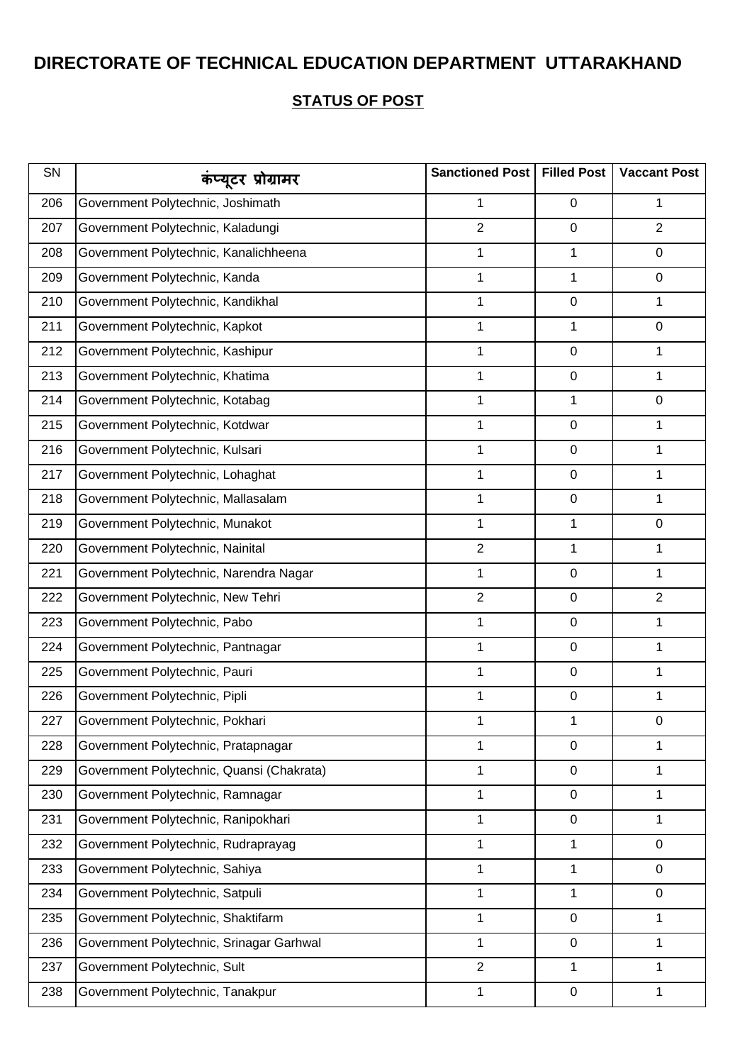# DIRECTORATE OF TECHNICAL EDUCATION DEPARTMENT UTTARAKHAND

## STATUS OF POST

| SN | कंप्यूटर प्रोग्रामर | Sanctioned Post | Filled Post | Vaccant Post |
|---|---|---|---|---|
| 206 | Government Polytechnic, Joshimath | 1 | 0 | 1 |
| 207 | Government Polytechnic, Kaladungi | 2 | 0 | 2 |
| 208 | Government Polytechnic, Kanalichheena | 1 | 1 | 0 |
| 209 | Government Polytechnic, Kanda | 1 | 1 | 0 |
| 210 | Government Polytechnic, Kandikhal | 1 | 0 | 1 |
| 211 | Government Polytechnic, Kapkot | 1 | 1 | 0 |
| 212 | Government Polytechnic, Kashipur | 1 | 0 | 1 |
| 213 | Government Polytechnic, Khatima | 1 | 0 | 1 |
| 214 | Government Polytechnic, Kotabag | 1 | 1 | 0 |
| 215 | Government Polytechnic, Kotdwar | 1 | 0 | 1 |
| 216 | Government Polytechnic, Kulsari | 1 | 0 | 1 |
| 217 | Government Polytechnic, Lohaghat | 1 | 0 | 1 |
| 218 | Government Polytechnic, Mallasalam | 1 | 0 | 1 |
| 219 | Government Polytechnic, Munakot | 1 | 1 | 0 |
| 220 | Government Polytechnic, Nainital | 2 | 1 | 1 |
| 221 | Government Polytechnic, Narendra Nagar | 1 | 0 | 1 |
| 222 | Government Polytechnic, New Tehri | 2 | 0 | 2 |
| 223 | Government Polytechnic, Pabo | 1 | 0 | 1 |
| 224 | Government Polytechnic, Pantnagar | 1 | 0 | 1 |
| 225 | Government Polytechnic, Pauri | 1 | 0 | 1 |
| 226 | Government Polytechnic, Pipli | 1 | 0 | 1 |
| 227 | Government Polytechnic, Pokhari | 1 | 1 | 0 |
| 228 | Government Polytechnic, Pratapnagar | 1 | 0 | 1 |
| 229 | Government Polytechnic, Quansi (Chakrata) | 1 | 0 | 1 |
| 230 | Government Polytechnic, Ramnagar | 1 | 0 | 1 |
| 231 | Government Polytechnic, Ranipokhari | 1 | 0 | 1 |
| 232 | Government Polytechnic, Rudraprayag | 1 | 1 | 0 |
| 233 | Government Polytechnic, Sahiya | 1 | 1 | 0 |
| 234 | Government Polytechnic, Satpuli | 1 | 1 | 0 |
| 235 | Government Polytechnic, Shaktifarm | 1 | 0 | 1 |
| 236 | Government Polytechnic, Srinagar Garhwal | 1 | 0 | 1 |
| 237 | Government Polytechnic, Sult | 2 | 1 | 1 |
| 238 | Government Polytechnic, Tanakpur | 1 | 0 | 1 |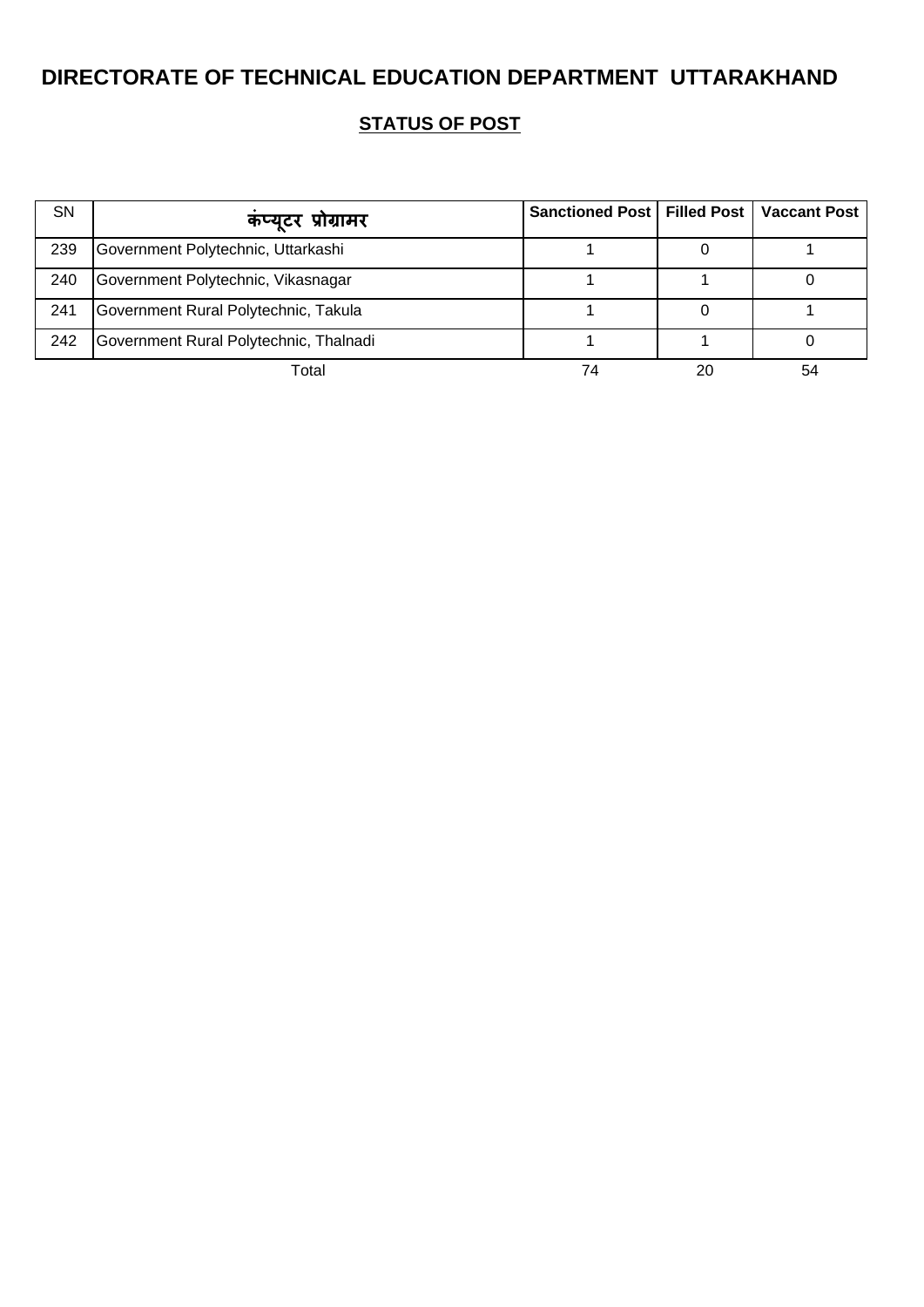# DIRECTORATE OF TECHNICAL EDUCATION DEPARTMENT UTTARAKHAND

## STATUS OF POST

| SN | कंप्यूटर प्रोग्रामर | Sanctioned Post | Filled Post | Vaccant Post |
|---|---|---|---|---|
| 239 | Government Polytechnic, Uttarkashi | 1 | 0 | 1 |
| 240 | Government Polytechnic, Vikasnagar | 1 | 1 | 0 |
| 241 | Government Rural Polytechnic, Takula | 1 | 0 | 1 |
| 242 | Government Rural Polytechnic, Thalnadi | 1 | 1 | 0 |
| | Total | 74 | 20 | 54 |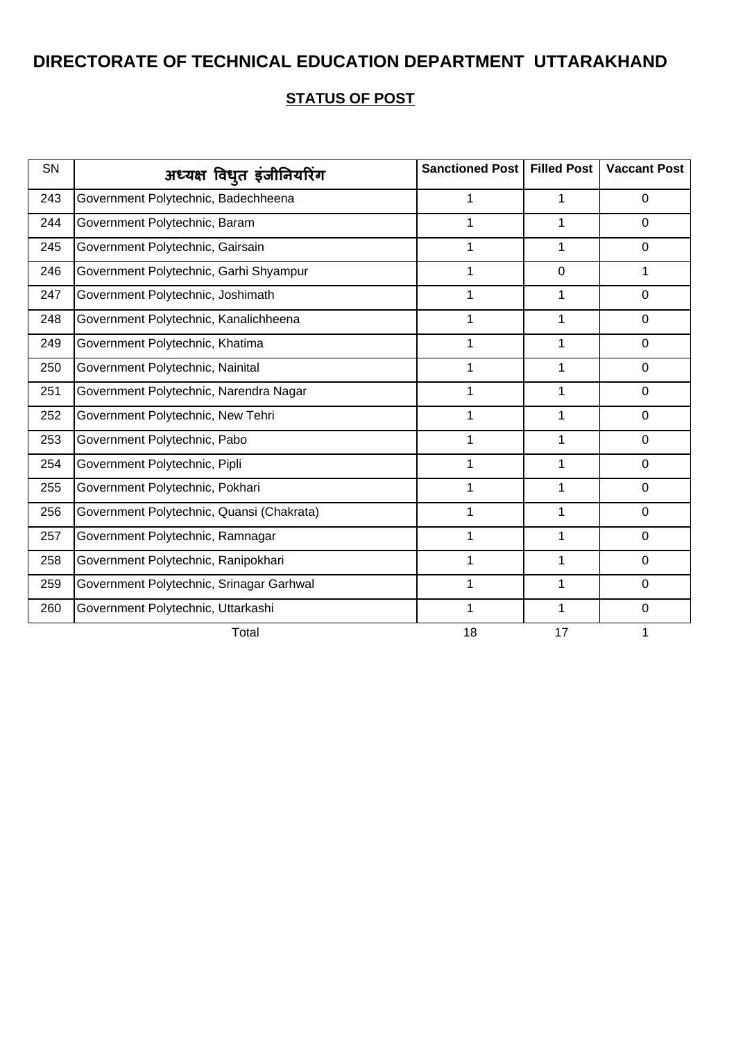# DIRECTORATE OF TECHNICAL EDUCATION DEPARTMENT UTTARAKHAND

## STATUS OF POST

| SN | अध्यक्ष विधुत इंजीनियरिंग | Sanctioned Post | Filled Post | Vaccant Post |
|---|---|---|---|---|
| 243 | Government Polytechnic, Badechheena | 1 | 1 | 0 |
| 244 | Government Polytechnic, Baram | 1 | 1 | 0 |
| 245 | Government Polytechnic, Gairsain | 1 | 1 | 0 |
| 246 | Government Polytechnic, Garhi Shyampur | 1 | 0 | 1 |
| 247 | Government Polytechnic, Joshimath | 1 | 1 | 0 |
| 248 | Government Polytechnic, Kanalichheena | 1 | 1 | 0 |
| 249 | Government Polytechnic, Khatima | 1 | 1 | 0 |
| 250 | Government Polytechnic, Nainital | 1 | 1 | 0 |
| 251 | Government Polytechnic, Narendra Nagar | 1 | 1 | 0 |
| 252 | Government Polytechnic, New Tehri | 1 | 1 | 0 |
| 253 | Government Polytechnic, Pabo | 1 | 1 | 0 |
| 254 | Government Polytechnic, Pipli | 1 | 1 | 0 |
| 255 | Government Polytechnic, Pokhari | 1 | 1 | 0 |
| 256 | Government Polytechnic, Quansi (Chakrata) | 1 | 1 | 0 |
| 257 | Government Polytechnic, Ramnagar | 1 | 1 | 0 |
| 258 | Government Polytechnic, Ranipokhari | 1 | 1 | 0 |
| 259 | Government Polytechnic, Srinagar Garhwal | 1 | 1 | 0 |
| 260 | Government Polytechnic, Uttarkashi | 1 | 1 | 0 |
| | Total | 18 | 17 | 1 |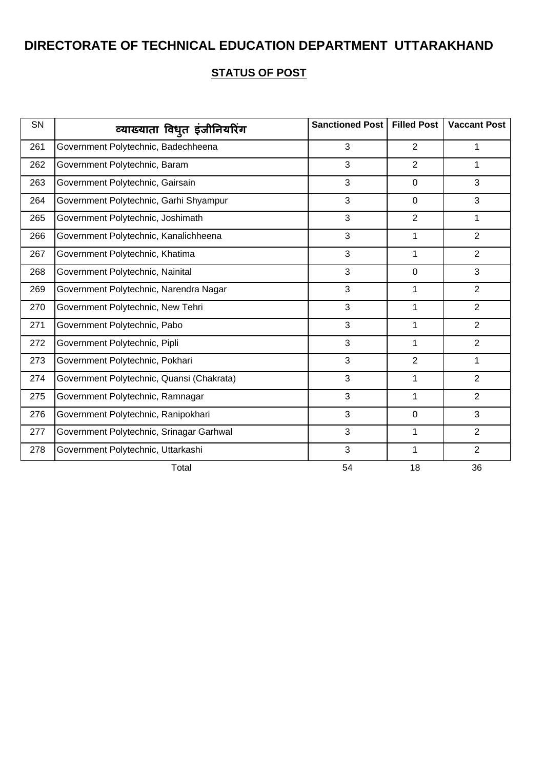# DIRECTORATE OF TECHNICAL EDUCATION DEPARTMENT UTTARAKHAND

## STATUS OF POST

| SN | व्याख्याता विधुत इंजीनियरिंग | Sanctioned Post | Filled Post | Vaccant Post |
|---|---|---|---|---|
| 261 | Government Polytechnic, Badechheena | 3 | 2 | 1 |
| 262 | Government Polytechnic, Baram | 3 | 2 | 1 |
| 263 | Government Polytechnic, Gairsain | 3 | 0 | 3 |
| 264 | Government Polytechnic, Garhi Shyampur | 3 | 0 | 3 |
| 265 | Government Polytechnic, Joshimath | 3 | 2 | 1 |
| 266 | Government Polytechnic, Kanalichheena | 3 | 1 | 2 |
| 267 | Government Polytechnic, Khatima | 3 | 1 | 2 |
| 268 | Government Polytechnic, Nainital | 3 | 0 | 3 |
| 269 | Government Polytechnic, Narendra Nagar | 3 | 1 | 2 |
| 270 | Government Polytechnic, New Tehri | 3 | 1 | 2 |
| 271 | Government Polytechnic, Pabo | 3 | 1 | 2 |
| 272 | Government Polytechnic, Pipli | 3 | 1 | 2 |
| 273 | Government Polytechnic, Pokhari | 3 | 2 | 1 |
| 274 | Government Polytechnic, Quansi (Chakrata) | 3 | 1 | 2 |
| 275 | Government Polytechnic, Ramnagar | 3 | 1 | 2 |
| 276 | Government Polytechnic, Ranipokhari | 3 | 0 | 3 |
| 277 | Government Polytechnic, Srinagar Garhwal | 3 | 1 | 2 |
| 278 | Government Polytechnic, Uttarkashi | 3 | 1 | 2 |
| | Total | 54 | 18 | 36 |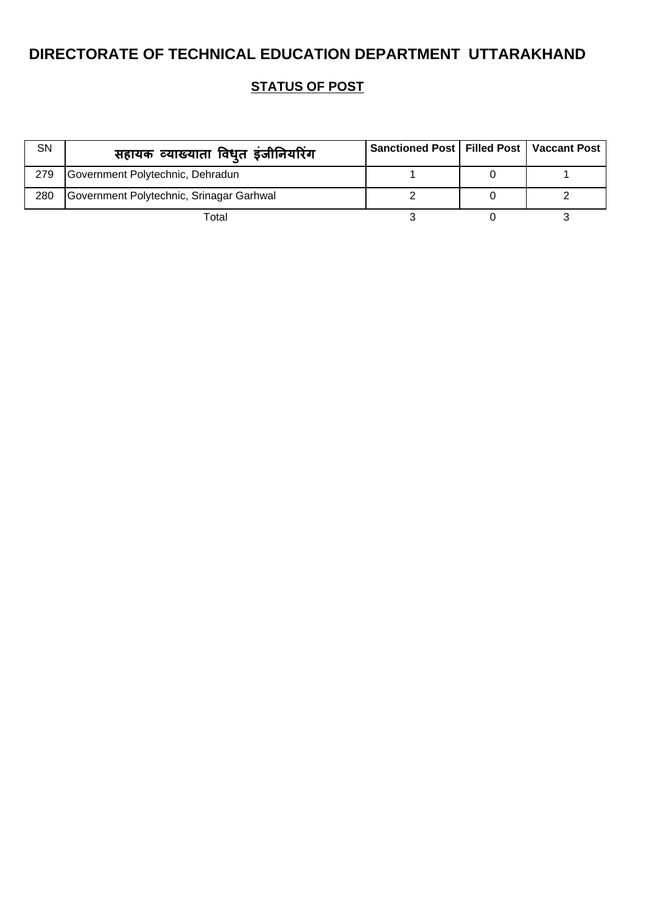# DIRECTORATE OF TECHNICAL EDUCATION DEPARTMENT UTTARAKHAND

## STATUS OF POST

| SN | सहायक व्याख्याता विधुत इंजीनियरिंग | Sanctioned Post | Filled Post | Vaccant Post |
|---|---|---|---|---|
| 279 | Government Polytechnic, Dehradun | 1 | 0 | 1 |
| 280 | Government Polytechnic, Srinagar Garhwal | 2 | 0 | 2 |
| | Total | 3 | 0 | 3 |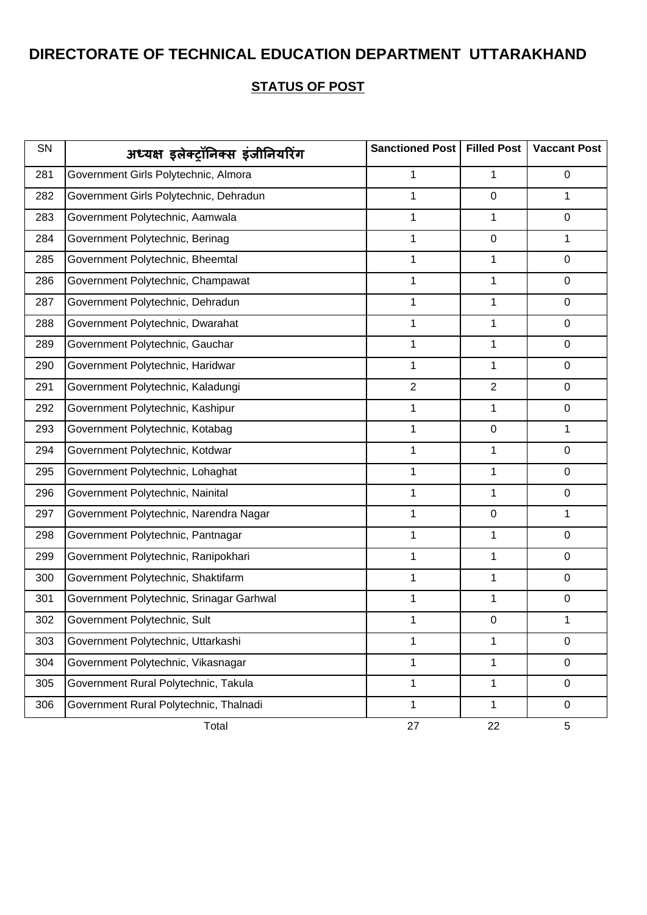# DIRECTORATE OF TECHNICAL EDUCATION DEPARTMENT UTTARAKHAND

## STATUS OF POST

| SN | अध्यक्ष इलेक्ट्रॉनिक्स इंजीनियरिंग | Sanctioned Post | Filled Post | Vaccant Post |
|---|---|---|---|---|
| 281 | Government Girls Polytechnic, Almora | 1 | 1 | 0 |
| 282 | Government Girls Polytechnic, Dehradun | 1 | 0 | 1 |
| 283 | Government Polytechnic, Aamwala | 1 | 1 | 0 |
| 284 | Government Polytechnic, Berinag | 1 | 0 | 1 |
| 285 | Government Polytechnic, Bheemtal | 1 | 1 | 0 |
| 286 | Government Polytechnic, Champawat | 1 | 1 | 0 |
| 287 | Government Polytechnic, Dehradun | 1 | 1 | 0 |
| 288 | Government Polytechnic, Dwarahat | 1 | 1 | 0 |
| 289 | Government Polytechnic, Gauchar | 1 | 1 | 0 |
| 290 | Government Polytechnic, Haridwar | 1 | 1 | 0 |
| 291 | Government Polytechnic, Kaladungi | 2 | 2 | 0 |
| 292 | Government Polytechnic, Kashipur | 1 | 1 | 0 |
| 293 | Government Polytechnic, Kotabag | 1 | 0 | 1 |
| 294 | Government Polytechnic, Kotdwar | 1 | 1 | 0 |
| 295 | Government Polytechnic, Lohaghat | 1 | 1 | 0 |
| 296 | Government Polytechnic, Nainital | 1 | 1 | 0 |
| 297 | Government Polytechnic, Narendra Nagar | 1 | 0 | 1 |
| 298 | Government Polytechnic, Pantnagar | 1 | 1 | 0 |
| 299 | Government Polytechnic, Ranipokhari | 1 | 1 | 0 |
| 300 | Government Polytechnic, Shaktifarm | 1 | 1 | 0 |
| 301 | Government Polytechnic, Srinagar Garhwal | 1 | 1 | 0 |
| 302 | Government Polytechnic, Sult | 1 | 0 | 1 |
| 303 | Government Polytechnic, Uttarkashi | 1 | 1 | 0 |
| 304 | Government Polytechnic, Vikasnagar | 1 | 1 | 0 |
| 305 | Government Rural Polytechnic, Takula | 1 | 1 | 0 |
| 306 | Government Rural Polytechnic, Thalnadi | 1 | 1 | 0 |
| | Total | 27 | 22 | 5 |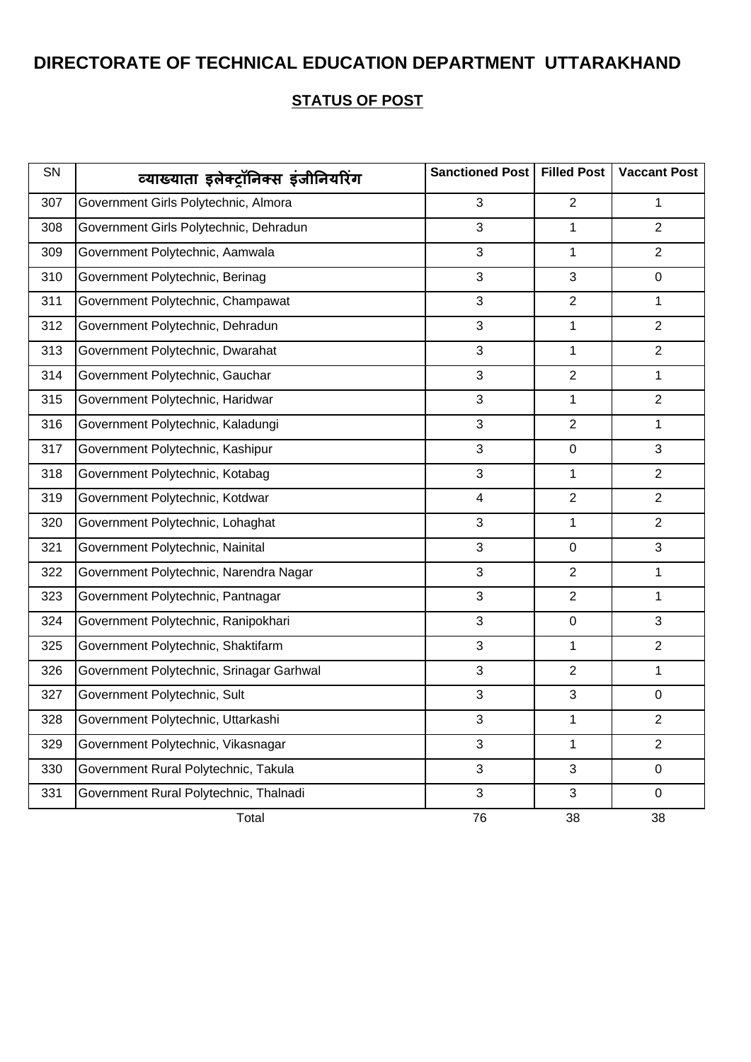# DIRECTORATE OF TECHNICAL EDUCATION DEPARTMENT UTTARAKHAND

## STATUS OF POST

| SN | व्याख्याता इलेक्ट्रॉनिक्स इंजीनियरिंग | Sanctioned Post | Filled Post | Vaccant Post |
|---|---|---|---|---|
| 307 | Government Girls Polytechnic, Almora | 3 | 2 | 1 |
| 308 | Government Girls Polytechnic, Dehradun | 3 | 1 | 2 |
| 309 | Government Polytechnic, Aamwala | 3 | 1 | 2 |
| 310 | Government Polytechnic, Berinag | 3 | 3 | 0 |
| 311 | Government Polytechnic, Champawat | 3 | 2 | 1 |
| 312 | Government Polytechnic, Dehradun | 3 | 1 | 2 |
| 313 | Government Polytechnic, Dwarahat | 3 | 1 | 2 |
| 314 | Government Polytechnic, Gauchar | 3 | 2 | 1 |
| 315 | Government Polytechnic, Haridwar | 3 | 1 | 2 |
| 316 | Government Polytechnic, Kaladungi | 3 | 2 | 1 |
| 317 | Government Polytechnic, Kashipur | 3 | 0 | 3 |
| 318 | Government Polytechnic, Kotabag | 3 | 1 | 2 |
| 319 | Government Polytechnic, Kotdwar | 4 | 2 | 2 |
| 320 | Government Polytechnic, Lohaghat | 3 | 1 | 2 |
| 321 | Government Polytechnic, Nainital | 3 | 0 | 3 |
| 322 | Government Polytechnic, Narendra Nagar | 3 | 2 | 1 |
| 323 | Government Polytechnic, Pantnagar | 3 | 2 | 1 |
| 324 | Government Polytechnic, Ranipokhari | 3 | 0 | 3 |
| 325 | Government Polytechnic, Shaktifarm | 3 | 1 | 2 |
| 326 | Government Polytechnic, Srinagar Garhwal | 3 | 2 | 1 |
| 327 | Government Polytechnic, Sult | 3 | 3 | 0 |
| 328 | Government Polytechnic, Uttarkashi | 3 | 1 | 2 |
| 329 | Government Polytechnic, Vikasnagar | 3 | 1 | 2 |
| 330 | Government Rural Polytechnic, Takula | 3 | 3 | 0 |
| 331 | Government Rural Polytechnic, Thalnadi | 3 | 3 | 0 |
| | Total | 76 | 38 | 38 |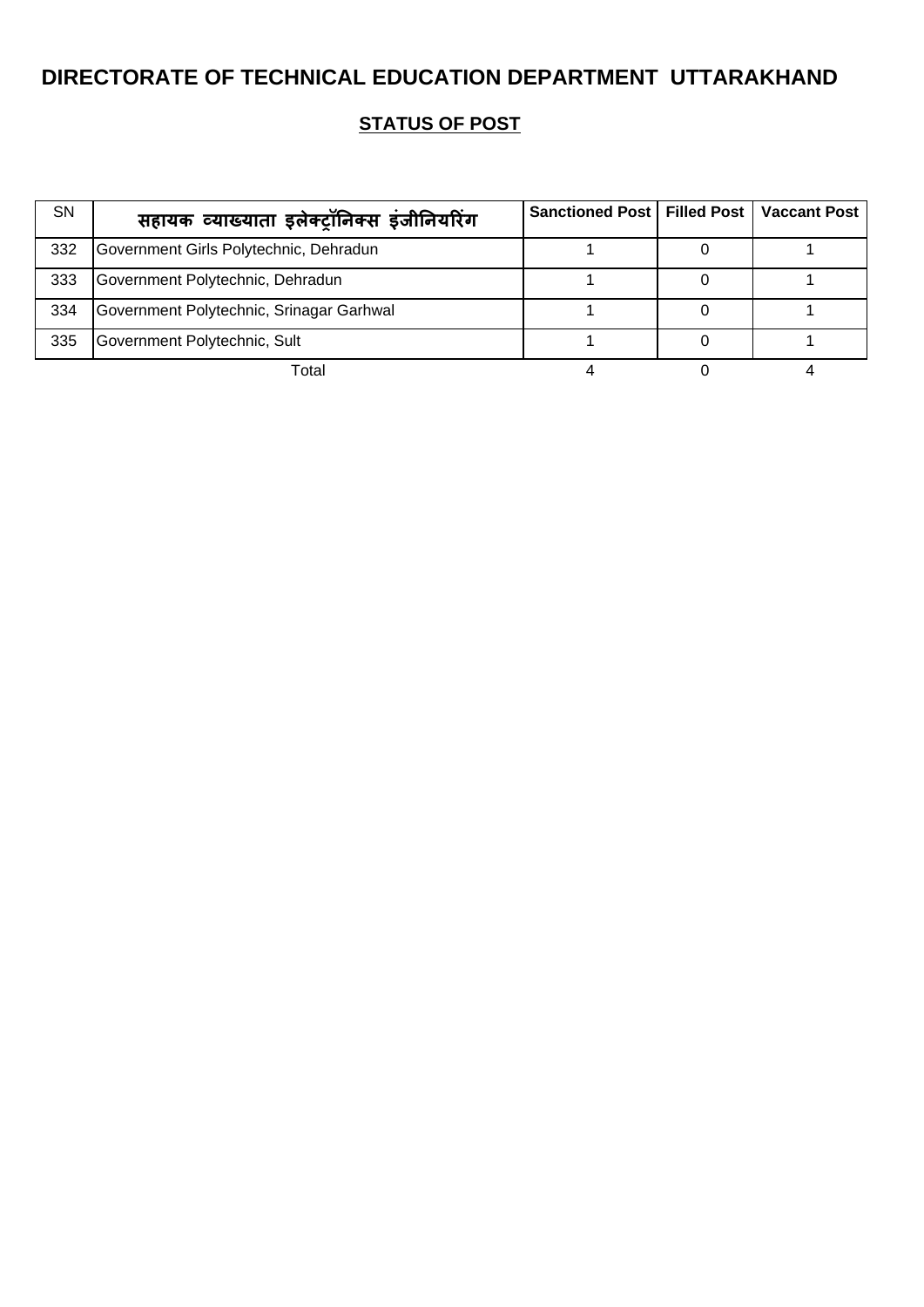# DIRECTORATE OF TECHNICAL EDUCATION DEPARTMENT UTTARAKHAND

## STATUS OF POST

| SN | सहायक व्याख्याता इलेक्ट्रॉनिक्स इंजीनियरिंग | Sanctioned Post | Filled Post | Vaccant Post |
|---|---|---|---|---|
| 332 | Government Girls Polytechnic, Dehradun | 1 | 0 | 1 |
| 333 | Government Polytechnic, Dehradun | 1 | 0 | 1 |
| 334 | Government Polytechnic, Srinagar Garhwal | 1 | 0 | 1 |
| 335 | Government Polytechnic, Sult | 1 | 0 | 1 |
| | Total | 4 | 0 | 4 |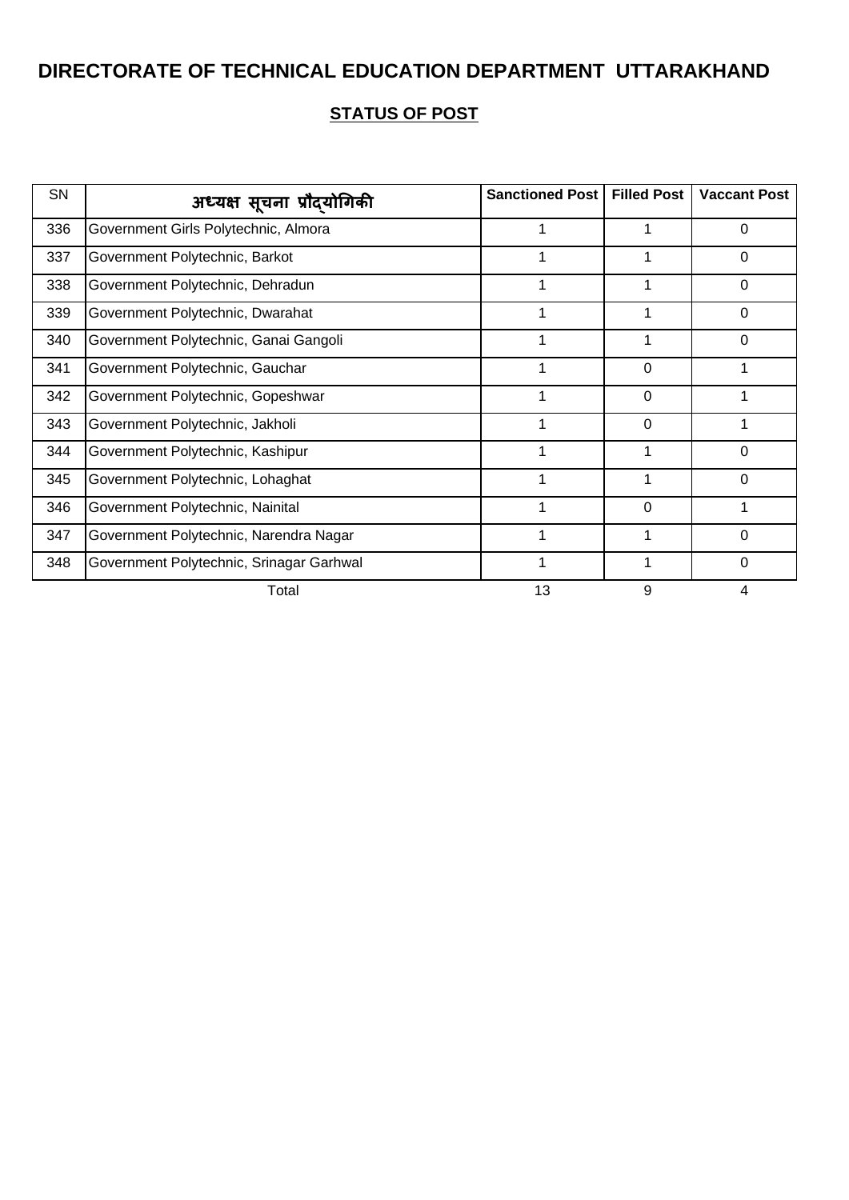# DIRECTORATE OF TECHNICAL EDUCATION DEPARTMENT UTTARAKHAND

## STATUS OF POST

| SN | अध्यक्ष सूचना प्रौद्योगिकी | Sanctioned Post | Filled Post | Vaccant Post |
|---|---|---|---|---|
| 336 | Government Girls Polytechnic, Almora | 1 | 1 | 0 |
| 337 | Government Polytechnic, Barkot | 1 | 1 | 0 |
| 338 | Government Polytechnic, Dehradun | 1 | 1 | 0 |
| 339 | Government Polytechnic, Dwarahat | 1 | 1 | 0 |
| 340 | Government Polytechnic, Ganai Gangoli | 1 | 1 | 0 |
| 341 | Government Polytechnic, Gauchar | 1 | 0 | 1 |
| 342 | Government Polytechnic, Gopeshwar | 1 | 0 | 1 |
| 343 | Government Polytechnic, Jakholi | 1 | 0 | 1 |
| 344 | Government Polytechnic, Kashipur | 1 | 1 | 0 |
| 345 | Government Polytechnic, Lohaghat | 1 | 1 | 0 |
| 346 | Government Polytechnic, Nainital | 1 | 0 | 1 |
| 347 | Government Polytechnic, Narendra Nagar | 1 | 1 | 0 |
| 348 | Government Polytechnic, Srinagar Garhwal | 1 | 1 | 0 |
| | Total | 13 | 9 | 4 |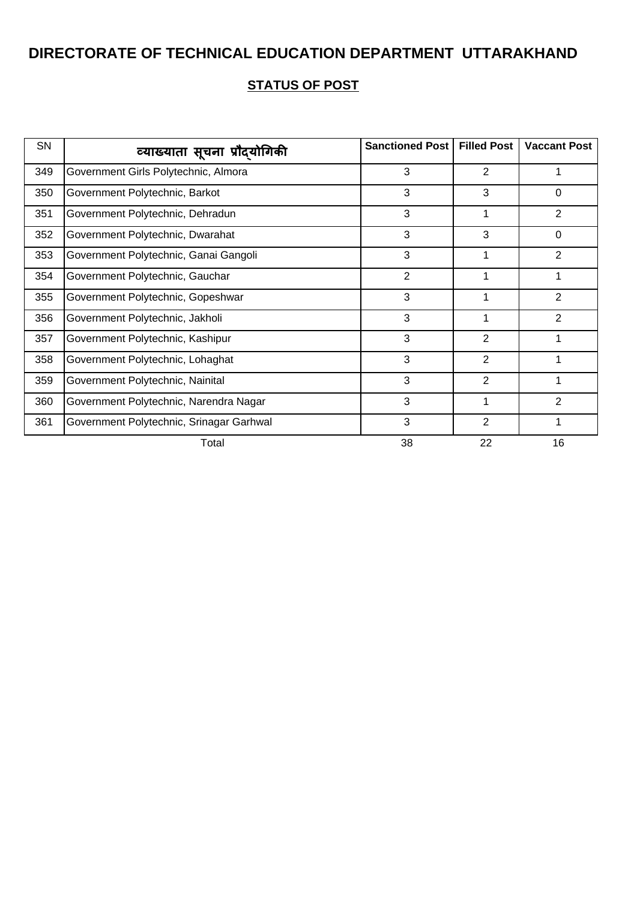# DIRECTORATE OF TECHNICAL EDUCATION DEPARTMENT UTTARAKHAND

## STATUS OF POST

| SN | व्याख्याता सूचना प्रौद्योगिकी | Sanctioned Post | Filled Post | Vaccant Post |
|---|---|---|---|---|
| 349 | Government Girls Polytechnic, Almora | 3 | 2 | 1 |
| 350 | Government Polytechnic, Barkot | 3 | 3 | 0 |
| 351 | Government Polytechnic, Dehradun | 3 | 1 | 2 |
| 352 | Government Polytechnic, Dwarahat | 3 | 3 | 0 |
| 353 | Government Polytechnic, Ganai Gangoli | 3 | 1 | 2 |
| 354 | Government Polytechnic, Gauchar | 2 | 1 | 1 |
| 355 | Government Polytechnic, Gopeshwar | 3 | 1 | 2 |
| 356 | Government Polytechnic, Jakholi | 3 | 1 | 2 |
| 357 | Government Polytechnic, Kashipur | 3 | 2 | 1 |
| 358 | Government Polytechnic, Lohaghat | 3 | 2 | 1 |
| 359 | Government Polytechnic, Nainital | 3 | 2 | 1 |
| 360 | Government Polytechnic, Narendra Nagar | 3 | 1 | 2 |
| 361 | Government Polytechnic, Srinagar Garhwal | 3 | 2 | 1 |
| | Total | 38 | 22 | 16 |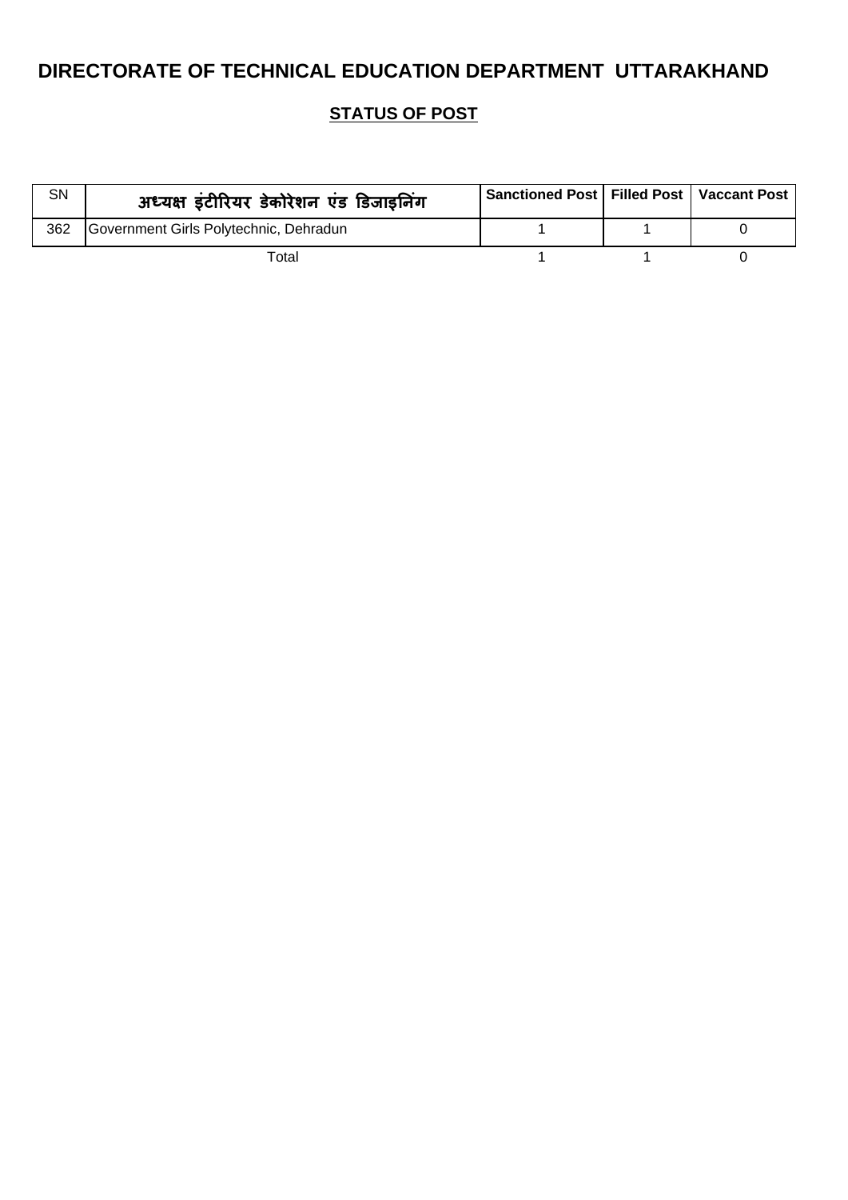# DIRECTORATE OF TECHNICAL EDUCATION DEPARTMENT UTTARAKHAND

## STATUS OF POST

| SN | अध्यक्ष इंटीरियर डेकोरेशन एंड डिजाइनिंग | Sanctioned Post | Filled Post | Vaccant Post |
|---|---|---|---|---|
| 362 | Government Girls Polytechnic, Dehradun | 1 | 1 | 0 |
| | Total | 1 | 1 | 0 |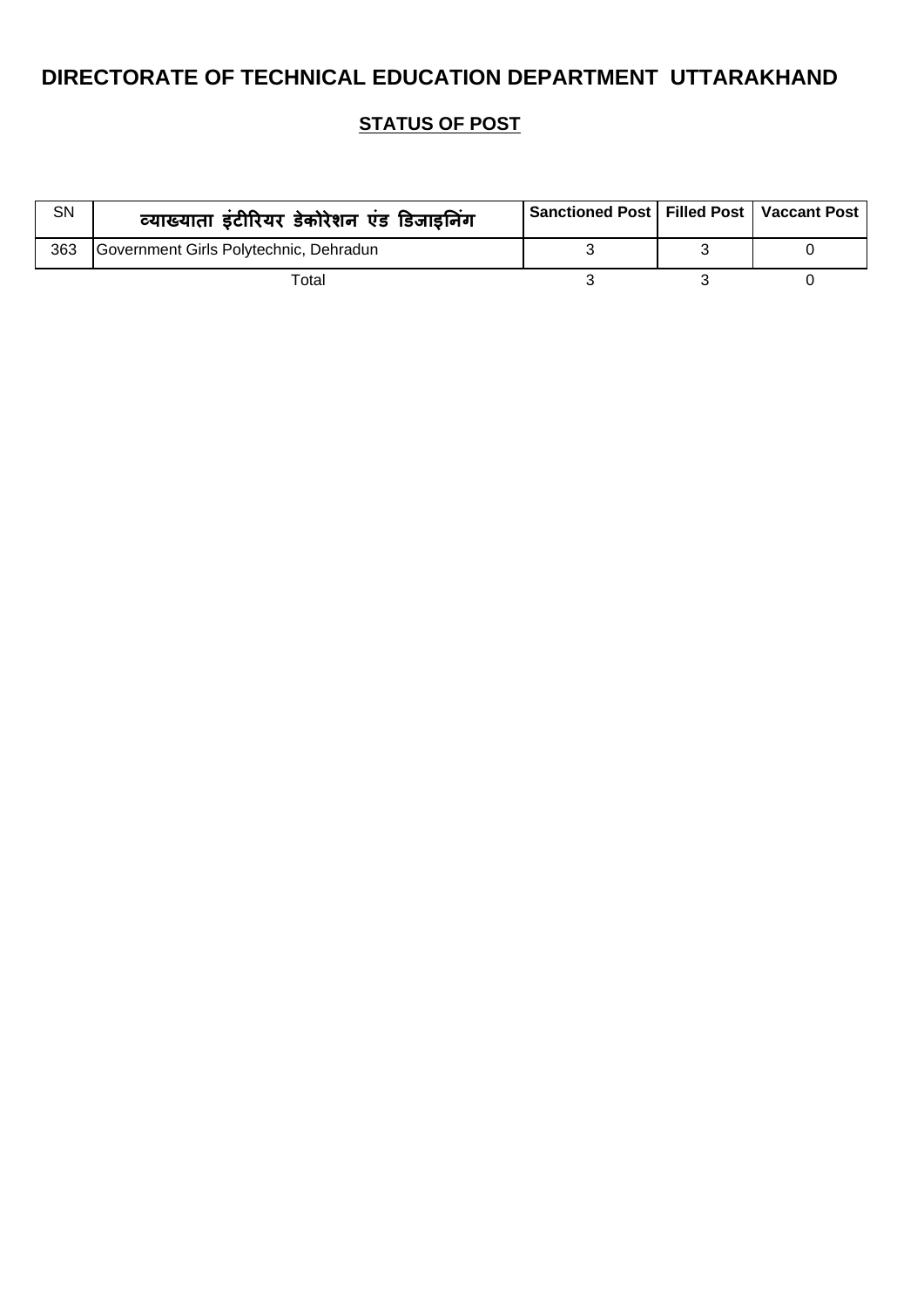# DIRECTORATE OF TECHNICAL EDUCATION DEPARTMENT UTTARAKHAND

## STATUS OF POST

| SN | व्याख्याता इंटीरियर डेकोरेशन एंड डिजाइनिंग | Sanctioned Post | Filled Post | Vaccant Post |
|---|---|---|---|---|
| 363 | Government Girls Polytechnic, Dehradun | 3 | 3 | 0 |
| | Total | 3 | 3 | 0 |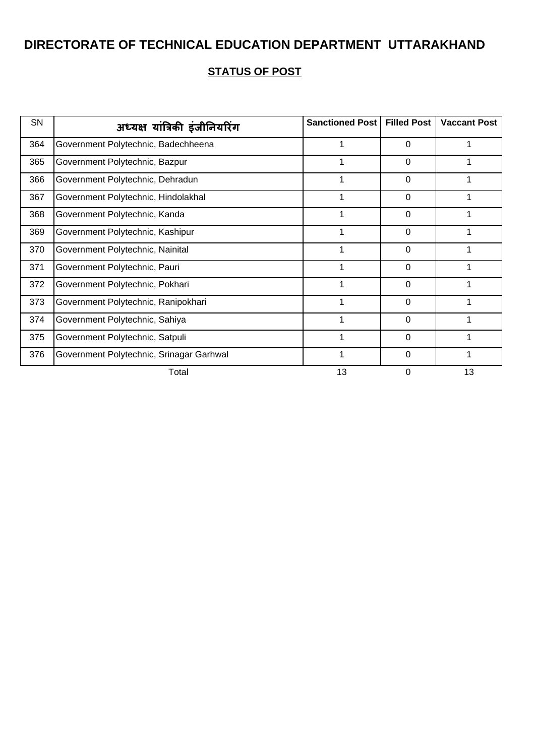# DIRECTORATE OF TECHNICAL EDUCATION DEPARTMENT UTTARAKHAND

## STATUS OF POST

| SN | अध्यक्ष यांत्रिकी इंजीनियरिंग | Sanctioned Post | Filled Post | Vaccant Post |
|---|---|---|---|---|
| 364 | Government Polytechnic, Badechheena | 1 | 0 | 1 |
| 365 | Government Polytechnic, Bazpur | 1 | 0 | 1 |
| 366 | Government Polytechnic, Dehradun | 1 | 0 | 1 |
| 367 | Government Polytechnic, Hindolakhal | 1 | 0 | 1 |
| 368 | Government Polytechnic, Kanda | 1 | 0 | 1 |
| 369 | Government Polytechnic, Kashipur | 1 | 0 | 1 |
| 370 | Government Polytechnic, Nainital | 1 | 0 | 1 |
| 371 | Government Polytechnic, Pauri | 1 | 0 | 1 |
| 372 | Government Polytechnic, Pokhari | 1 | 0 | 1 |
| 373 | Government Polytechnic, Ranipokhari | 1 | 0 | 1 |
| 374 | Government Polytechnic, Sahiya | 1 | 0 | 1 |
| 375 | Government Polytechnic, Satpuli | 1 | 0 | 1 |
| 376 | Government Polytechnic, Srinagar Garhwal | 1 | 0 | 1 |
| | Total | 13 | 0 | 13 |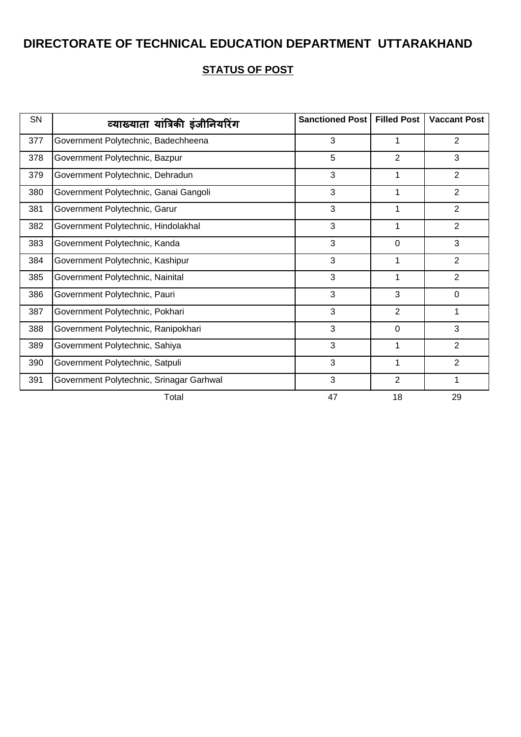# DIRECTORATE OF TECHNICAL EDUCATION DEPARTMENT UTTARAKHAND

## STATUS OF POST

| SN | व्याख्याता यांत्रिकी इंजीनियरिंग | Sanctioned Post | Filled Post | Vaccant Post |
|---|---|---|---|---|
| 377 | Government Polytechnic, Badechheena | 3 | 1 | 2 |
| 378 | Government Polytechnic, Bazpur | 5 | 2 | 3 |
| 379 | Government Polytechnic, Dehradun | 3 | 1 | 2 |
| 380 | Government Polytechnic, Ganai Gangoli | 3 | 1 | 2 |
| 381 | Government Polytechnic, Garur | 3 | 1 | 2 |
| 382 | Government Polytechnic, Hindolakhal | 3 | 1 | 2 |
| 383 | Government Polytechnic, Kanda | 3 | 0 | 3 |
| 384 | Government Polytechnic, Kashipur | 3 | 1 | 2 |
| 385 | Government Polytechnic, Nainital | 3 | 1 | 2 |
| 386 | Government Polytechnic, Pauri | 3 | 3 | 0 |
| 387 | Government Polytechnic, Pokhari | 3 | 2 | 1 |
| 388 | Government Polytechnic, Ranipokhari | 3 | 0 | 3 |
| 389 | Government Polytechnic, Sahiya | 3 | 1 | 2 |
| 390 | Government Polytechnic, Satpuli | 3 | 1 | 2 |
| 391 | Government Polytechnic, Srinagar Garhwal | 3 | 2 | 1 |
| | Total | 47 | 18 | 29 |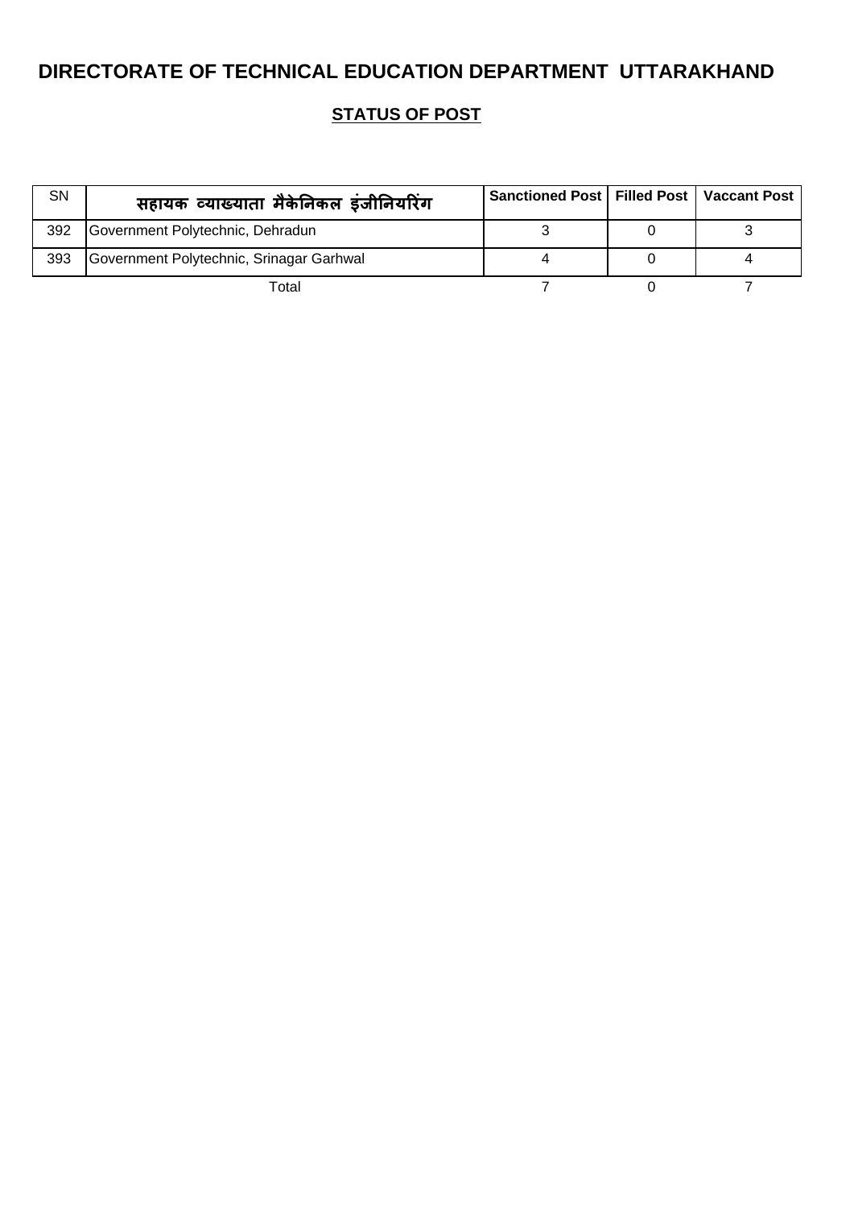# DIRECTORATE OF TECHNICAL EDUCATION DEPARTMENT UTTARAKHAND

## STATUS OF POST

| SN | सहायक व्याख्याता मैकेनिकल इंजीनियरिंग | Sanctioned Post | Filled Post | Vaccant Post |
|---|---|---|---|---|
| 392 | Government Polytechnic, Dehradun | 3 | 0 | 3 |
| 393 | Government Polytechnic, Srinagar Garhwal | 4 | 0 | 4 |
| | Total | 7 | 0 | 7 |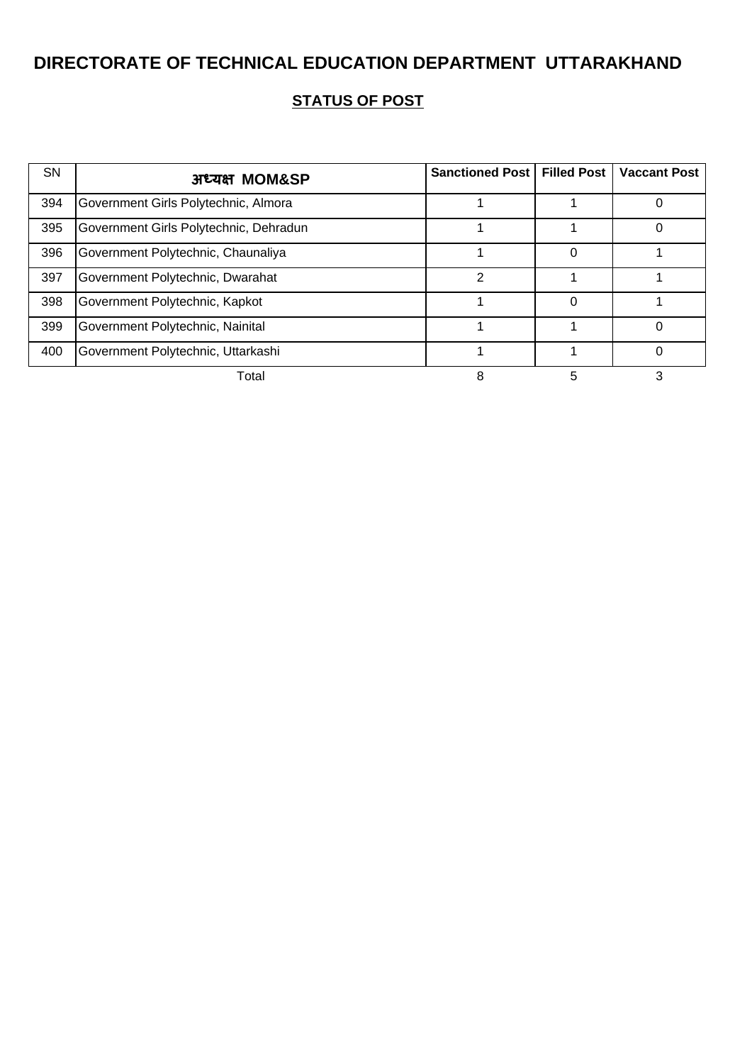# DIRECTORATE OF TECHNICAL EDUCATION DEPARTMENT UTTARAKHAND

## STATUS OF POST

| SN | अध्यक्ष MOM&SP | Sanctioned Post | Filled Post | Vaccant Post |
|---|---|---|---|---|
| 394 | Government Girls Polytechnic, Almora | 1 | 1 | 0 |
| 395 | Government Girls Polytechnic, Dehradun | 1 | 1 | 0 |
| 396 | Government Polytechnic, Chaunaliya | 1 | 0 | 1 |
| 397 | Government Polytechnic, Dwarahat | 2 | 1 | 1 |
| 398 | Government Polytechnic, Kapkot | 1 | 0 | 1 |
| 399 | Government Polytechnic, Nainital | 1 | 1 | 0 |
| 400 | Government Polytechnic, Uttarkashi | 1 | 1 | 0 |
| | Total | 8 | 5 | 3 |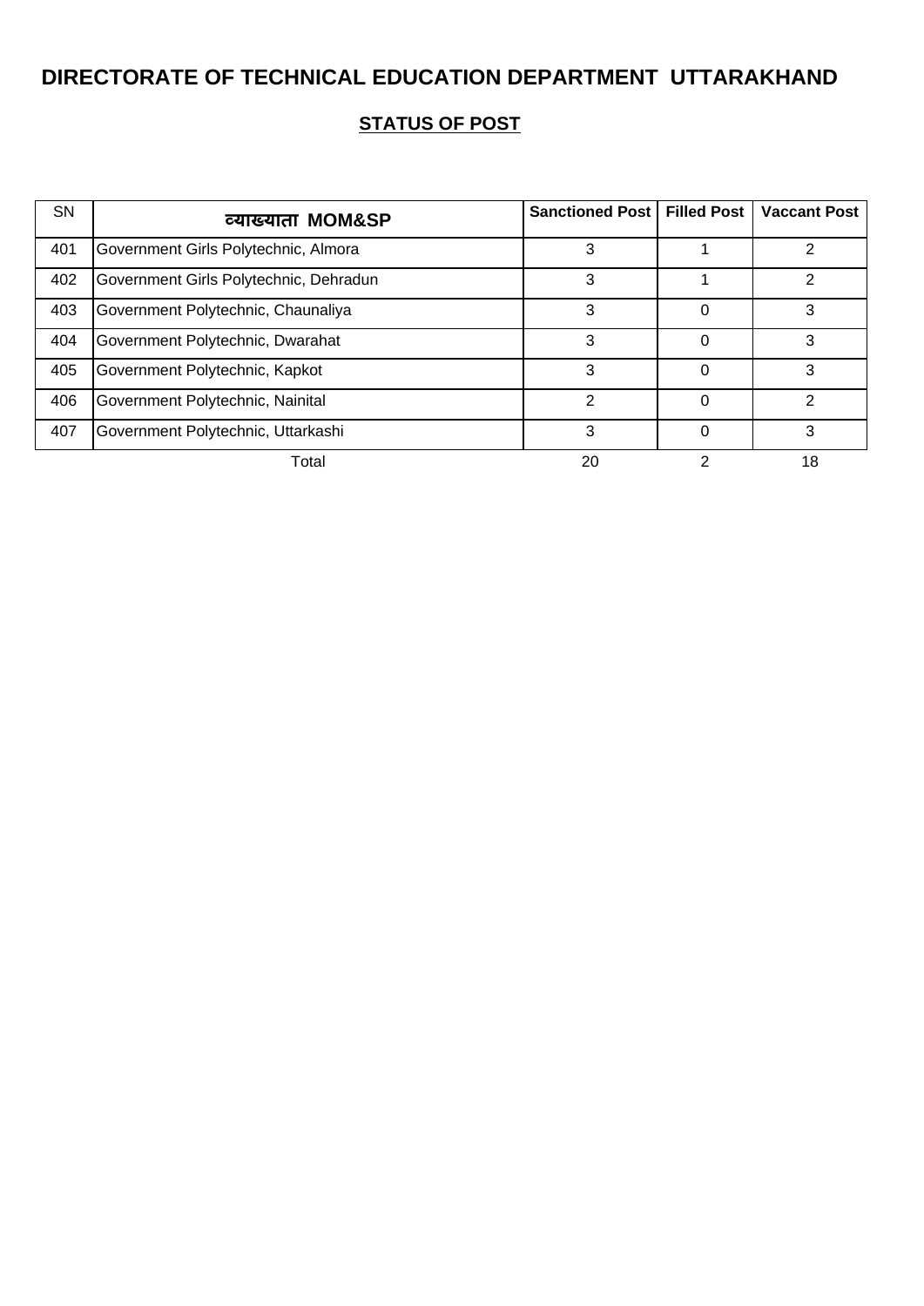# DIRECTORATE OF TECHNICAL EDUCATION DEPARTMENT UTTARAKHAND

## STATUS OF POST

| SN | व्याख्याता MOM&SP | Sanctioned Post | Filled Post | Vaccant Post |
|---|---|---|---|---|
| 401 | Government Girls Polytechnic, Almora | 3 | 1 | 2 |
| 402 | Government Girls Polytechnic, Dehradun | 3 | 1 | 2 |
| 403 | Government Polytechnic, Chaunaliya | 3 | 0 | 3 |
| 404 | Government Polytechnic, Dwarahat | 3 | 0 | 3 |
| 405 | Government Polytechnic, Kapkot | 3 | 0 | 3 |
| 406 | Government Polytechnic, Nainital | 2 | 0 | 2 |
| 407 | Government Polytechnic, Uttarkashi | 3 | 0 | 3 |
| | Total | 20 | 2 | 18 |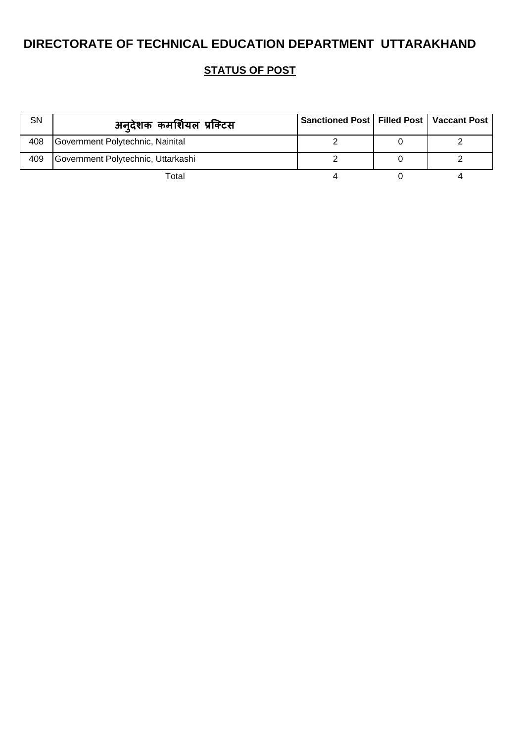# DIRECTORATE OF TECHNICAL EDUCATION DEPARTMENT UTTARAKHAND

## STATUS OF POST

| SN | अनुदेशक कमर्शियल प्रक्टिस | Sanctioned Post | Filled Post | Vaccant Post |
|---|---|---|---|---|
| 408 | Government Polytechnic, Nainital | 2 | 0 | 2 |
| 409 | Government Polytechnic, Uttarkashi | 2 | 0 | 2 |
| | Total | 4 | 0 | 4 |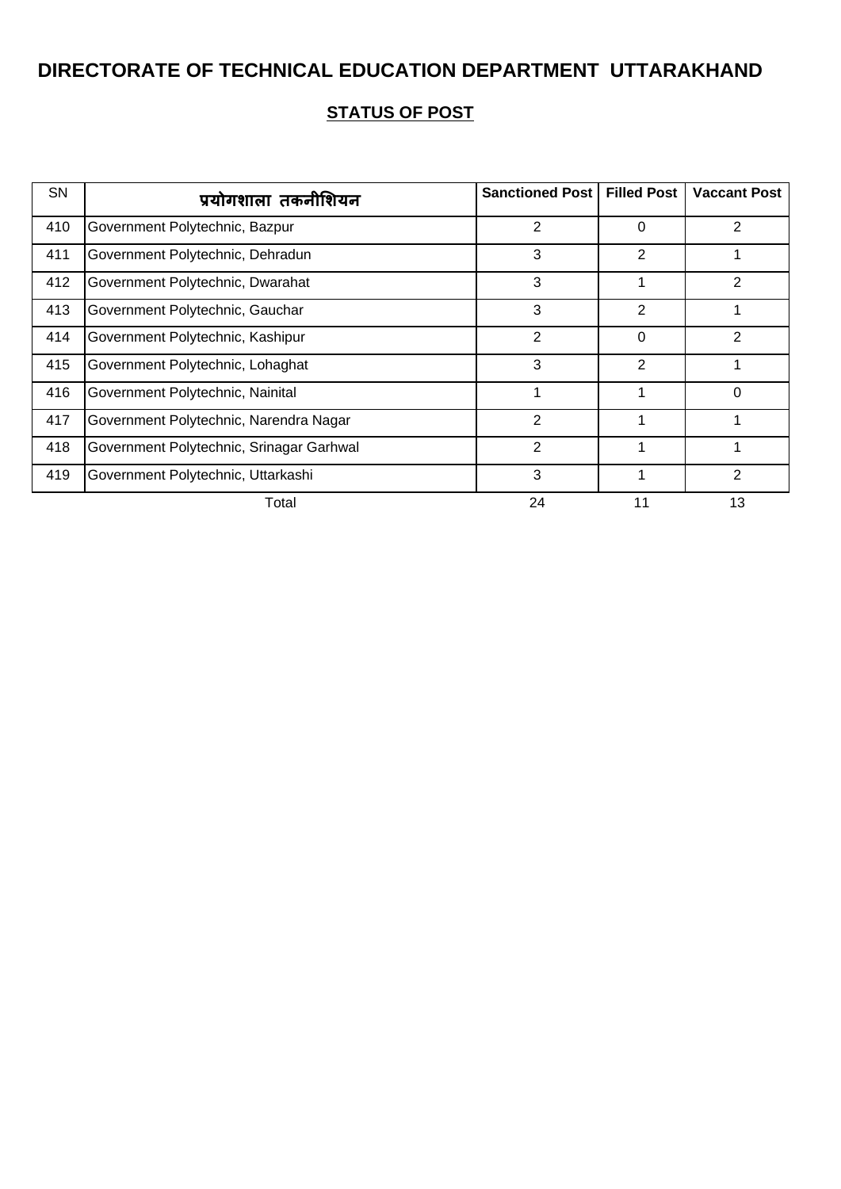# DIRECTORATE OF TECHNICAL EDUCATION DEPARTMENT UTTARAKHAND

## STATUS OF POST

| SN | प्रयोगशाला तकनीशियन | Sanctioned Post | Filled Post | Vaccant Post |
|---|---|---|---|---|
| 410 | Government Polytechnic, Bazpur | 2 | 0 | 2 |
| 411 | Government Polytechnic, Dehradun | 3 | 2 | 1 |
| 412 | Government Polytechnic, Dwarahat | 3 | 1 | 2 |
| 413 | Government Polytechnic, Gauchar | 3 | 2 | 1 |
| 414 | Government Polytechnic, Kashipur | 2 | 0 | 2 |
| 415 | Government Polytechnic, Lohaghat | 3 | 2 | 1 |
| 416 | Government Polytechnic, Nainital | 1 | 1 | 0 |
| 417 | Government Polytechnic, Narendra Nagar | 2 | 1 | 1 |
| 418 | Government Polytechnic, Srinagar Garhwal | 2 | 1 | 1 |
| 419 | Government Polytechnic, Uttarkashi | 3 | 1 | 2 |
| | Total | 24 | 11 | 13 |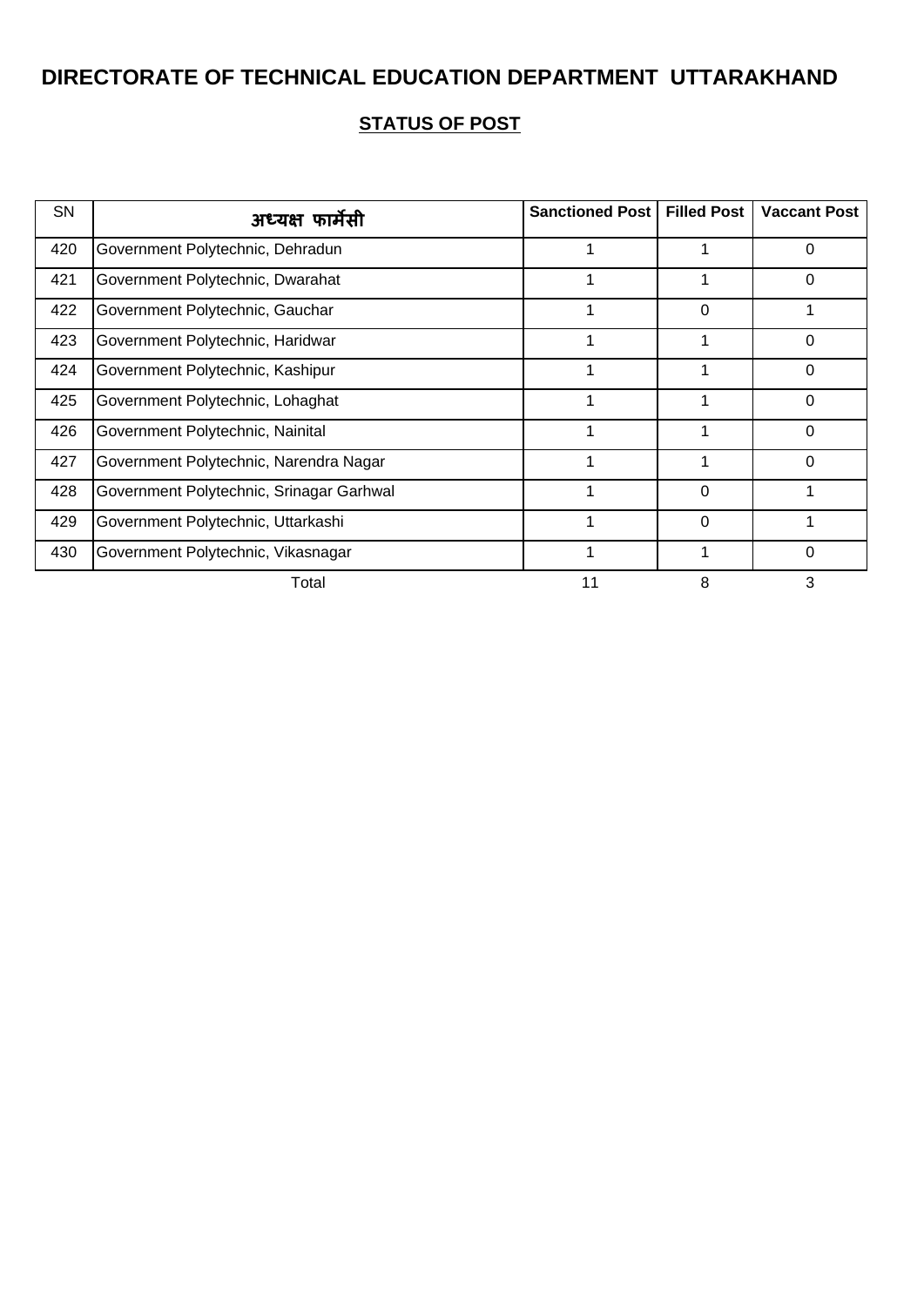# DIRECTORATE OF TECHNICAL EDUCATION DEPARTMENT UTTARAKHAND

## STATUS OF POST

| SN | अध्यक्ष फार्मेसी | Sanctioned Post | Filled Post | Vaccant Post |
|---|---|---|---|---|
| 420 | Government Polytechnic, Dehradun | 1 | 1 | 0 |
| 421 | Government Polytechnic, Dwarahat | 1 | 1 | 0 |
| 422 | Government Polytechnic, Gauchar | 1 | 0 | 1 |
| 423 | Government Polytechnic, Haridwar | 1 | 1 | 0 |
| 424 | Government Polytechnic, Kashipur | 1 | 1 | 0 |
| 425 | Government Polytechnic, Lohaghat | 1 | 1 | 0 |
| 426 | Government Polytechnic, Nainital | 1 | 1 | 0 |
| 427 | Government Polytechnic, Narendra Nagar | 1 | 1 | 0 |
| 428 | Government Polytechnic, Srinagar Garhwal | 1 | 0 | 1 |
| 429 | Government Polytechnic, Uttarkashi | 1 | 0 | 1 |
| 430 | Government Polytechnic, Vikasnagar | 1 | 1 | 0 |
| | Total | 11 | 8 | 3 |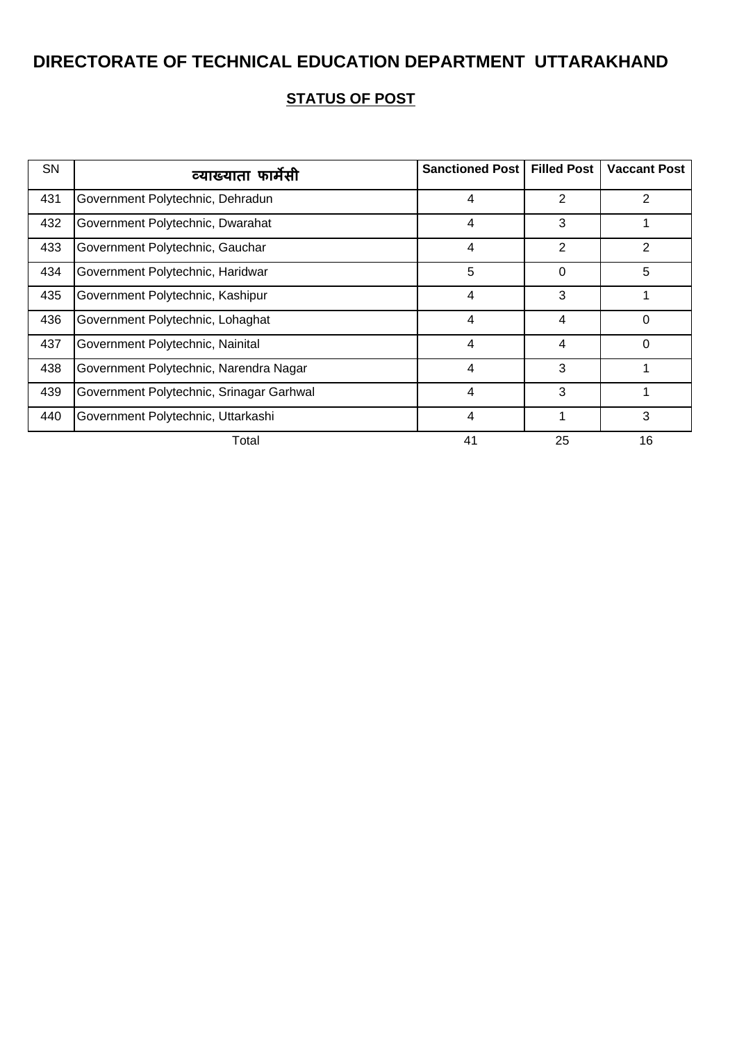# DIRECTORATE OF TECHNICAL EDUCATION DEPARTMENT UTTARAKHAND

## STATUS OF POST

| SN | व्याख्याता फार्मेसी | Sanctioned Post | Filled Post | Vaccant Post |
|---|---|---|---|---|
| 431 | Government Polytechnic, Dehradun | 4 | 2 | 2 |
| 432 | Government Polytechnic, Dwarahat | 4 | 3 | 1 |
| 433 | Government Polytechnic, Gauchar | 4 | 2 | 2 |
| 434 | Government Polytechnic, Haridwar | 5 | 0 | 5 |
| 435 | Government Polytechnic, Kashipur | 4 | 3 | 1 |
| 436 | Government Polytechnic, Lohaghat | 4 | 4 | 0 |
| 437 | Government Polytechnic, Nainital | 4 | 4 | 0 |
| 438 | Government Polytechnic, Narendra Nagar | 4 | 3 | 1 |
| 439 | Government Polytechnic, Srinagar Garhwal | 4 | 3 | 1 |
| 440 | Government Polytechnic, Uttarkashi | 4 | 1 | 3 |
| | Total | 41 | 25 | 16 |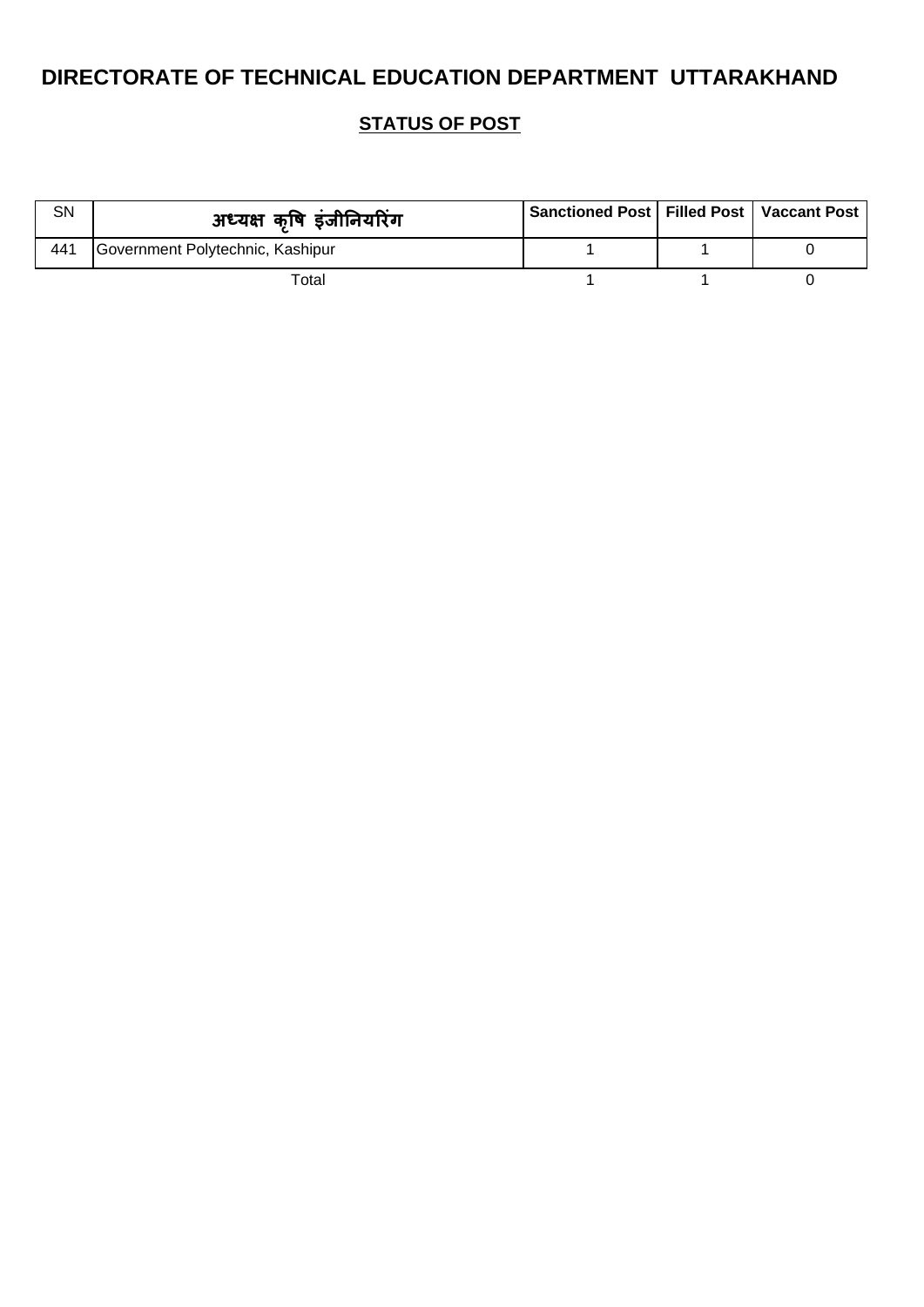# DIRECTORATE OF TECHNICAL EDUCATION DEPARTMENT UTTARAKHAND

## STATUS OF POST

| SN | अध्यक्ष कृषि इंजीनियरिंग | Sanctioned Post | Filled Post | Vaccant Post |
|---|---|---|---|---|
| 441 | Government Polytechnic, Kashipur | 1 | 1 | 0 |
| | Total | 1 | 1 | 0 |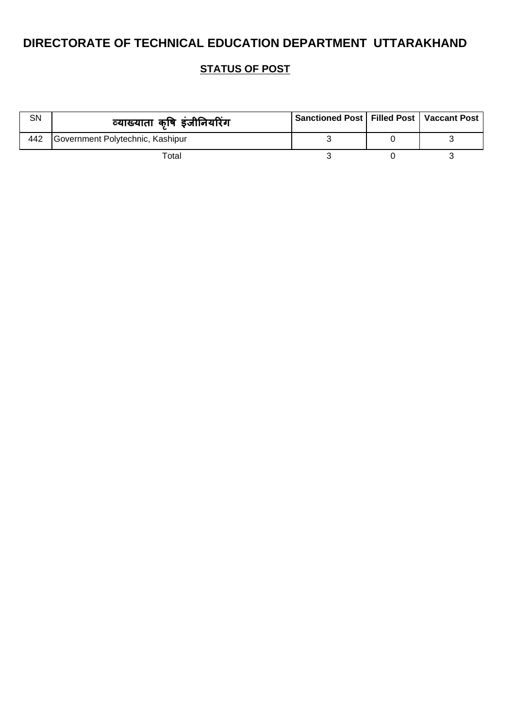# DIRECTORATE OF TECHNICAL EDUCATION DEPARTMENT UTTARAKHAND

## STATUS OF POST

| SN | व्याख्याता कृषि इंजीनियरिंग | Sanctioned Post | Filled Post | Vaccant Post |
|---|---|---|---|---|
| 442 | Government Polytechnic, Kashipur | 3 | 0 | 3 |
| | Total | 3 | 0 | 3 |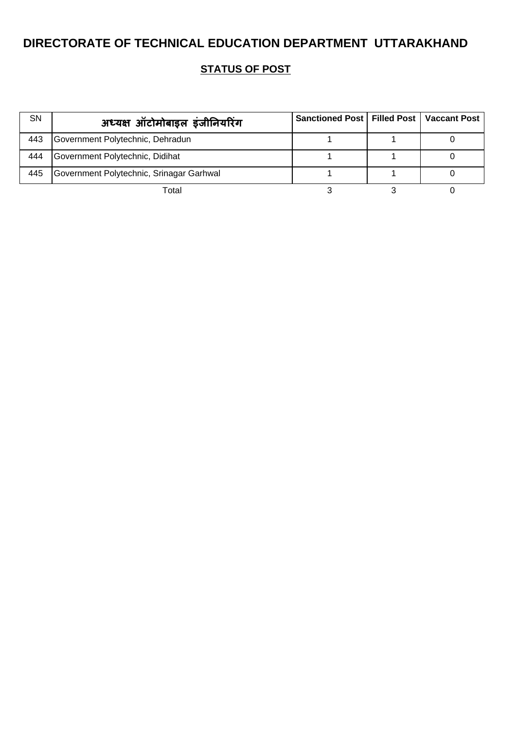# DIRECTORATE OF TECHNICAL EDUCATION DEPARTMENT UTTARAKHAND

## STATUS OF POST

| SN | अध्यक्ष ऑटोमोबाइल इंजीनियरिंग | Sanctioned Post | Filled Post | Vaccant Post |
|---|---|---|---|---|
| 443 | Government Polytechnic, Dehradun | 1 | 1 | 0 |
| 444 | Government Polytechnic, Didihat | 1 | 1 | 0 |
| 445 | Government Polytechnic, Srinagar Garhwal | 1 | 1 | 0 |
| | Total | 3 | 3 | 0 |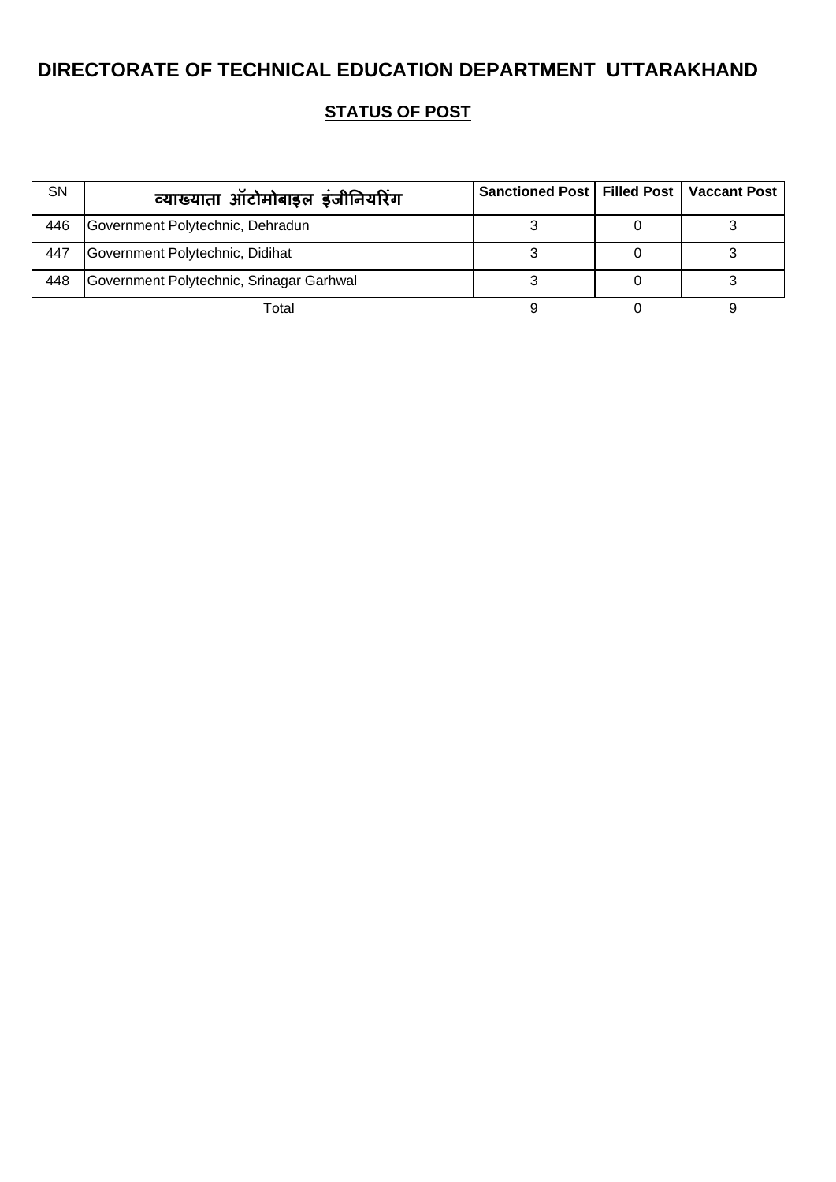# DIRECTORATE OF TECHNICAL EDUCATION DEPARTMENT UTTARAKHAND

## STATUS OF POST

| SN | व्याख्याता ऑटोमोबाइल इंजीनियरिंग | Sanctioned Post | Filled Post | Vaccant Post |
|---|---|---|---|---|
| 446 | Government Polytechnic, Dehradun | 3 | 0 | 3 |
| 447 | Government Polytechnic, Didihat | 3 | 0 | 3 |
| 448 | Government Polytechnic, Srinagar Garhwal | 3 | 0 | 3 |
| | Total | 9 | 0 | 9 |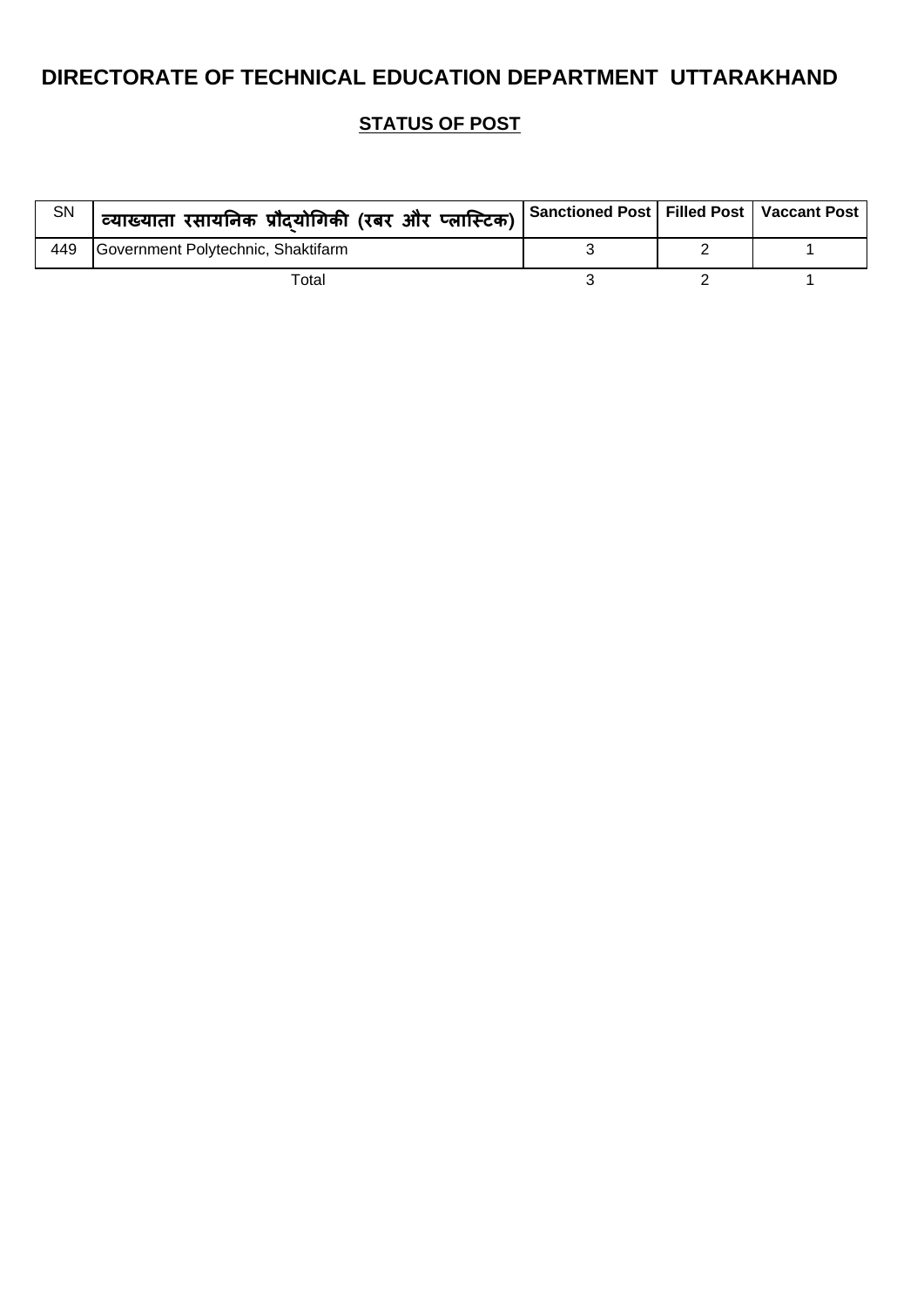# DIRECTORATE OF TECHNICAL EDUCATION DEPARTMENT UTTARAKHAND

## STATUS OF POST

| SN | व्याख्याता रसायनिक प्रौद्योगिकी (रबर और प्लास्टिक) | Sanctioned Post | Filled Post | Vaccant Post |
|---|---|---|---|---|
| 449 | Government Polytechnic, Shaktifarm | 3 | 2 | 1 |
| | Total | 3 | 2 | 1 |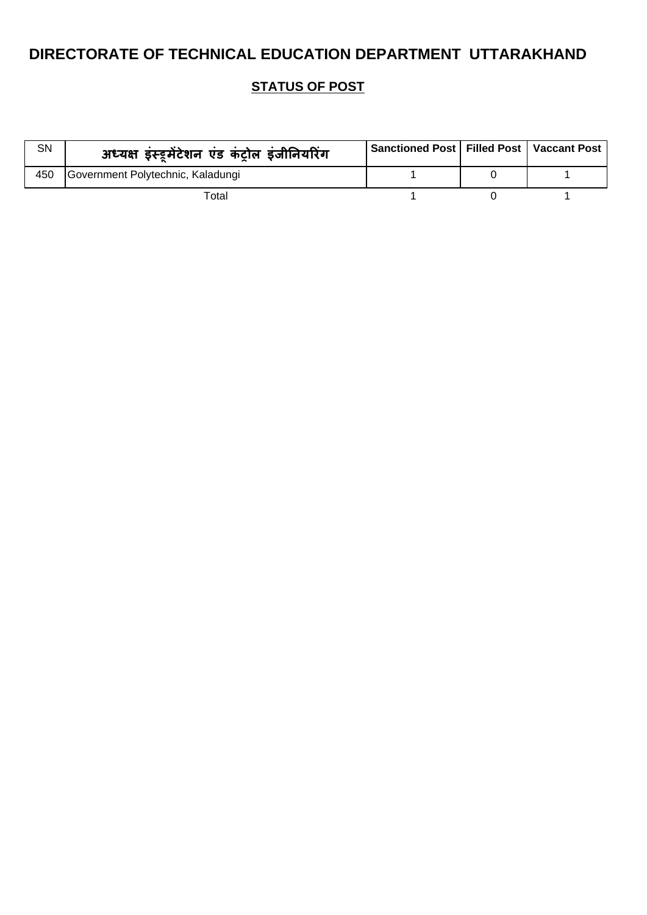# DIRECTORATE OF TECHNICAL EDUCATION DEPARTMENT UTTARAKHAND

## STATUS OF POST

| SN | अध्यक्ष इंस्ट्रूमेंटेशन एंड कंट्रोल इंजीनियरिंग | Sanctioned Post | Filled Post | Vaccant Post |
|---|---|---|---|---|
| 450 | Government Polytechnic, Kaladungi | 1 | 0 | 1 |
| | Total | 1 | 0 | 1 |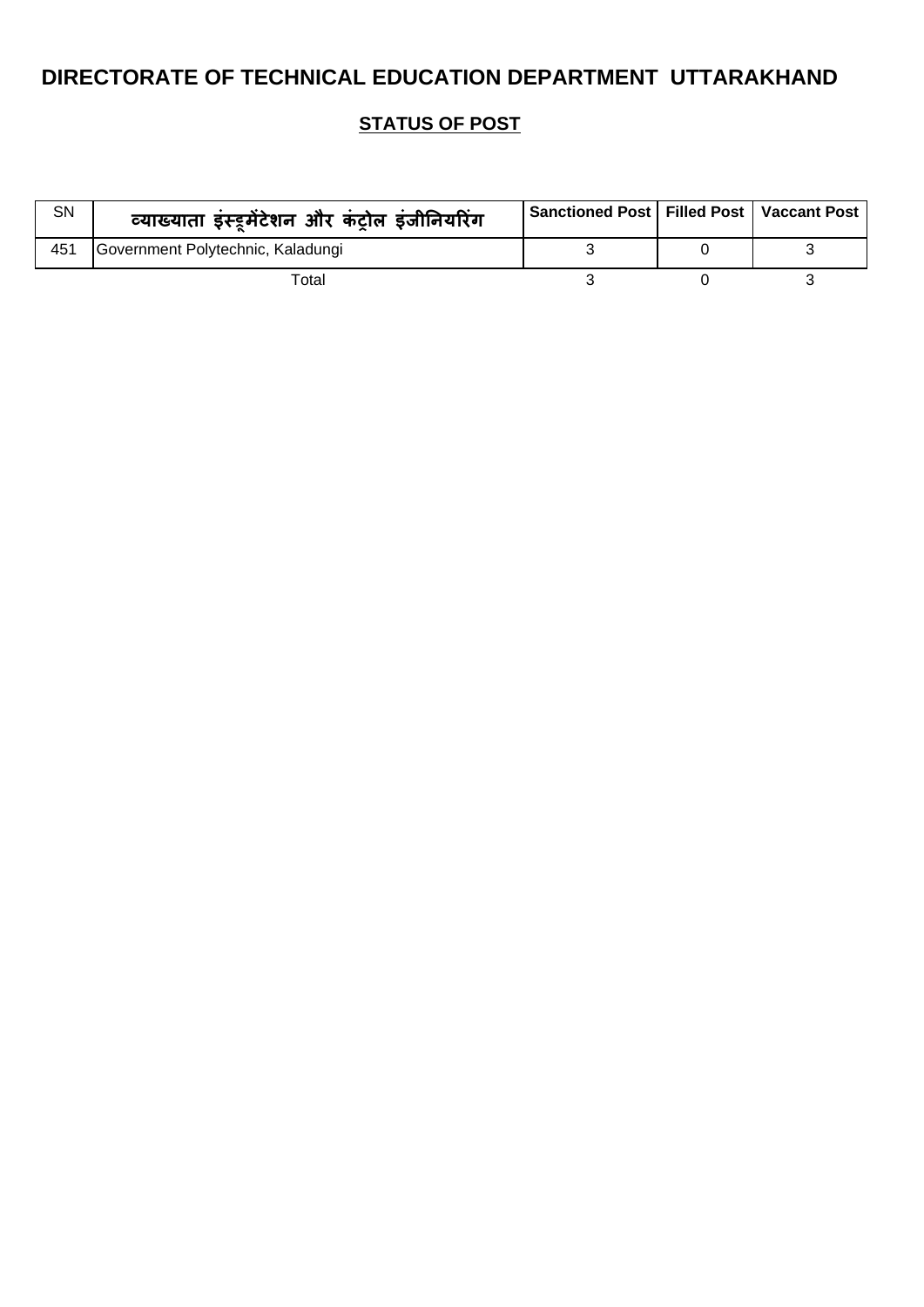# DIRECTORATE OF TECHNICAL EDUCATION DEPARTMENT UTTARAKHAND

## STATUS OF POST

| SN | व्याख्याता इंस्ट्रूमेंटेशन और कंट्रोल इंजीनियरिंग | Sanctioned Post | Filled Post | Vaccant Post |
|---|---|---|---|---|
| 451 | Government Polytechnic, Kaladungi | 3 | 0 | 3 |
| | Total | 3 | 0 | 3 |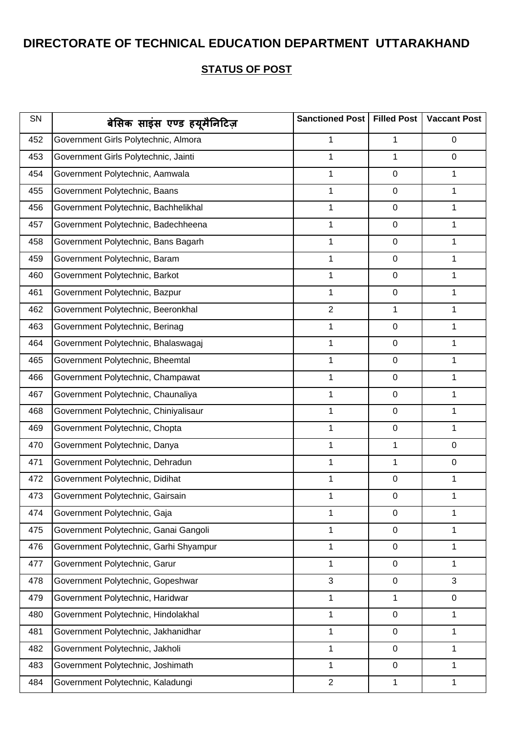# DIRECTORATE OF TECHNICAL EDUCATION DEPARTMENT UTTARAKHAND

## STATUS OF POST

| SN | बेसिक साइंस एण्ड हयूमैनिटिज़ | Sanctioned Post | Filled Post | Vaccant Post |
|---|---|---|---|---|
| 452 | Government Girls Polytechnic, Almora | 1 | 1 | 0 |
| 453 | Government Girls Polytechnic, Jainti | 1 | 1 | 0 |
| 454 | Government Polytechnic, Aamwala | 1 | 0 | 1 |
| 455 | Government Polytechnic, Baans | 1 | 0 | 1 |
| 456 | Government Polytechnic, Bachhelikhal | 1 | 0 | 1 |
| 457 | Government Polytechnic, Badechheena | 1 | 0 | 1 |
| 458 | Government Polytechnic, Bans Bagarh | 1 | 0 | 1 |
| 459 | Government Polytechnic, Baram | 1 | 0 | 1 |
| 460 | Government Polytechnic, Barkot | 1 | 0 | 1 |
| 461 | Government Polytechnic, Bazpur | 1 | 0 | 1 |
| 462 | Government Polytechnic, Beeronkhal | 2 | 1 | 1 |
| 463 | Government Polytechnic, Berinag | 1 | 0 | 1 |
| 464 | Government Polytechnic, Bhalaswagaj | 1 | 0 | 1 |
| 465 | Government Polytechnic, Bheemtal | 1 | 0 | 1 |
| 466 | Government Polytechnic, Champawat | 1 | 0 | 1 |
| 467 | Government Polytechnic, Chaunaliya | 1 | 0 | 1 |
| 468 | Government Polytechnic, Chiniyalisaur | 1 | 0 | 1 |
| 469 | Government Polytechnic, Chopta | 1 | 0 | 1 |
| 470 | Government Polytechnic, Danya | 1 | 1 | 0 |
| 471 | Government Polytechnic, Dehradun | 1 | 1 | 0 |
| 472 | Government Polytechnic, Didihat | 1 | 0 | 1 |
| 473 | Government Polytechnic, Gairsain | 1 | 0 | 1 |
| 474 | Government Polytechnic, Gaja | 1 | 0 | 1 |
| 475 | Government Polytechnic, Ganai Gangoli | 1 | 0 | 1 |
| 476 | Government Polytechnic, Garhi Shyampur | 1 | 0 | 1 |
| 477 | Government Polytechnic, Garur | 1 | 0 | 1 |
| 478 | Government Polytechnic, Gopeshwar | 3 | 0 | 3 |
| 479 | Government Polytechnic, Haridwar | 1 | 1 | 0 |
| 480 | Government Polytechnic, Hindolakhal | 1 | 0 | 1 |
| 481 | Government Polytechnic, Jakhanidhar | 1 | 0 | 1 |
| 482 | Government Polytechnic, Jakholi | 1 | 0 | 1 |
| 483 | Government Polytechnic, Joshimath | 1 | 0 | 1 |
| 484 | Government Polytechnic, Kaladungi | 2 | 1 | 1 |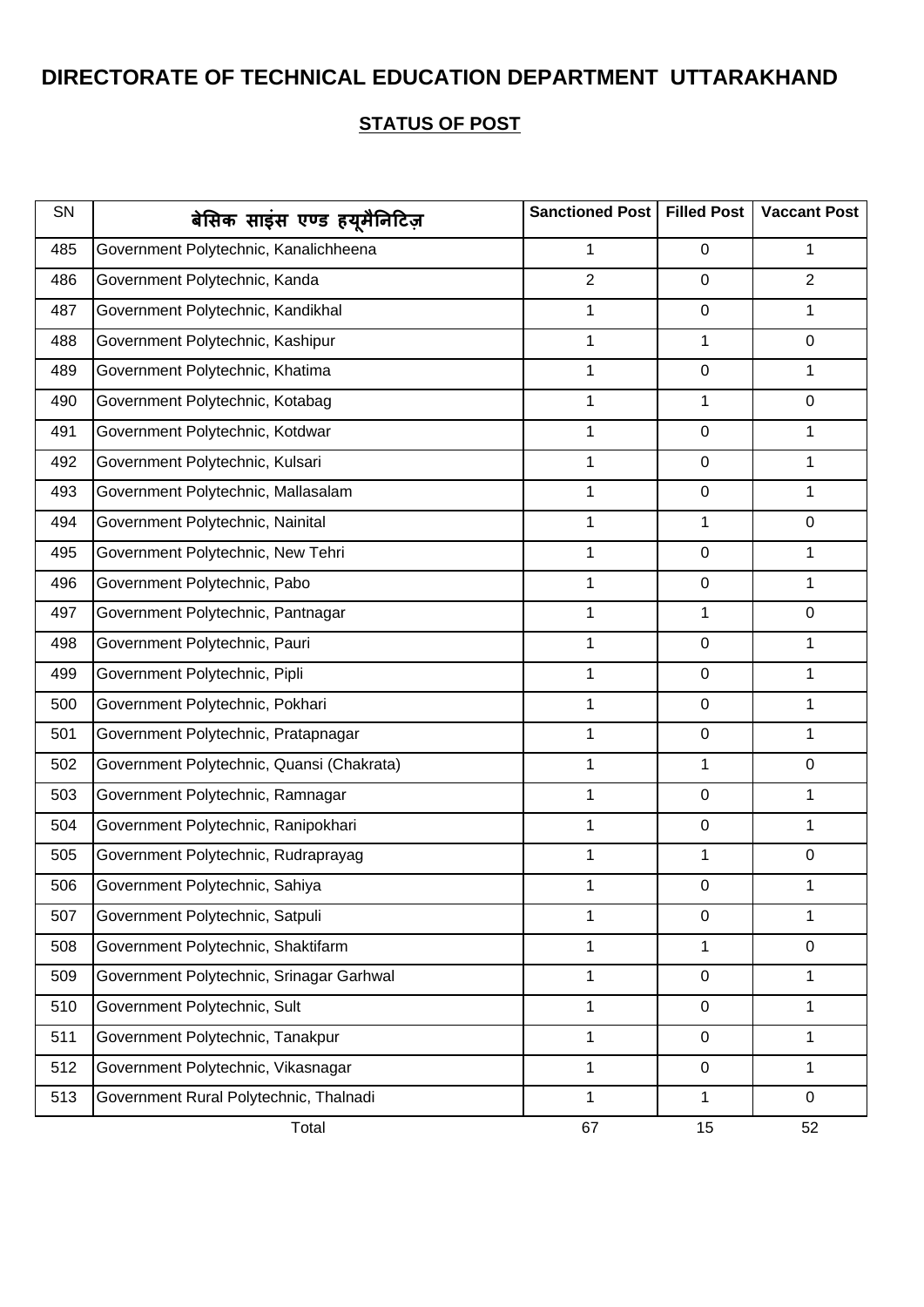# DIRECTORATE OF TECHNICAL EDUCATION DEPARTMENT UTTARAKHAND

## STATUS OF POST

| SN | बेसिक साइंस एण्ड हयूमैनिटिज़ | Sanctioned Post | Filled Post | Vaccant Post |
|---|---|---|---|---|
| 485 | Government Polytechnic, Kanalichheena | 1 | 0 | 1 |
| 486 | Government Polytechnic, Kanda | 2 | 0 | 2 |
| 487 | Government Polytechnic, Kandikhal | 1 | 0 | 1 |
| 488 | Government Polytechnic, Kashipur | 1 | 1 | 0 |
| 489 | Government Polytechnic, Khatima | 1 | 0 | 1 |
| 490 | Government Polytechnic, Kotabag | 1 | 1 | 0 |
| 491 | Government Polytechnic, Kotdwar | 1 | 0 | 1 |
| 492 | Government Polytechnic, Kulsari | 1 | 0 | 1 |
| 493 | Government Polytechnic, Mallasalam | 1 | 0 | 1 |
| 494 | Government Polytechnic, Nainital | 1 | 1 | 0 |
| 495 | Government Polytechnic, New Tehri | 1 | 0 | 1 |
| 496 | Government Polytechnic, Pabo | 1 | 0 | 1 |
| 497 | Government Polytechnic, Pantnagar | 1 | 1 | 0 |
| 498 | Government Polytechnic, Pauri | 1 | 0 | 1 |
| 499 | Government Polytechnic, Pipli | 1 | 0 | 1 |
| 500 | Government Polytechnic, Pokhari | 1 | 0 | 1 |
| 501 | Government Polytechnic, Pratapnagar | 1 | 0 | 1 |
| 502 | Government Polytechnic, Quansi (Chakrata) | 1 | 1 | 0 |
| 503 | Government Polytechnic, Ramnagar | 1 | 0 | 1 |
| 504 | Government Polytechnic, Ranipokhari | 1 | 0 | 1 |
| 505 | Government Polytechnic, Rudraprayag | 1 | 1 | 0 |
| 506 | Government Polytechnic, Sahiya | 1 | 0 | 1 |
| 507 | Government Polytechnic, Satpuli | 1 | 0 | 1 |
| 508 | Government Polytechnic, Shaktifarm | 1 | 1 | 0 |
| 509 | Government Polytechnic, Srinagar Garhwal | 1 | 0 | 1 |
| 510 | Government Polytechnic, Sult | 1 | 0 | 1 |
| 511 | Government Polytechnic, Tanakpur | 1 | 0 | 1 |
| 512 | Government Polytechnic, Vikasnagar | 1 | 0 | 1 |
| 513 | Government Rural Polytechnic, Thalnadi | 1 | 1 | 0 |
| | Total | 67 | 15 | 52 |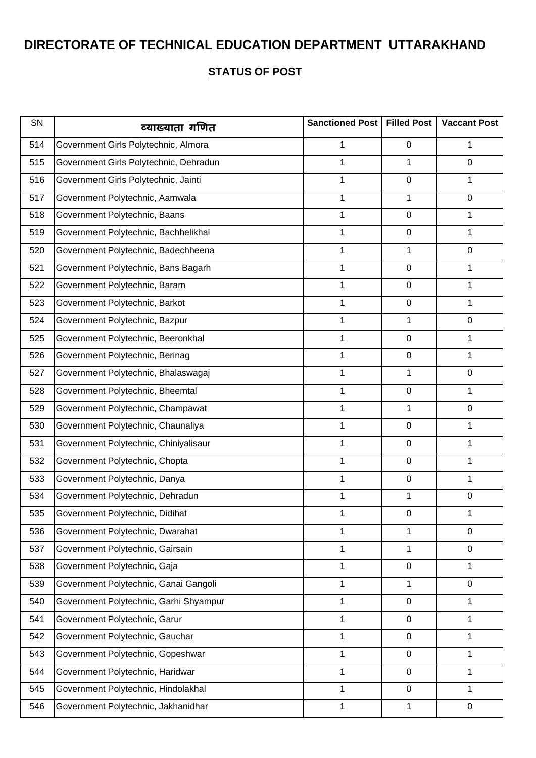# DIRECTORATE OF TECHNICAL EDUCATION DEPARTMENT UTTARAKHAND

## STATUS OF POST

| SN | व्याख्याता गणित | Sanctioned Post | Filled Post | Vaccant Post |
|---|---|---|---|---|
| 514 | Government Girls Polytechnic, Almora | 1 | 0 | 1 |
| 515 | Government Girls Polytechnic, Dehradun | 1 | 1 | 0 |
| 516 | Government Girls Polytechnic, Jainti | 1 | 0 | 1 |
| 517 | Government Polytechnic, Aamwala | 1 | 1 | 0 |
| 518 | Government Polytechnic, Baans | 1 | 0 | 1 |
| 519 | Government Polytechnic, Bachhelikhal | 1 | 0 | 1 |
| 520 | Government Polytechnic, Badechheena | 1 | 1 | 0 |
| 521 | Government Polytechnic, Bans Bagarh | 1 | 0 | 1 |
| 522 | Government Polytechnic, Baram | 1 | 0 | 1 |
| 523 | Government Polytechnic, Barkot | 1 | 0 | 1 |
| 524 | Government Polytechnic, Bazpur | 1 | 1 | 0 |
| 525 | Government Polytechnic, Beeronkhal | 1 | 0 | 1 |
| 526 | Government Polytechnic, Berinag | 1 | 0 | 1 |
| 527 | Government Polytechnic, Bhalaswagaj | 1 | 1 | 0 |
| 528 | Government Polytechnic, Bheemtal | 1 | 0 | 1 |
| 529 | Government Polytechnic, Champawat | 1 | 1 | 0 |
| 530 | Government Polytechnic, Chaunaliya | 1 | 0 | 1 |
| 531 | Government Polytechnic, Chiniyalisaur | 1 | 0 | 1 |
| 532 | Government Polytechnic, Chopta | 1 | 0 | 1 |
| 533 | Government Polytechnic, Danya | 1 | 0 | 1 |
| 534 | Government Polytechnic, Dehradun | 1 | 1 | 0 |
| 535 | Government Polytechnic, Didihat | 1 | 0 | 1 |
| 536 | Government Polytechnic, Dwarahat | 1 | 1 | 0 |
| 537 | Government Polytechnic, Gairsain | 1 | 1 | 0 |
| 538 | Government Polytechnic, Gaja | 1 | 0 | 1 |
| 539 | Government Polytechnic, Ganai Gangoli | 1 | 1 | 0 |
| 540 | Government Polytechnic, Garhi Shyampur | 1 | 0 | 1 |
| 541 | Government Polytechnic, Garur | 1 | 0 | 1 |
| 542 | Government Polytechnic, Gauchar | 1 | 0 | 1 |
| 543 | Government Polytechnic, Gopeshwar | 1 | 0 | 1 |
| 544 | Government Polytechnic, Haridwar | 1 | 0 | 1 |
| 545 | Government Polytechnic, Hindolakhal | 1 | 0 | 1 |
| 546 | Government Polytechnic, Jakhanidhar | 1 | 1 | 0 |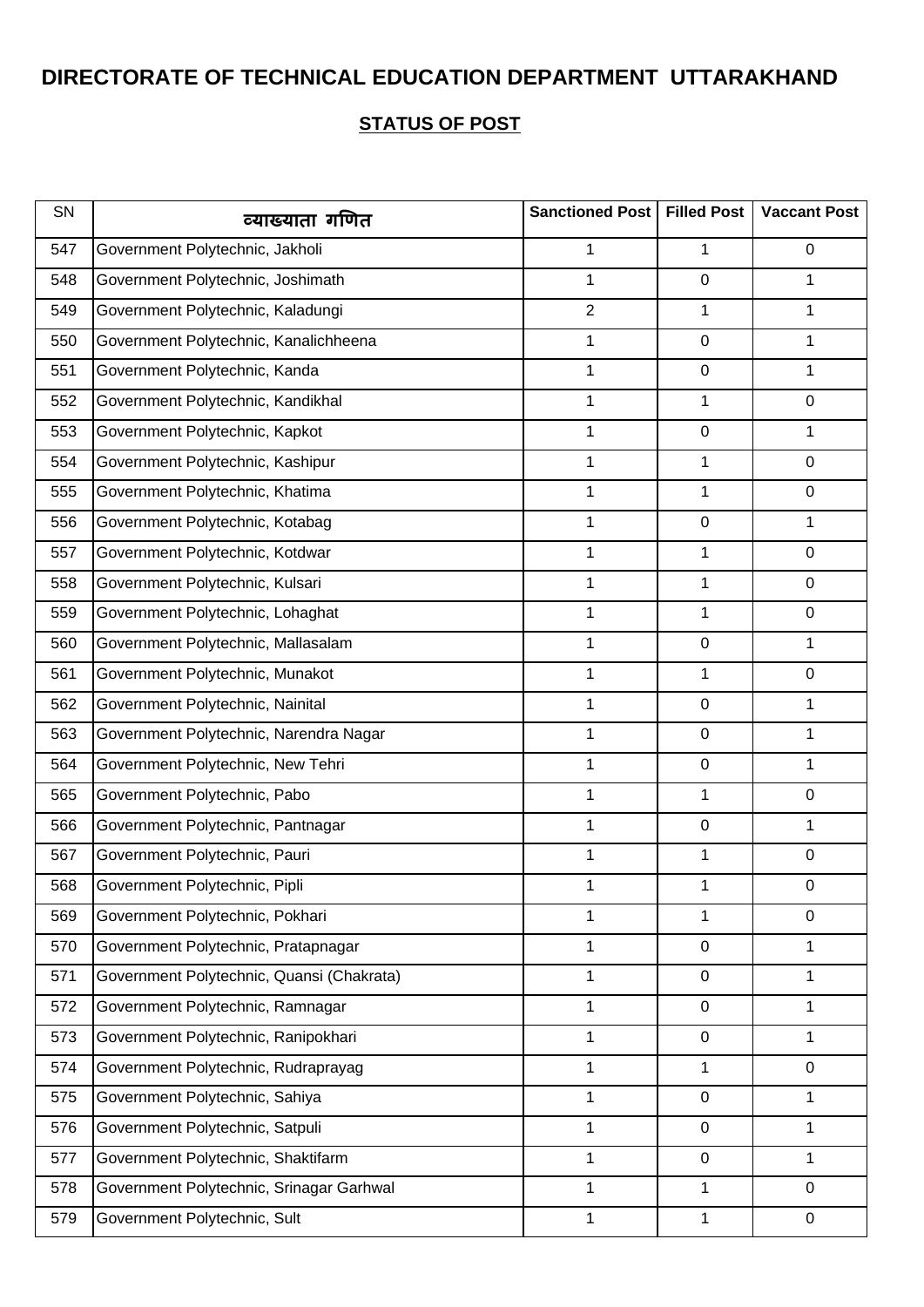# DIRECTORATE OF TECHNICAL EDUCATION DEPARTMENT UTTARAKHAND

## STATUS OF POST

| SN | व्याख्याता गणित | Sanctioned Post | Filled Post | Vaccant Post |
|---|---|---|---|---|
| 547 | Government Polytechnic, Jakholi | 1 | 1 | 0 |
| 548 | Government Polytechnic, Joshimath | 1 | 0 | 1 |
| 549 | Government Polytechnic, Kaladungi | 2 | 1 | 1 |
| 550 | Government Polytechnic, Kanalichheena | 1 | 0 | 1 |
| 551 | Government Polytechnic, Kanda | 1 | 0 | 1 |
| 552 | Government Polytechnic, Kandikhal | 1 | 1 | 0 |
| 553 | Government Polytechnic, Kapkot | 1 | 0 | 1 |
| 554 | Government Polytechnic, Kashipur | 1 | 1 | 0 |
| 555 | Government Polytechnic, Khatima | 1 | 1 | 0 |
| 556 | Government Polytechnic, Kotabag | 1 | 0 | 1 |
| 557 | Government Polytechnic, Kotdwar | 1 | 1 | 0 |
| 558 | Government Polytechnic, Kulsari | 1 | 1 | 0 |
| 559 | Government Polytechnic, Lohaghat | 1 | 1 | 0 |
| 560 | Government Polytechnic, Mallasalam | 1 | 0 | 1 |
| 561 | Government Polytechnic, Munakot | 1 | 1 | 0 |
| 562 | Government Polytechnic, Nainital | 1 | 0 | 1 |
| 563 | Government Polytechnic, Narendra Nagar | 1 | 0 | 1 |
| 564 | Government Polytechnic, New Tehri | 1 | 0 | 1 |
| 565 | Government Polytechnic, Pabo | 1 | 1 | 0 |
| 566 | Government Polytechnic, Pantnagar | 1 | 0 | 1 |
| 567 | Government Polytechnic, Pauri | 1 | 1 | 0 |
| 568 | Government Polytechnic, Pipli | 1 | 1 | 0 |
| 569 | Government Polytechnic, Pokhari | 1 | 1 | 0 |
| 570 | Government Polytechnic, Pratapnagar | 1 | 0 | 1 |
| 571 | Government Polytechnic, Quansi (Chakrata) | 1 | 0 | 1 |
| 572 | Government Polytechnic, Ramnagar | 1 | 0 | 1 |
| 573 | Government Polytechnic, Ranipokhari | 1 | 0 | 1 |
| 574 | Government Polytechnic, Rudraprayag | 1 | 1 | 0 |
| 575 | Government Polytechnic, Sahiya | 1 | 0 | 1 |
| 576 | Government Polytechnic, Satpuli | 1 | 0 | 1 |
| 577 | Government Polytechnic, Shaktifarm | 1 | 0 | 1 |
| 578 | Government Polytechnic, Srinagar Garhwal | 1 | 1 | 0 |
| 579 | Government Polytechnic, Sult | 1 | 1 | 0 |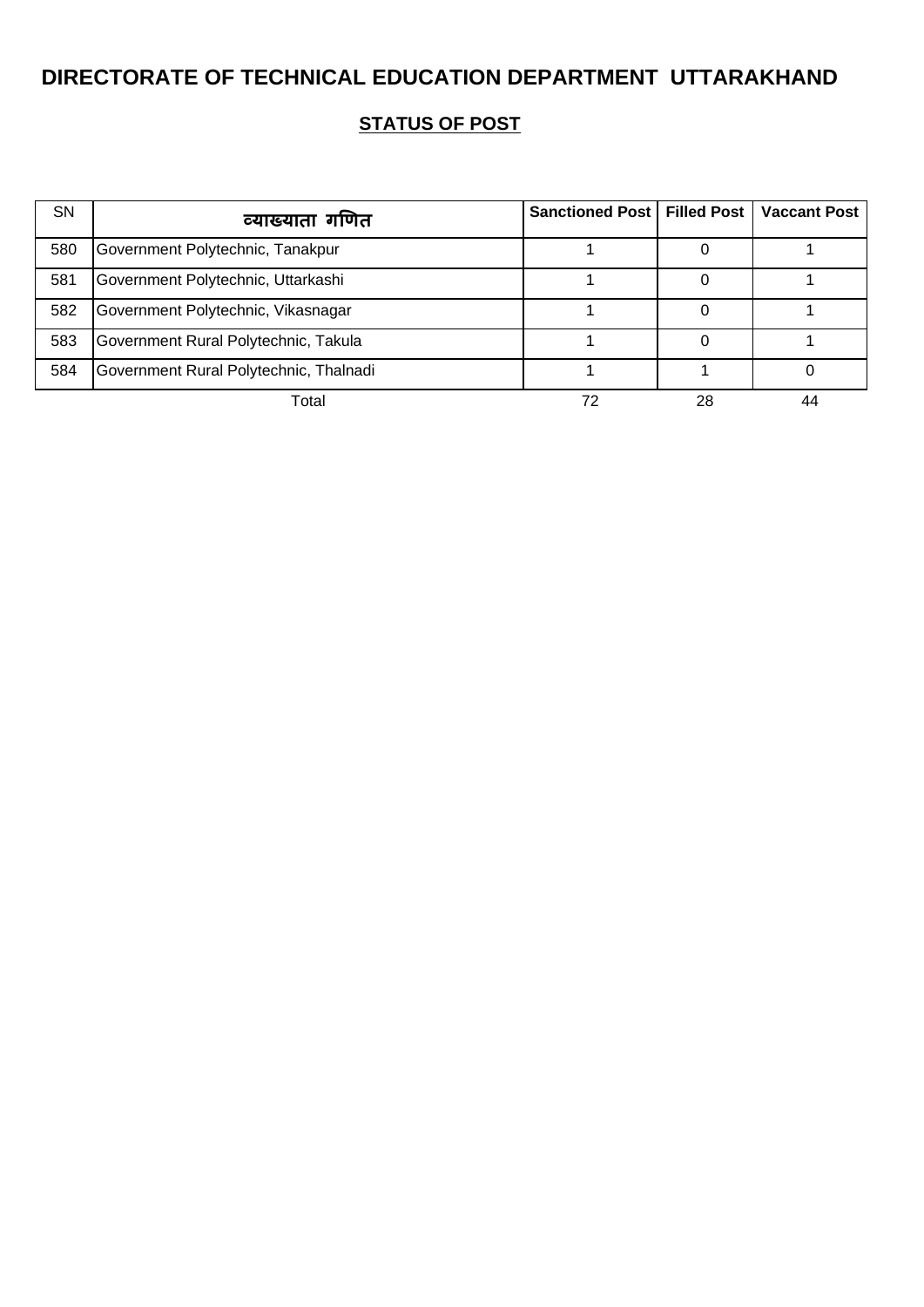# DIRECTORATE OF TECHNICAL EDUCATION DEPARTMENT UTTARAKHAND

## STATUS OF POST

| SN | व्याख्याता गणित | Sanctioned Post | Filled Post | Vaccant Post |
|---|---|---|---|---|
| 580 | Government Polytechnic, Tanakpur | 1 | 0 | 1 |
| 581 | Government Polytechnic, Uttarkashi | 1 | 0 | 1 |
| 582 | Government Polytechnic, Vikasnagar | 1 | 0 | 1 |
| 583 | Government Rural Polytechnic, Takula | 1 | 0 | 1 |
| 584 | Government Rural Polytechnic, Thalnadi | 1 | 1 | 0 |
| | Total | 72 | 28 | 44 |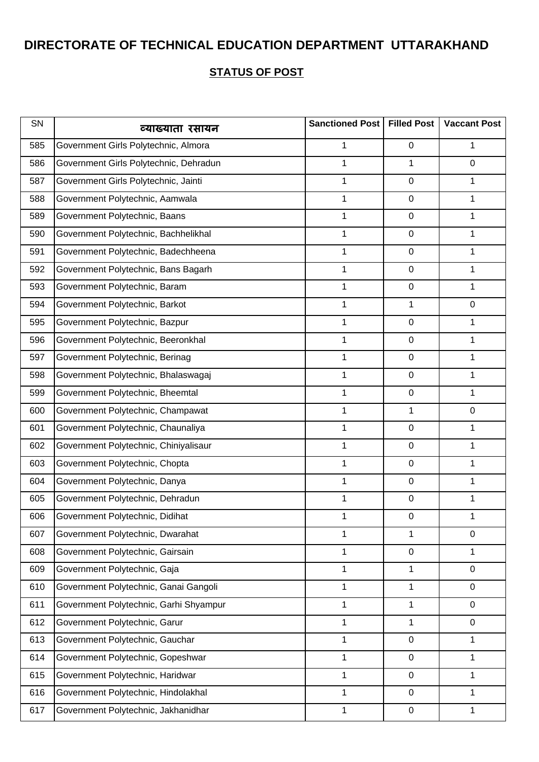# DIRECTORATE OF TECHNICAL EDUCATION DEPARTMENT UTTARAKHAND

## STATUS OF POST

| SN | व्याख्याता रसायन | Sanctioned Post | Filled Post | Vaccant Post |
|---|---|---|---|---|
| 585 | Government Girls Polytechnic, Almora | 1 | 0 | 1 |
| 586 | Government Girls Polytechnic, Dehradun | 1 | 1 | 0 |
| 587 | Government Girls Polytechnic, Jainti | 1 | 0 | 1 |
| 588 | Government Polytechnic, Aamwala | 1 | 0 | 1 |
| 589 | Government Polytechnic, Baans | 1 | 0 | 1 |
| 590 | Government Polytechnic, Bachhelikhal | 1 | 0 | 1 |
| 591 | Government Polytechnic, Badechheena | 1 | 0 | 1 |
| 592 | Government Polytechnic, Bans Bagarh | 1 | 0 | 1 |
| 593 | Government Polytechnic, Baram | 1 | 0 | 1 |
| 594 | Government Polytechnic, Barkot | 1 | 1 | 0 |
| 595 | Government Polytechnic, Bazpur | 1 | 0 | 1 |
| 596 | Government Polytechnic, Beeronkhal | 1 | 0 | 1 |
| 597 | Government Polytechnic, Berinag | 1 | 0 | 1 |
| 598 | Government Polytechnic, Bhalaswagaj | 1 | 0 | 1 |
| 599 | Government Polytechnic, Bheemtal | 1 | 0 | 1 |
| 600 | Government Polytechnic, Champawat | 1 | 1 | 0 |
| 601 | Government Polytechnic, Chaunaliya | 1 | 0 | 1 |
| 602 | Government Polytechnic, Chiniyalisaur | 1 | 0 | 1 |
| 603 | Government Polytechnic, Chopta | 1 | 0 | 1 |
| 604 | Government Polytechnic, Danya | 1 | 0 | 1 |
| 605 | Government Polytechnic, Dehradun | 1 | 0 | 1 |
| 606 | Government Polytechnic, Didihat | 1 | 0 | 1 |
| 607 | Government Polytechnic, Dwarahat | 1 | 1 | 0 |
| 608 | Government Polytechnic, Gairsain | 1 | 0 | 1 |
| 609 | Government Polytechnic, Gaja | 1 | 1 | 0 |
| 610 | Government Polytechnic, Ganai Gangoli | 1 | 1 | 0 |
| 611 | Government Polytechnic, Garhi Shyampur | 1 | 1 | 0 |
| 612 | Government Polytechnic, Garur | 1 | 1 | 0 |
| 613 | Government Polytechnic, Gauchar | 1 | 0 | 1 |
| 614 | Government Polytechnic, Gopeshwar | 1 | 0 | 1 |
| 615 | Government Polytechnic, Haridwar | 1 | 0 | 1 |
| 616 | Government Polytechnic, Hindolakhal | 1 | 0 | 1 |
| 617 | Government Polytechnic, Jakhanidhar | 1 | 0 | 1 |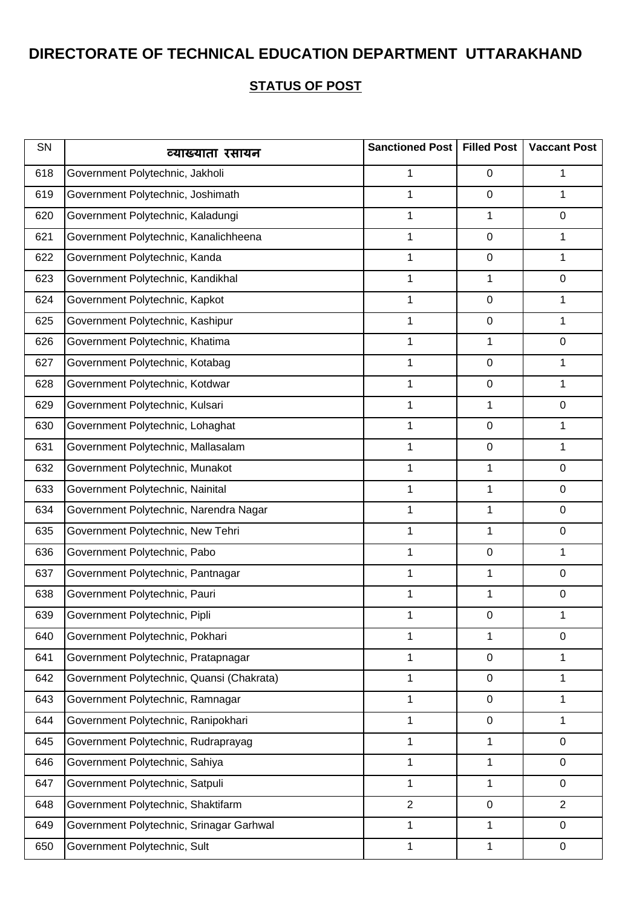# DIRECTORATE OF TECHNICAL EDUCATION DEPARTMENT UTTARAKHAND

## STATUS OF POST

| SN | व्याख्याता रसायन | Sanctioned Post | Filled Post | Vaccant Post |
|---|---|---|---|---|
| 618 | Government Polytechnic, Jakholi | 1 | 0 | 1 |
| 619 | Government Polytechnic, Joshimath | 1 | 0 | 1 |
| 620 | Government Polytechnic, Kaladungi | 1 | 1 | 0 |
| 621 | Government Polytechnic, Kanalichheena | 1 | 0 | 1 |
| 622 | Government Polytechnic, Kanda | 1 | 0 | 1 |
| 623 | Government Polytechnic, Kandikhal | 1 | 1 | 0 |
| 624 | Government Polytechnic, Kapkot | 1 | 0 | 1 |
| 625 | Government Polytechnic, Kashipur | 1 | 0 | 1 |
| 626 | Government Polytechnic, Khatima | 1 | 1 | 0 |
| 627 | Government Polytechnic, Kotabag | 1 | 0 | 1 |
| 628 | Government Polytechnic, Kotdwar | 1 | 0 | 1 |
| 629 | Government Polytechnic, Kulsari | 1 | 1 | 0 |
| 630 | Government Polytechnic, Lohaghat | 1 | 0 | 1 |
| 631 | Government Polytechnic, Mallasalam | 1 | 0 | 1 |
| 632 | Government Polytechnic, Munakot | 1 | 1 | 0 |
| 633 | Government Polytechnic, Nainital | 1 | 1 | 0 |
| 634 | Government Polytechnic, Narendra Nagar | 1 | 1 | 0 |
| 635 | Government Polytechnic, New Tehri | 1 | 1 | 0 |
| 636 | Government Polytechnic, Pabo | 1 | 0 | 1 |
| 637 | Government Polytechnic, Pantnagar | 1 | 1 | 0 |
| 638 | Government Polytechnic, Pauri | 1 | 1 | 0 |
| 639 | Government Polytechnic, Pipli | 1 | 0 | 1 |
| 640 | Government Polytechnic, Pokhari | 1 | 1 | 0 |
| 641 | Government Polytechnic, Pratapnagar | 1 | 0 | 1 |
| 642 | Government Polytechnic, Quansi (Chakrata) | 1 | 0 | 1 |
| 643 | Government Polytechnic, Ramnagar | 1 | 0 | 1 |
| 644 | Government Polytechnic, Ranipokhari | 1 | 0 | 1 |
| 645 | Government Polytechnic, Rudraprayag | 1 | 1 | 0 |
| 646 | Government Polytechnic, Sahiya | 1 | 1 | 0 |
| 647 | Government Polytechnic, Satpuli | 1 | 1 | 0 |
| 648 | Government Polytechnic, Shaktifarm | 2 | 0 | 2 |
| 649 | Government Polytechnic, Srinagar Garhwal | 1 | 1 | 0 |
| 650 | Government Polytechnic, Sult | 1 | 1 | 0 |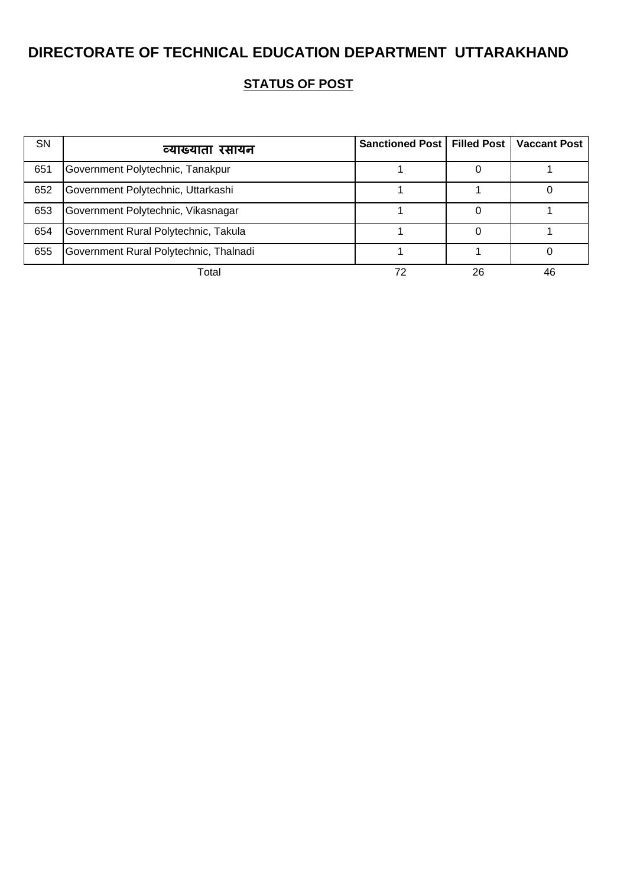# DIRECTORATE OF TECHNICAL EDUCATION DEPARTMENT UTTARAKHAND

## STATUS OF POST

| SN | व्याख्याता रसायन | Sanctioned Post | Filled Post | Vaccant Post |
|---|---|---|---|---|
| 651 | Government Polytechnic, Tanakpur | 1 | 0 | 1 |
| 652 | Government Polytechnic, Uttarkashi | 1 | 1 | 0 |
| 653 | Government Polytechnic, Vikasnagar | 1 | 0 | 1 |
| 654 | Government Rural Polytechnic, Takula | 1 | 0 | 1 |
| 655 | Government Rural Polytechnic, Thalnadi | 1 | 1 | 0 |
| | Total | 72 | 26 | 46 |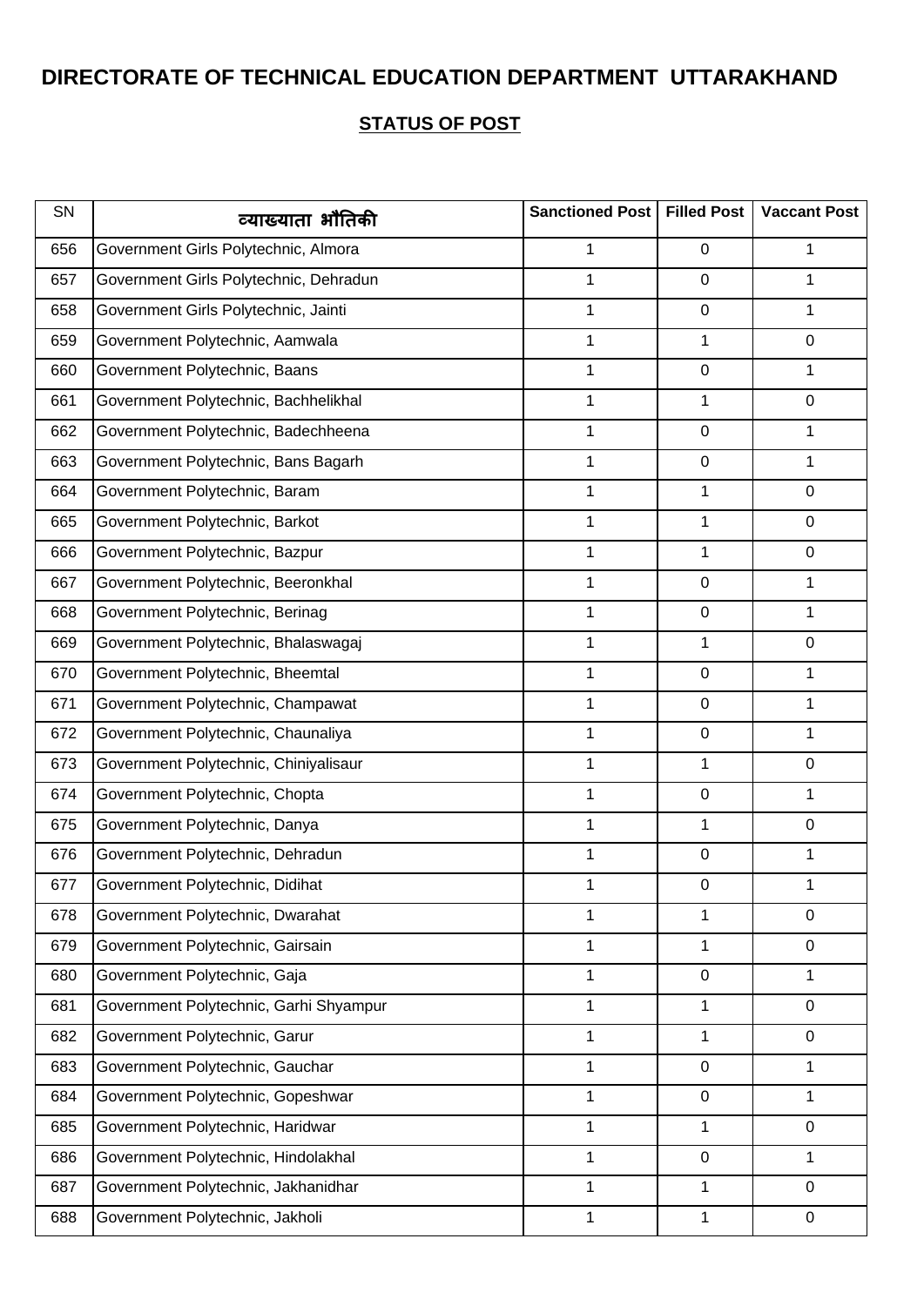# DIRECTORATE OF TECHNICAL EDUCATION DEPARTMENT UTTARAKHAND

## STATUS OF POST

| SN | व्याख्याता भौतिकी | Sanctioned Post | Filled Post | Vaccant Post |
|---|---|---|---|---|
| 656 | Government Girls Polytechnic, Almora | 1 | 0 | 1 |
| 657 | Government Girls Polytechnic, Dehradun | 1 | 0 | 1 |
| 658 | Government Girls Polytechnic, Jainti | 1 | 0 | 1 |
| 659 | Government Polytechnic, Aamwala | 1 | 1 | 0 |
| 660 | Government Polytechnic, Baans | 1 | 0 | 1 |
| 661 | Government Polytechnic, Bachhelikhal | 1 | 1 | 0 |
| 662 | Government Polytechnic, Badechheena | 1 | 0 | 1 |
| 663 | Government Polytechnic, Bans Bagarh | 1 | 0 | 1 |
| 664 | Government Polytechnic, Baram | 1 | 1 | 0 |
| 665 | Government Polytechnic, Barkot | 1 | 1 | 0 |
| 666 | Government Polytechnic, Bazpur | 1 | 1 | 0 |
| 667 | Government Polytechnic, Beeronkhal | 1 | 0 | 1 |
| 668 | Government Polytechnic, Berinag | 1 | 0 | 1 |
| 669 | Government Polytechnic, Bhalaswagaj | 1 | 1 | 0 |
| 670 | Government Polytechnic, Bheemtal | 1 | 0 | 1 |
| 671 | Government Polytechnic, Champawat | 1 | 0 | 1 |
| 672 | Government Polytechnic, Chaunaliya | 1 | 0 | 1 |
| 673 | Government Polytechnic, Chiniyalisaur | 1 | 1 | 0 |
| 674 | Government Polytechnic, Chopta | 1 | 0 | 1 |
| 675 | Government Polytechnic, Danya | 1 | 1 | 0 |
| 676 | Government Polytechnic, Dehradun | 1 | 0 | 1 |
| 677 | Government Polytechnic, Didihat | 1 | 0 | 1 |
| 678 | Government Polytechnic, Dwarahat | 1 | 1 | 0 |
| 679 | Government Polytechnic, Gairsain | 1 | 1 | 0 |
| 680 | Government Polytechnic, Gaja | 1 | 0 | 1 |
| 681 | Government Polytechnic, Garhi Shyampur | 1 | 1 | 0 |
| 682 | Government Polytechnic, Garur | 1 | 1 | 0 |
| 683 | Government Polytechnic, Gauchar | 1 | 0 | 1 |
| 684 | Government Polytechnic, Gopeshwar | 1 | 0 | 1 |
| 685 | Government Polytechnic, Haridwar | 1 | 1 | 0 |
| 686 | Government Polytechnic, Hindolakhal | 1 | 0 | 1 |
| 687 | Government Polytechnic, Jakhanidhar | 1 | 1 | 0 |
| 688 | Government Polytechnic, Jakholi | 1 | 1 | 0 |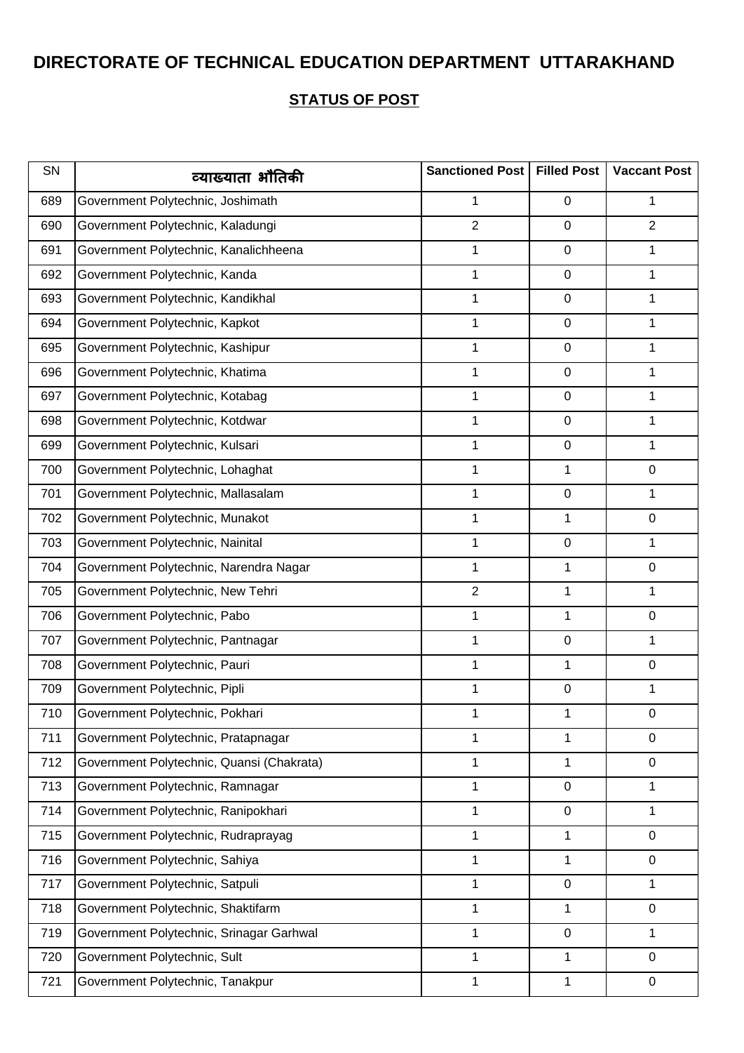# DIRECTORATE OF TECHNICAL EDUCATION DEPARTMENT UTTARAKHAND

## STATUS OF POST

| SN | व्याख्याता भौतिकी | Sanctioned Post | Filled Post | Vaccant Post |
|---|---|---|---|---|
| 689 | Government Polytechnic, Joshimath | 1 | 0 | 1 |
| 690 | Government Polytechnic, Kaladungi | 2 | 0 | 2 |
| 691 | Government Polytechnic, Kanalichheena | 1 | 0 | 1 |
| 692 | Government Polytechnic, Kanda | 1 | 0 | 1 |
| 693 | Government Polytechnic, Kandikhal | 1 | 0 | 1 |
| 694 | Government Polytechnic, Kapkot | 1 | 0 | 1 |
| 695 | Government Polytechnic, Kashipur | 1 | 0 | 1 |
| 696 | Government Polytechnic, Khatima | 1 | 0 | 1 |
| 697 | Government Polytechnic, Kotabag | 1 | 0 | 1 |
| 698 | Government Polytechnic, Kotdwar | 1 | 0 | 1 |
| 699 | Government Polytechnic, Kulsari | 1 | 0 | 1 |
| 700 | Government Polytechnic, Lohaghat | 1 | 1 | 0 |
| 701 | Government Polytechnic, Mallasalam | 1 | 0 | 1 |
| 702 | Government Polytechnic, Munakot | 1 | 1 | 0 |
| 703 | Government Polytechnic, Nainital | 1 | 0 | 1 |
| 704 | Government Polytechnic, Narendra Nagar | 1 | 1 | 0 |
| 705 | Government Polytechnic, New Tehri | 2 | 1 | 1 |
| 706 | Government Polytechnic, Pabo | 1 | 1 | 0 |
| 707 | Government Polytechnic, Pantnagar | 1 | 0 | 1 |
| 708 | Government Polytechnic, Pauri | 1 | 1 | 0 |
| 709 | Government Polytechnic, Pipli | 1 | 0 | 1 |
| 710 | Government Polytechnic, Pokhari | 1 | 1 | 0 |
| 711 | Government Polytechnic, Pratapnagar | 1 | 1 | 0 |
| 712 | Government Polytechnic, Quansi (Chakrata) | 1 | 1 | 0 |
| 713 | Government Polytechnic, Ramnagar | 1 | 0 | 1 |
| 714 | Government Polytechnic, Ranipokhari | 1 | 0 | 1 |
| 715 | Government Polytechnic, Rudraprayag | 1 | 1 | 0 |
| 716 | Government Polytechnic, Sahiya | 1 | 1 | 0 |
| 717 | Government Polytechnic, Satpuli | 1 | 0 | 1 |
| 718 | Government Polytechnic, Shaktifarm | 1 | 1 | 0 |
| 719 | Government Polytechnic, Srinagar Garhwal | 1 | 0 | 1 |
| 720 | Government Polytechnic, Sult | 1 | 1 | 0 |
| 721 | Government Polytechnic, Tanakpur | 1 | 1 | 0 |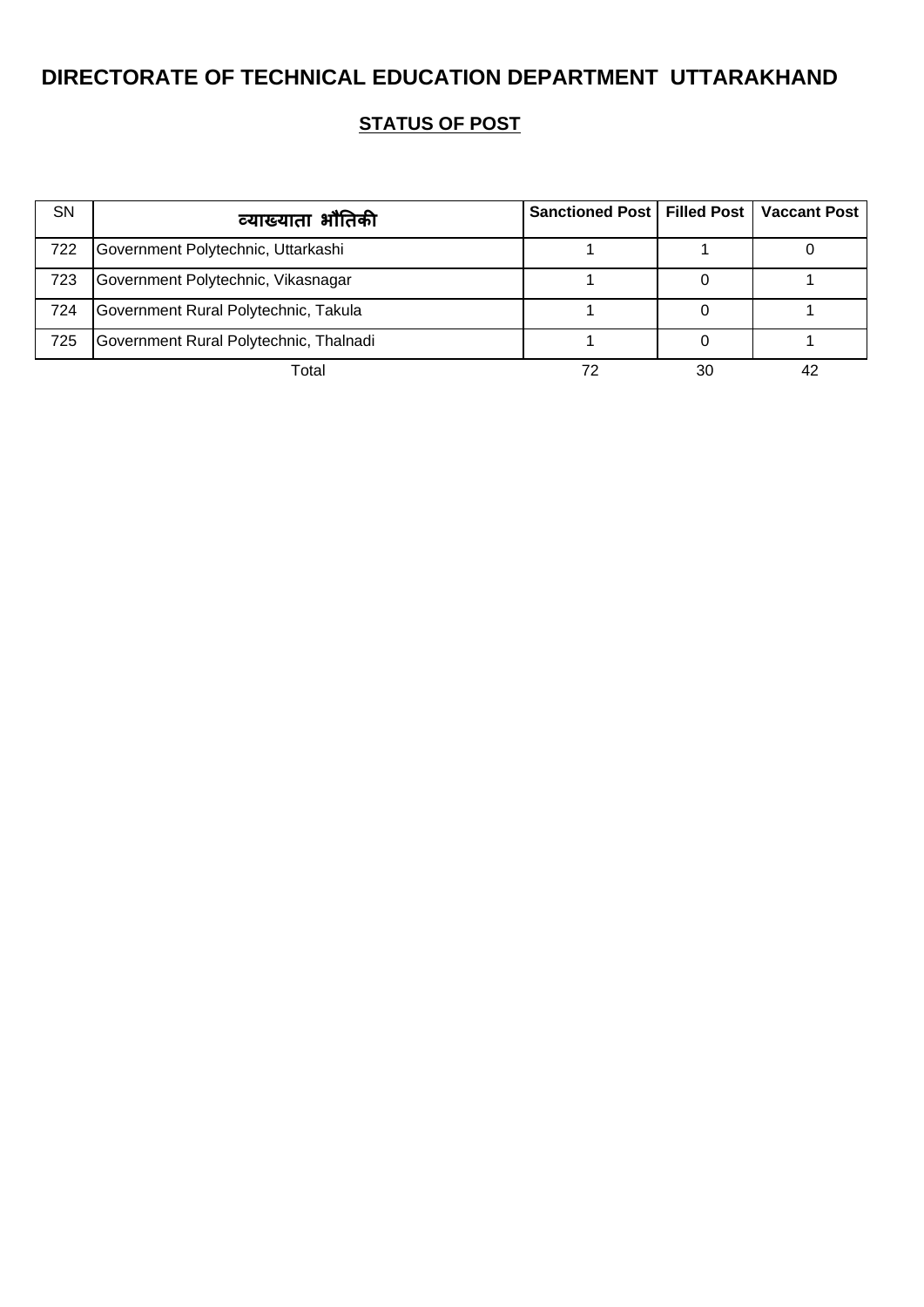# DIRECTORATE OF TECHNICAL EDUCATION DEPARTMENT UTTARAKHAND

## STATUS OF POST

| SN | व्याख्याता भौतिकी | Sanctioned Post | Filled Post | Vaccant Post |
|---|---|---|---|---|
| 722 | Government Polytechnic, Uttarkashi | 1 | 1 | 0 |
| 723 | Government Polytechnic, Vikasnagar | 1 | 0 | 1 |
| 724 | Government Rural Polytechnic, Takula | 1 | 0 | 1 |
| 725 | Government Rural Polytechnic, Thalnadi | 1 | 0 | 1 |
| | Total | 72 | 30 | 42 |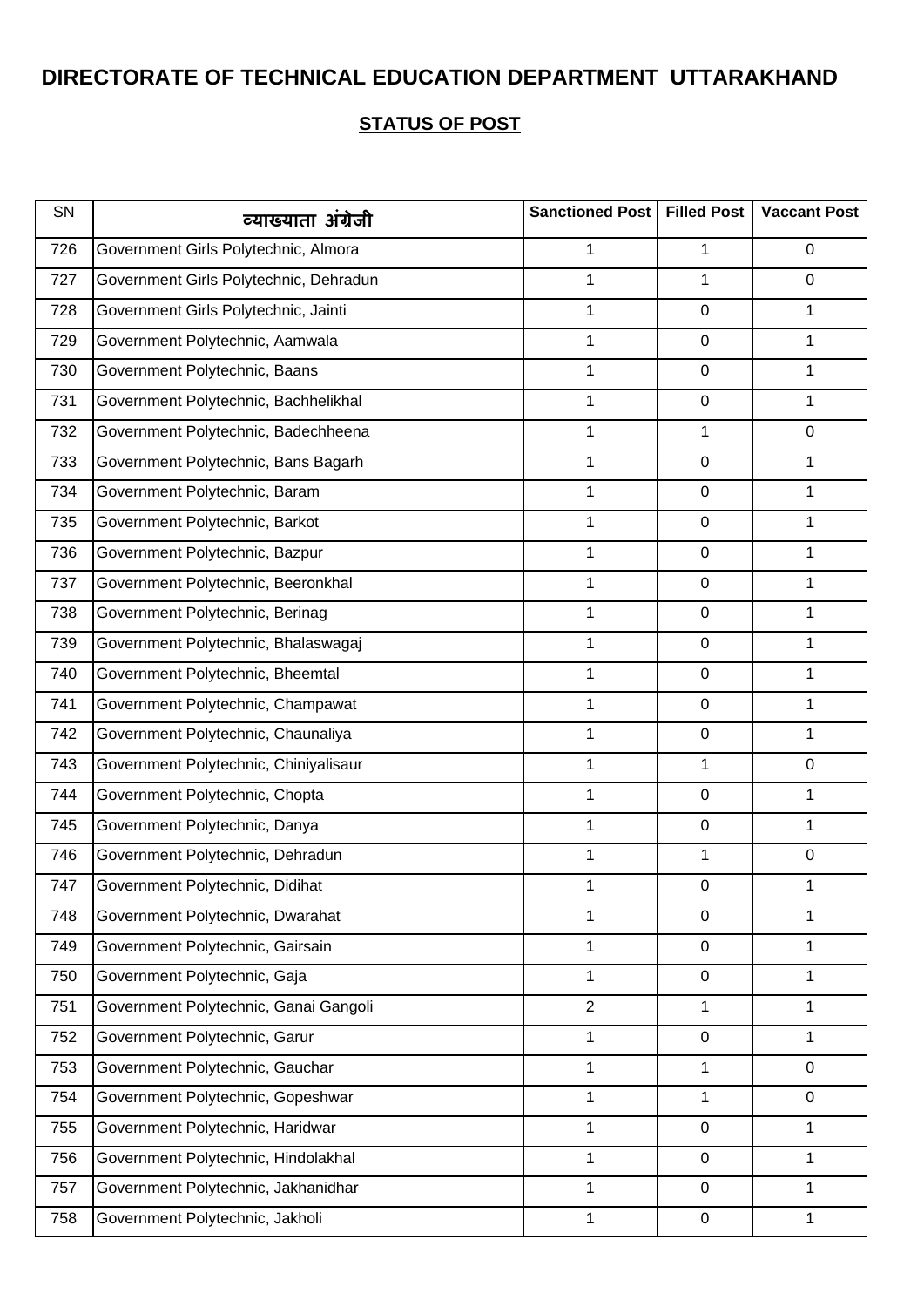# DIRECTORATE OF TECHNICAL EDUCATION DEPARTMENT UTTARAKHAND

## STATUS OF POST

| SN | व्याख्याता अंग्रेजी | Sanctioned Post | Filled Post | Vaccant Post |
|---|---|---|---|---|
| 726 | Government Girls Polytechnic, Almora | 1 | 1 | 0 |
| 727 | Government Girls Polytechnic, Dehradun | 1 | 1 | 0 |
| 728 | Government Girls Polytechnic, Jainti | 1 | 0 | 1 |
| 729 | Government Polytechnic, Aamwala | 1 | 0 | 1 |
| 730 | Government Polytechnic, Baans | 1 | 0 | 1 |
| 731 | Government Polytechnic, Bachhelikhal | 1 | 0 | 1 |
| 732 | Government Polytechnic, Badechheena | 1 | 1 | 0 |
| 733 | Government Polytechnic, Bans Bagarh | 1 | 0 | 1 |
| 734 | Government Polytechnic, Baram | 1 | 0 | 1 |
| 735 | Government Polytechnic, Barkot | 1 | 0 | 1 |
| 736 | Government Polytechnic, Bazpur | 1 | 0 | 1 |
| 737 | Government Polytechnic, Beeronkhal | 1 | 0 | 1 |
| 738 | Government Polytechnic, Berinag | 1 | 0 | 1 |
| 739 | Government Polytechnic, Bhalaswagaj | 1 | 0 | 1 |
| 740 | Government Polytechnic, Bheemtal | 1 | 0 | 1 |
| 741 | Government Polytechnic, Champawat | 1 | 0 | 1 |
| 742 | Government Polytechnic, Chaunaliya | 1 | 0 | 1 |
| 743 | Government Polytechnic, Chiniyalisaur | 1 | 1 | 0 |
| 744 | Government Polytechnic, Chopta | 1 | 0 | 1 |
| 745 | Government Polytechnic, Danya | 1 | 0 | 1 |
| 746 | Government Polytechnic, Dehradun | 1 | 1 | 0 |
| 747 | Government Polytechnic, Didihat | 1 | 0 | 1 |
| 748 | Government Polytechnic, Dwarahat | 1 | 0 | 1 |
| 749 | Government Polytechnic, Gairsain | 1 | 0 | 1 |
| 750 | Government Polytechnic, Gaja | 1 | 0 | 1 |
| 751 | Government Polytechnic, Ganai Gangoli | 2 | 1 | 1 |
| 752 | Government Polytechnic, Garur | 1 | 0 | 1 |
| 753 | Government Polytechnic, Gauchar | 1 | 1 | 0 |
| 754 | Government Polytechnic, Gopeshwar | 1 | 1 | 0 |
| 755 | Government Polytechnic, Haridwar | 1 | 0 | 1 |
| 756 | Government Polytechnic, Hindolakhal | 1 | 0 | 1 |
| 757 | Government Polytechnic, Jakhanidhar | 1 | 0 | 1 |
| 758 | Government Polytechnic, Jakholi | 1 | 0 | 1 |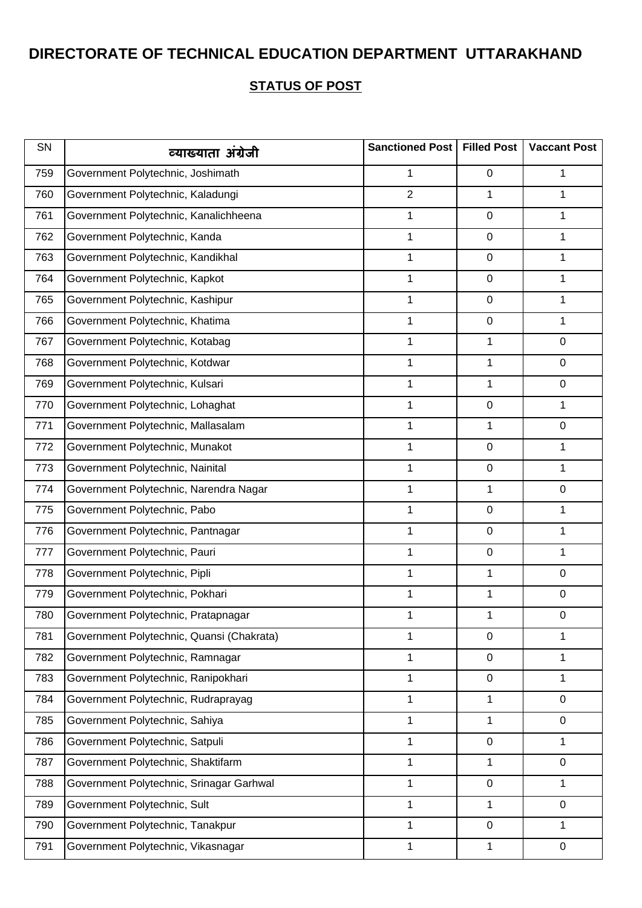# DIRECTORATE OF TECHNICAL EDUCATION DEPARTMENT UTTARAKHAND

## STATUS OF POST

| SN | व्याख्याता अंग्रेजी | Sanctioned Post | Filled Post | Vaccant Post |
|---|---|---|---|---|
| 759 | Government Polytechnic, Joshimath | 1 | 0 | 1 |
| 760 | Government Polytechnic, Kaladungi | 2 | 1 | 1 |
| 761 | Government Polytechnic, Kanalichheena | 1 | 0 | 1 |
| 762 | Government Polytechnic, Kanda | 1 | 0 | 1 |
| 763 | Government Polytechnic, Kandikhal | 1 | 0 | 1 |
| 764 | Government Polytechnic, Kapkot | 1 | 0 | 1 |
| 765 | Government Polytechnic, Kashipur | 1 | 0 | 1 |
| 766 | Government Polytechnic, Khatima | 1 | 0 | 1 |
| 767 | Government Polytechnic, Kotabag | 1 | 1 | 0 |
| 768 | Government Polytechnic, Kotdwar | 1 | 1 | 0 |
| 769 | Government Polytechnic, Kulsari | 1 | 1 | 0 |
| 770 | Government Polytechnic, Lohaghat | 1 | 0 | 1 |
| 771 | Government Polytechnic, Mallasalam | 1 | 1 | 0 |
| 772 | Government Polytechnic, Munakot | 1 | 0 | 1 |
| 773 | Government Polytechnic, Nainital | 1 | 0 | 1 |
| 774 | Government Polytechnic, Narendra Nagar | 1 | 1 | 0 |
| 775 | Government Polytechnic, Pabo | 1 | 0 | 1 |
| 776 | Government Polytechnic, Pantnagar | 1 | 0 | 1 |
| 777 | Government Polytechnic, Pauri | 1 | 0 | 1 |
| 778 | Government Polytechnic, Pipli | 1 | 1 | 0 |
| 779 | Government Polytechnic, Pokhari | 1 | 1 | 0 |
| 780 | Government Polytechnic, Pratapnagar | 1 | 1 | 0 |
| 781 | Government Polytechnic, Quansi (Chakrata) | 1 | 0 | 1 |
| 782 | Government Polytechnic, Ramnagar | 1 | 0 | 1 |
| 783 | Government Polytechnic, Ranipokhari | 1 | 0 | 1 |
| 784 | Government Polytechnic, Rudraprayag | 1 | 1 | 0 |
| 785 | Government Polytechnic, Sahiya | 1 | 1 | 0 |
| 786 | Government Polytechnic, Satpuli | 1 | 0 | 1 |
| 787 | Government Polytechnic, Shaktifarm | 1 | 1 | 0 |
| 788 | Government Polytechnic, Srinagar Garhwal | 1 | 0 | 1 |
| 789 | Government Polytechnic, Sult | 1 | 1 | 0 |
| 790 | Government Polytechnic, Tanakpur | 1 | 0 | 1 |
| 791 | Government Polytechnic, Vikasnagar | 1 | 1 | 0 |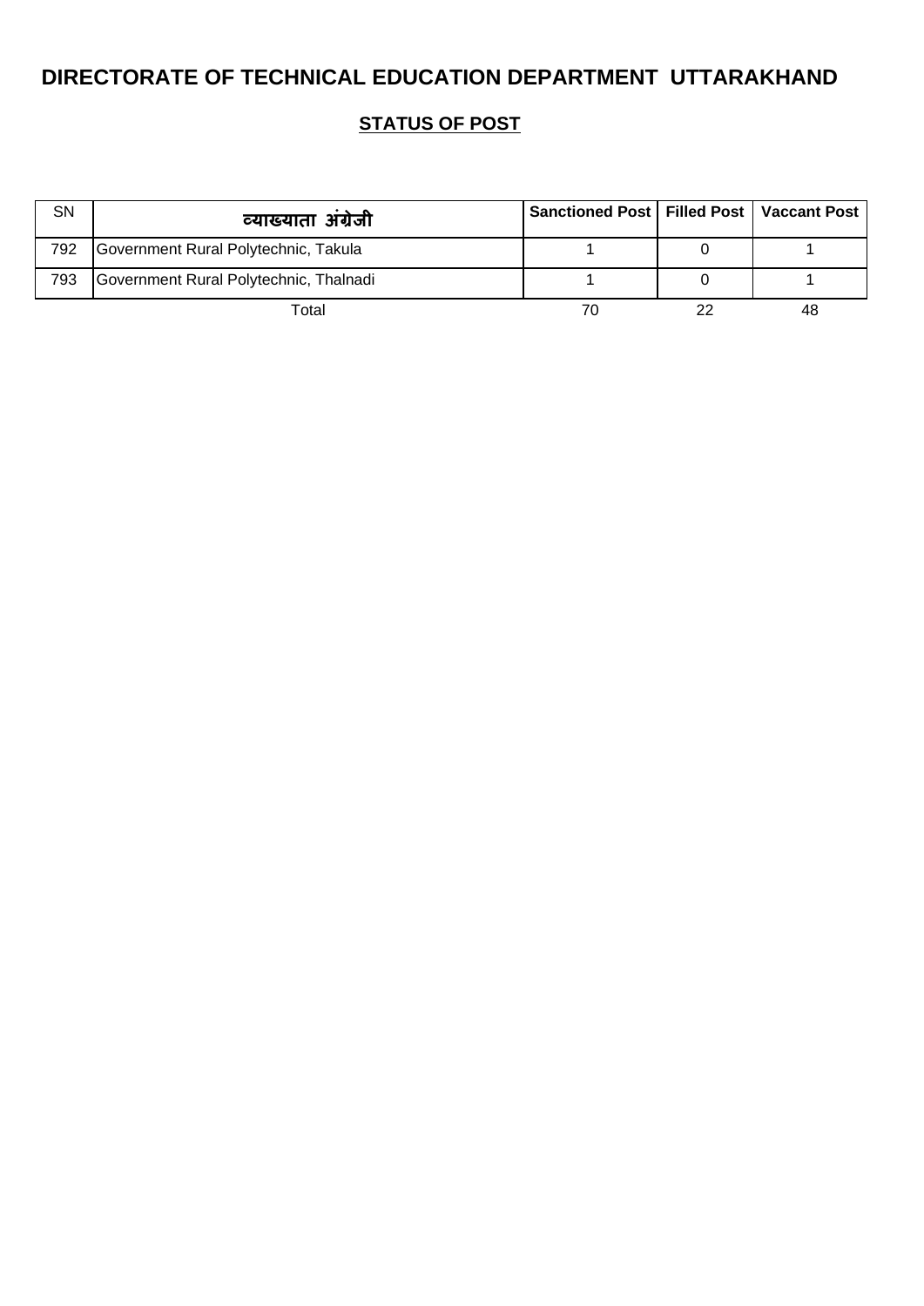# DIRECTORATE OF TECHNICAL EDUCATION DEPARTMENT UTTARAKHAND

## STATUS OF POST

| SN | व्याख्याता अंग्रेजी | Sanctioned Post | Filled Post | Vaccant Post |
|---|---|---|---|---|
| 792 | Government Rural Polytechnic, Takula | 1 | 0 | 1 |
| 793 | Government Rural Polytechnic, Thalnadi | 1 | 0 | 1 |
| | Total | 70 | 22 | 48 |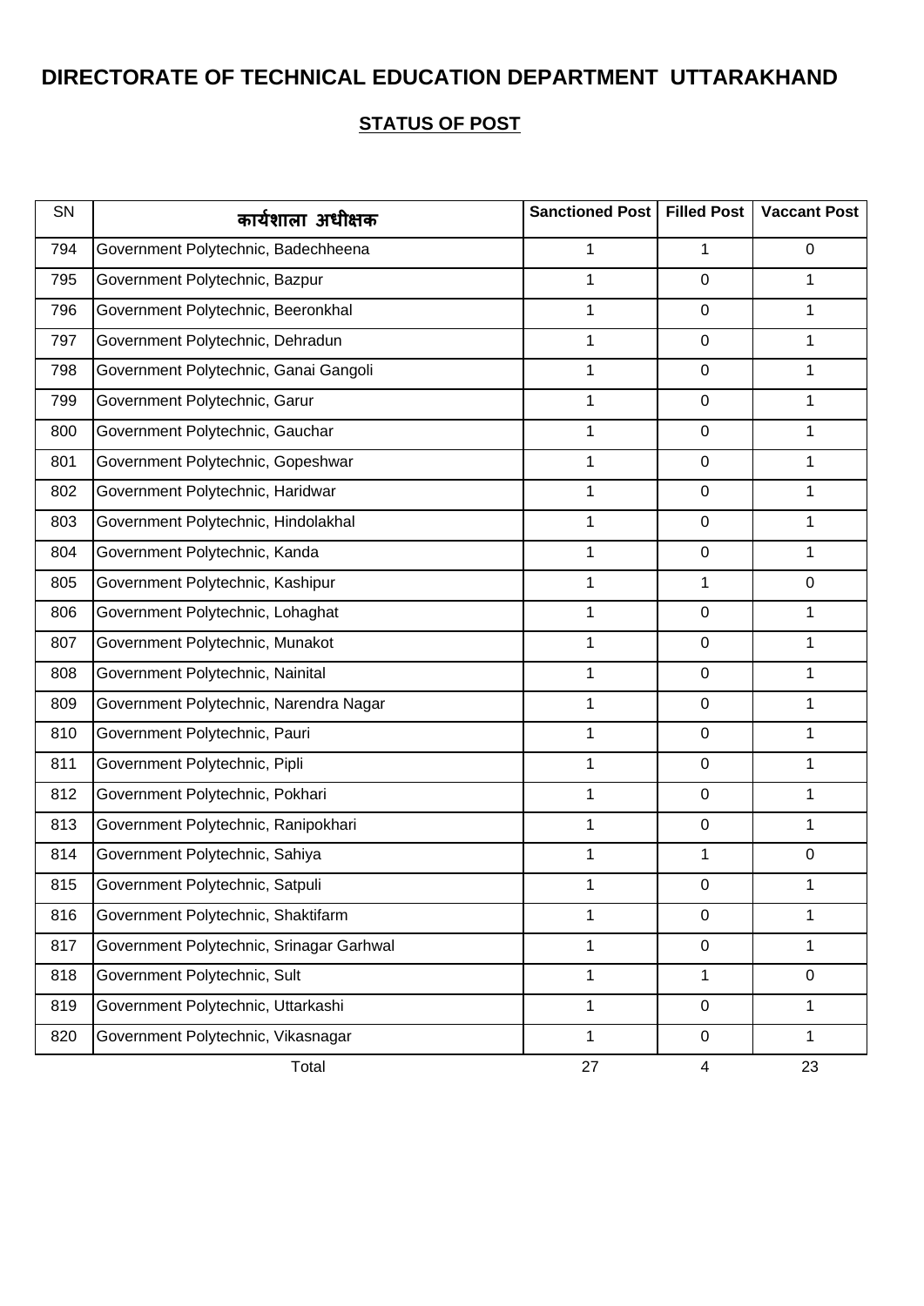# DIRECTORATE OF TECHNICAL EDUCATION DEPARTMENT UTTARAKHAND

## STATUS OF POST

| SN | कार्यशाला अधीक्षक | Sanctioned Post | Filled Post | Vaccant Post |
|---|---|---|---|---|
| 794 | Government Polytechnic, Badechheena | 1 | 1 | 0 |
| 795 | Government Polytechnic, Bazpur | 1 | 0 | 1 |
| 796 | Government Polytechnic, Beeronkhal | 1 | 0 | 1 |
| 797 | Government Polytechnic, Dehradun | 1 | 0 | 1 |
| 798 | Government Polytechnic, Ganai Gangoli | 1 | 0 | 1 |
| 799 | Government Polytechnic, Garur | 1 | 0 | 1 |
| 800 | Government Polytechnic, Gauchar | 1 | 0 | 1 |
| 801 | Government Polytechnic, Gopeshwar | 1 | 0 | 1 |
| 802 | Government Polytechnic, Haridwar | 1 | 0 | 1 |
| 803 | Government Polytechnic, Hindolakhal | 1 | 0 | 1 |
| 804 | Government Polytechnic, Kanda | 1 | 0 | 1 |
| 805 | Government Polytechnic, Kashipur | 1 | 1 | 0 |
| 806 | Government Polytechnic, Lohaghat | 1 | 0 | 1 |
| 807 | Government Polytechnic, Munakot | 1 | 0 | 1 |
| 808 | Government Polytechnic, Nainital | 1 | 0 | 1 |
| 809 | Government Polytechnic, Narendra Nagar | 1 | 0 | 1 |
| 810 | Government Polytechnic, Pauri | 1 | 0 | 1 |
| 811 | Government Polytechnic, Pipli | 1 | 0 | 1 |
| 812 | Government Polytechnic, Pokhari | 1 | 0 | 1 |
| 813 | Government Polytechnic, Ranipokhari | 1 | 0 | 1 |
| 814 | Government Polytechnic, Sahiya | 1 | 1 | 0 |
| 815 | Government Polytechnic, Satpuli | 1 | 0 | 1 |
| 816 | Government Polytechnic, Shaktifarm | 1 | 0 | 1 |
| 817 | Government Polytechnic, Srinagar Garhwal | 1 | 0 | 1 |
| 818 | Government Polytechnic, Sult | 1 | 1 | 0 |
| 819 | Government Polytechnic, Uttarkashi | 1 | 0 | 1 |
| 820 | Government Polytechnic, Vikasnagar | 1 | 0 | 1 |
| | Total | 27 | 4 | 23 |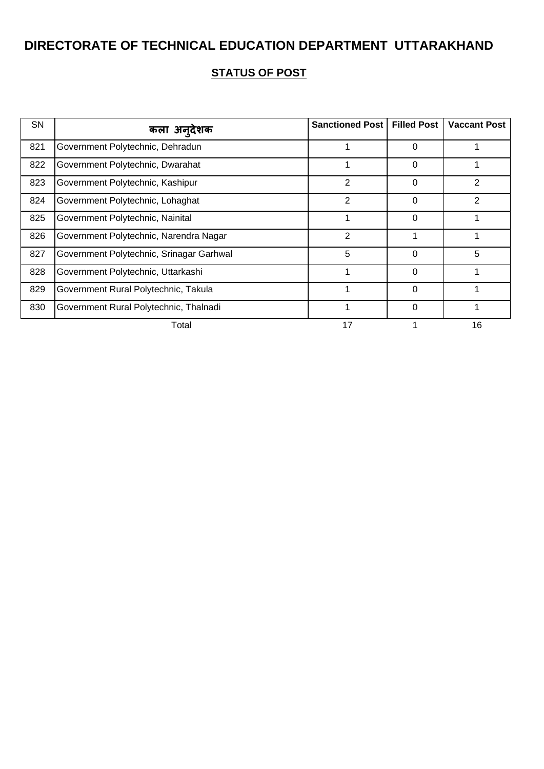# DIRECTORATE OF TECHNICAL EDUCATION DEPARTMENT UTTARAKHAND

## STATUS OF POST

| SN | कला अनुदेशक | Sanctioned Post | Filled Post | Vaccant Post |
|---|---|---|---|---|
| 821 | Government Polytechnic, Dehradun | 1 | 0 | 1 |
| 822 | Government Polytechnic, Dwarahat | 1 | 0 | 1 |
| 823 | Government Polytechnic, Kashipur | 2 | 0 | 2 |
| 824 | Government Polytechnic, Lohaghat | 2 | 0 | 2 |
| 825 | Government Polytechnic, Nainital | 1 | 0 | 1 |
| 826 | Government Polytechnic, Narendra Nagar | 2 | 1 | 1 |
| 827 | Government Polytechnic, Srinagar Garhwal | 5 | 0 | 5 |
| 828 | Government Polytechnic, Uttarkashi | 1 | 0 | 1 |
| 829 | Government Rural Polytechnic, Takula | 1 | 0 | 1 |
| 830 | Government Rural Polytechnic, Thalnadi | 1 | 0 | 1 |
| | Total | 17 | 1 | 16 |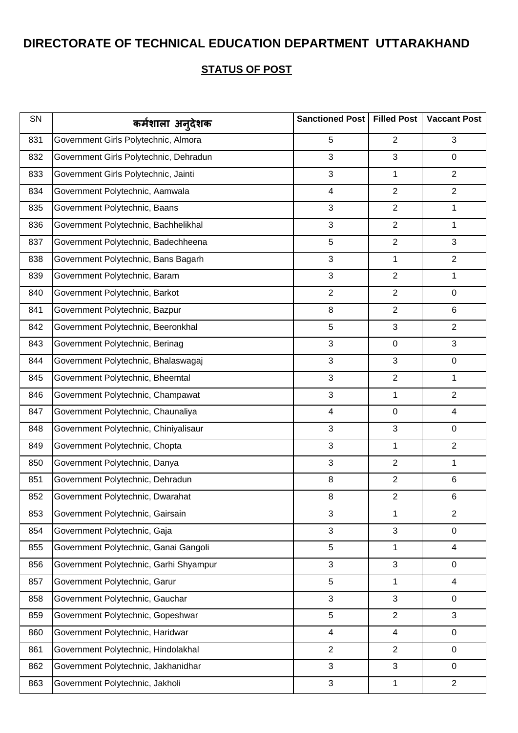# DIRECTORATE OF TECHNICAL EDUCATION DEPARTMENT UTTARAKHAND

## STATUS OF POST

| SN | कर्मशाला अनुदेशक | Sanctioned Post | Filled Post | Vaccant Post |
|---|---|---|---|---|
| 831 | Government Girls Polytechnic, Almora | 5 | 2 | 3 |
| 832 | Government Girls Polytechnic, Dehradun | 3 | 3 | 0 |
| 833 | Government Girls Polytechnic, Jainti | 3 | 1 | 2 |
| 834 | Government Polytechnic, Aamwala | 4 | 2 | 2 |
| 835 | Government Polytechnic, Baans | 3 | 2 | 1 |
| 836 | Government Polytechnic, Bachhelikhal | 3 | 2 | 1 |
| 837 | Government Polytechnic, Badechheena | 5 | 2 | 3 |
| 838 | Government Polytechnic, Bans Bagarh | 3 | 1 | 2 |
| 839 | Government Polytechnic, Baram | 3 | 2 | 1 |
| 840 | Government Polytechnic, Barkot | 2 | 2 | 0 |
| 841 | Government Polytechnic, Bazpur | 8 | 2 | 6 |
| 842 | Government Polytechnic, Beeronkhal | 5 | 3 | 2 |
| 843 | Government Polytechnic, Berinag | 3 | 0 | 3 |
| 844 | Government Polytechnic, Bhalaswagaj | 3 | 3 | 0 |
| 845 | Government Polytechnic, Bheemtal | 3 | 2 | 1 |
| 846 | Government Polytechnic, Champawat | 3 | 1 | 2 |
| 847 | Government Polytechnic, Chaunaliya | 4 | 0 | 4 |
| 848 | Government Polytechnic, Chiniyalisaur | 3 | 3 | 0 |
| 849 | Government Polytechnic, Chopta | 3 | 1 | 2 |
| 850 | Government Polytechnic, Danya | 3 | 2 | 1 |
| 851 | Government Polytechnic, Dehradun | 8 | 2 | 6 |
| 852 | Government Polytechnic, Dwarahat | 8 | 2 | 6 |
| 853 | Government Polytechnic, Gairsain | 3 | 1 | 2 |
| 854 | Government Polytechnic, Gaja | 3 | 3 | 0 |
| 855 | Government Polytechnic, Ganai Gangoli | 5 | 1 | 4 |
| 856 | Government Polytechnic, Garhi Shyampur | 3 | 3 | 0 |
| 857 | Government Polytechnic, Garur | 5 | 1 | 4 |
| 858 | Government Polytechnic, Gauchar | 3 | 3 | 0 |
| 859 | Government Polytechnic, Gopeshwar | 5 | 2 | 3 |
| 860 | Government Polytechnic, Haridwar | 4 | 4 | 0 |
| 861 | Government Polytechnic, Hindolakhal | 2 | 2 | 0 |
| 862 | Government Polytechnic, Jakhanidhar | 3 | 3 | 0 |
| 863 | Government Polytechnic, Jakholi | 3 | 1 | 2 |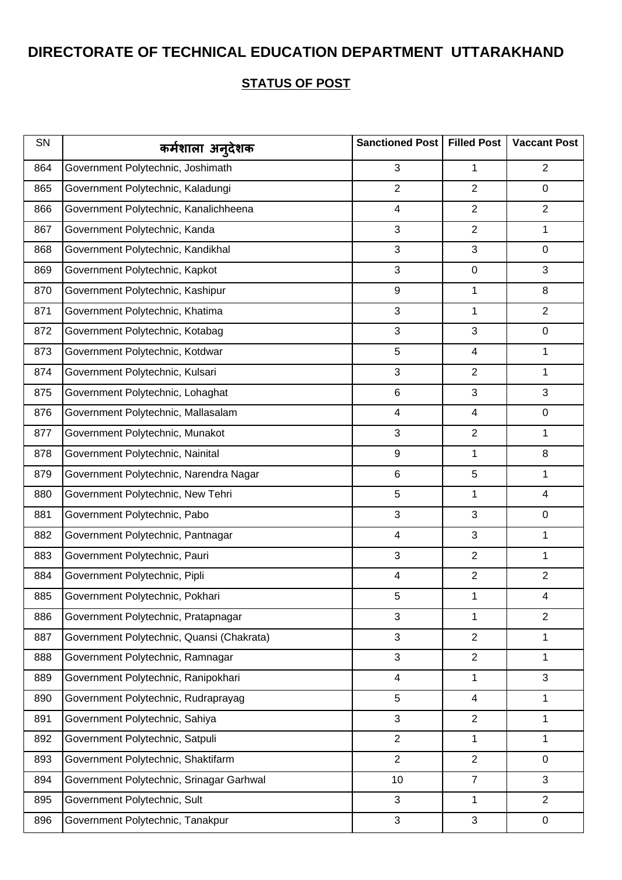# DIRECTORATE OF TECHNICAL EDUCATION DEPARTMENT UTTARAKHAND

## STATUS OF POST

| SN | कर्मशाला अनुदेशक | Sanctioned Post | Filled Post | Vaccant Post |
|---|---|---|---|---|
| 864 | Government Polytechnic, Joshimath | 3 | 1 | 2 |
| 865 | Government Polytechnic, Kaladungi | 2 | 2 | 0 |
| 866 | Government Polytechnic, Kanalichheena | 4 | 2 | 2 |
| 867 | Government Polytechnic, Kanda | 3 | 2 | 1 |
| 868 | Government Polytechnic, Kandikhal | 3 | 3 | 0 |
| 869 | Government Polytechnic, Kapkot | 3 | 0 | 3 |
| 870 | Government Polytechnic, Kashipur | 9 | 1 | 8 |
| 871 | Government Polytechnic, Khatima | 3 | 1 | 2 |
| 872 | Government Polytechnic, Kotabag | 3 | 3 | 0 |
| 873 | Government Polytechnic, Kotdwar | 5 | 4 | 1 |
| 874 | Government Polytechnic, Kulsari | 3 | 2 | 1 |
| 875 | Government Polytechnic, Lohaghat | 6 | 3 | 3 |
| 876 | Government Polytechnic, Mallasalam | 4 | 4 | 0 |
| 877 | Government Polytechnic, Munakot | 3 | 2 | 1 |
| 878 | Government Polytechnic, Nainital | 9 | 1 | 8 |
| 879 | Government Polytechnic, Narendra Nagar | 6 | 5 | 1 |
| 880 | Government Polytechnic, New Tehri | 5 | 1 | 4 |
| 881 | Government Polytechnic, Pabo | 3 | 3 | 0 |
| 882 | Government Polytechnic, Pantnagar | 4 | 3 | 1 |
| 883 | Government Polytechnic, Pauri | 3 | 2 | 1 |
| 884 | Government Polytechnic, Pipli | 4 | 2 | 2 |
| 885 | Government Polytechnic, Pokhari | 5 | 1 | 4 |
| 886 | Government Polytechnic, Pratapnagar | 3 | 1 | 2 |
| 887 | Government Polytechnic, Quansi (Chakrata) | 3 | 2 | 1 |
| 888 | Government Polytechnic, Ramnagar | 3 | 2 | 1 |
| 889 | Government Polytechnic, Ranipokhari | 4 | 1 | 3 |
| 890 | Government Polytechnic, Rudraprayag | 5 | 4 | 1 |
| 891 | Government Polytechnic, Sahiya | 3 | 2 | 1 |
| 892 | Government Polytechnic, Satpuli | 2 | 1 | 1 |
| 893 | Government Polytechnic, Shaktifarm | 2 | 2 | 0 |
| 894 | Government Polytechnic, Srinagar Garhwal | 10 | 7 | 3 |
| 895 | Government Polytechnic, Sult | 3 | 1 | 2 |
| 896 | Government Polytechnic, Tanakpur | 3 | 3 | 0 |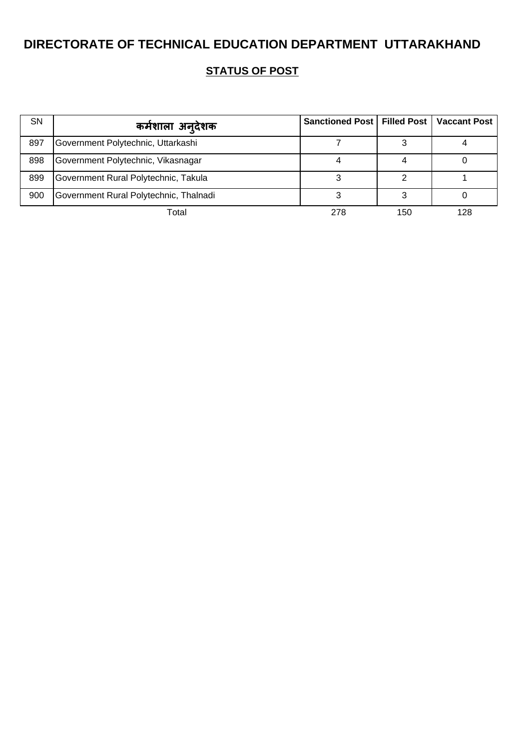# DIRECTORATE OF TECHNICAL EDUCATION DEPARTMENT UTTARAKHAND

## STATUS OF POST

| SN | कर्मशाला अनुदेशक | Sanctioned Post | Filled Post | Vaccant Post |
|---|---|---|---|---|
| 897 | Government Polytechnic, Uttarkashi | 7 | 3 | 4 |
| 898 | Government Polytechnic, Vikasnagar | 4 | 4 | 0 |
| 899 | Government Rural Polytechnic, Takula | 3 | 2 | 1 |
| 900 | Government Rural Polytechnic, Thalnadi | 3 | 3 | 0 |
| | Total | 278 | 150 | 128 |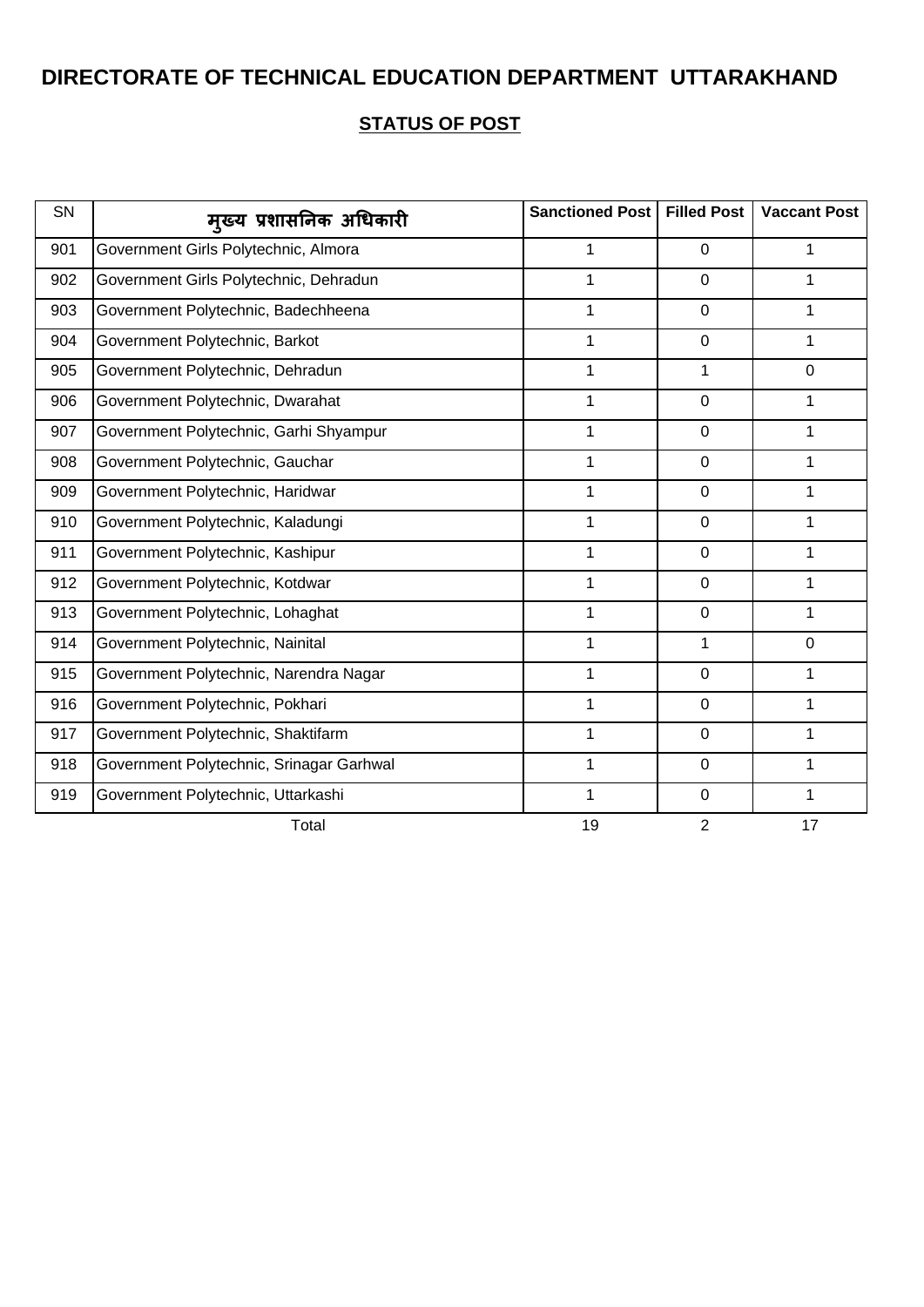# DIRECTORATE OF TECHNICAL EDUCATION DEPARTMENT UTTARAKHAND

## STATUS OF POST

| SN | मुख्य प्रशासनिक अधिकारी | Sanctioned Post | Filled Post | Vaccant Post |
|---|---|---|---|---|
| 901 | Government Girls Polytechnic, Almora | 1 | 0 | 1 |
| 902 | Government Girls Polytechnic, Dehradun | 1 | 0 | 1 |
| 903 | Government Polytechnic, Badechheena | 1 | 0 | 1 |
| 904 | Government Polytechnic, Barkot | 1 | 0 | 1 |
| 905 | Government Polytechnic, Dehradun | 1 | 1 | 0 |
| 906 | Government Polytechnic, Dwarahat | 1 | 0 | 1 |
| 907 | Government Polytechnic, Garhi Shyampur | 1 | 0 | 1 |
| 908 | Government Polytechnic, Gauchar | 1 | 0 | 1 |
| 909 | Government Polytechnic, Haridwar | 1 | 0 | 1 |
| 910 | Government Polytechnic, Kaladungi | 1 | 0 | 1 |
| 911 | Government Polytechnic, Kashipur | 1 | 0 | 1 |
| 912 | Government Polytechnic, Kotdwar | 1 | 0 | 1 |
| 913 | Government Polytechnic, Lohaghat | 1 | 0 | 1 |
| 914 | Government Polytechnic, Nainital | 1 | 1 | 0 |
| 915 | Government Polytechnic, Narendra Nagar | 1 | 0 | 1 |
| 916 | Government Polytechnic, Pokhari | 1 | 0 | 1 |
| 917 | Government Polytechnic, Shaktifarm | 1 | 0 | 1 |
| 918 | Government Polytechnic, Srinagar Garhwal | 1 | 0 | 1 |
| 919 | Government Polytechnic, Uttarkashi | 1 | 0 | 1 |
| | Total | 19 | 2 | 17 |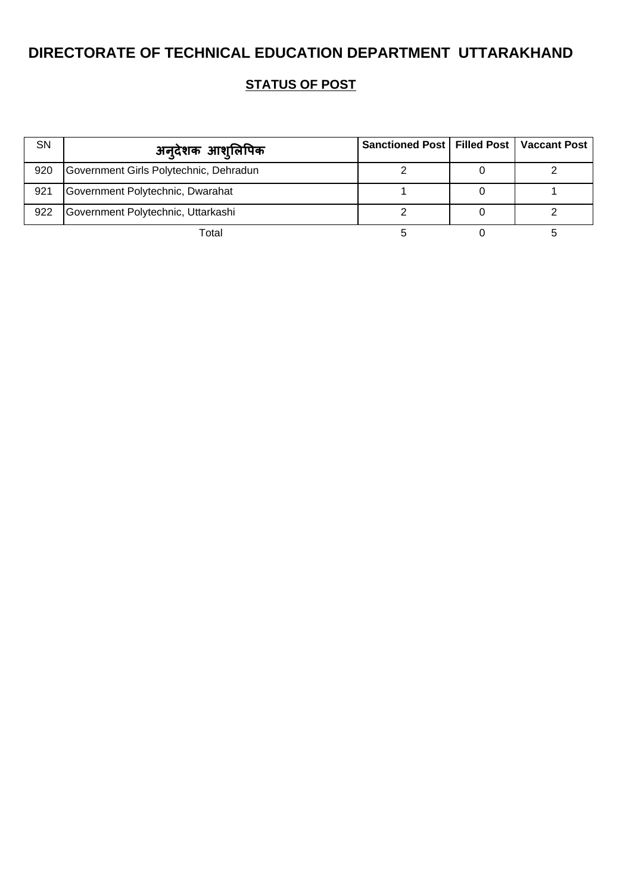# DIRECTORATE OF TECHNICAL EDUCATION DEPARTMENT UTTARAKHAND

## STATUS OF POST

| SN | अनुदेशक आशुलिपिक | Sanctioned Post | Filled Post | Vaccant Post |
|---|---|---|---|---|
| 920 | Government Girls Polytechnic, Dehradun | 2 | 0 | 2 |
| 921 | Government Polytechnic, Dwarahat | 1 | 0 | 1 |
| 922 | Government Polytechnic, Uttarkashi | 2 | 0 | 2 |
| | Total | 5 | 0 | 5 |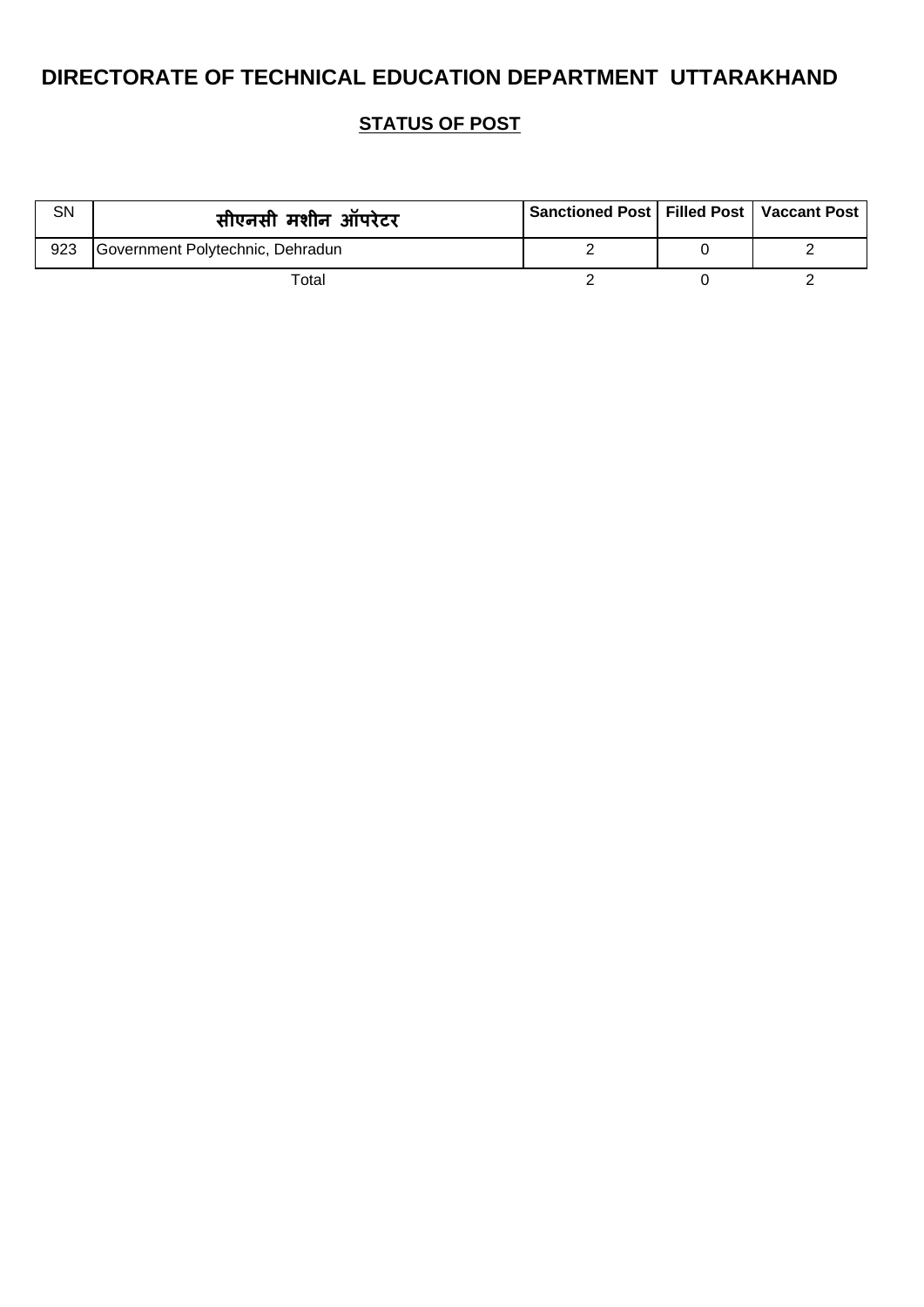# DIRECTORATE OF TECHNICAL EDUCATION DEPARTMENT UTTARAKHAND

## STATUS OF POST

| SN | सीएनसी मशीन ऑपरेटर | Sanctioned Post | Filled Post | Vaccant Post |
|---|---|---|---|---|
| 923 | Government Polytechnic, Dehradun | 2 | 0 | 2 |
| | Total | 2 | 0 | 2 |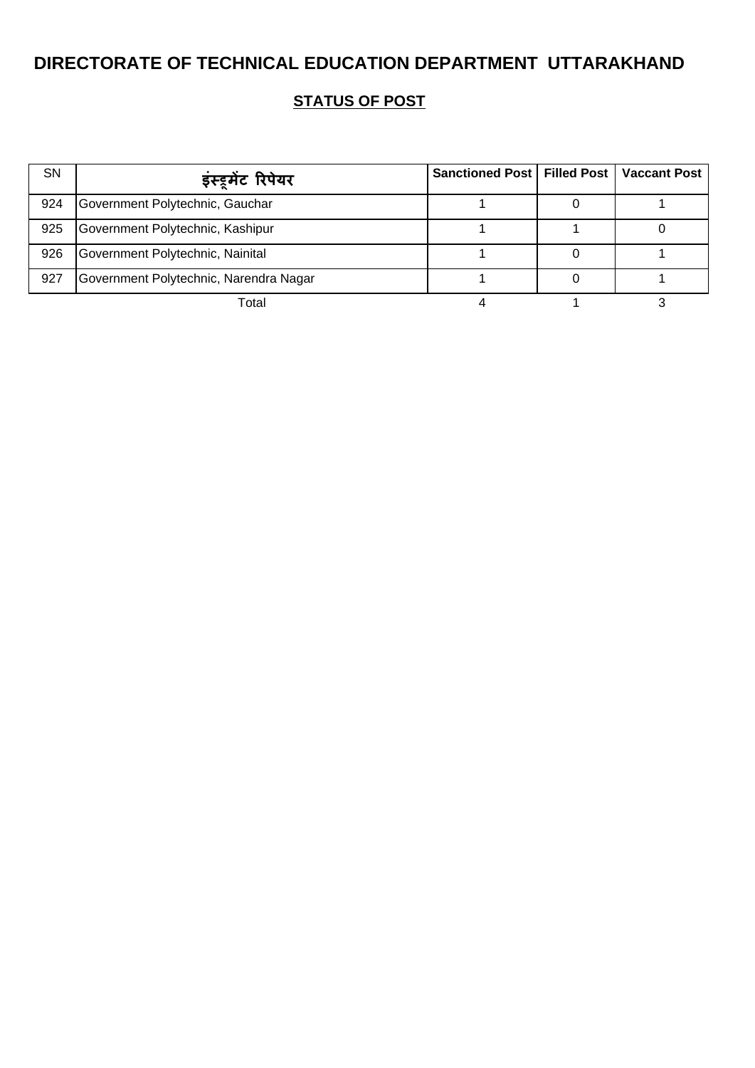# DIRECTORATE OF TECHNICAL EDUCATION DEPARTMENT UTTARAKHAND

## STATUS OF POST

| SN | इंस्ट्रूमेंट रिपेयर | Sanctioned Post | Filled Post | Vaccant Post |
|---|---|---|---|---|
| 924 | Government Polytechnic, Gauchar | 1 | 0 | 1 |
| 925 | Government Polytechnic, Kashipur | 1 | 1 | 0 |
| 926 | Government Polytechnic, Nainital | 1 | 0 | 1 |
| 927 | Government Polytechnic, Narendra Nagar | 1 | 0 | 1 |
| | Total | 4 | 1 | 3 |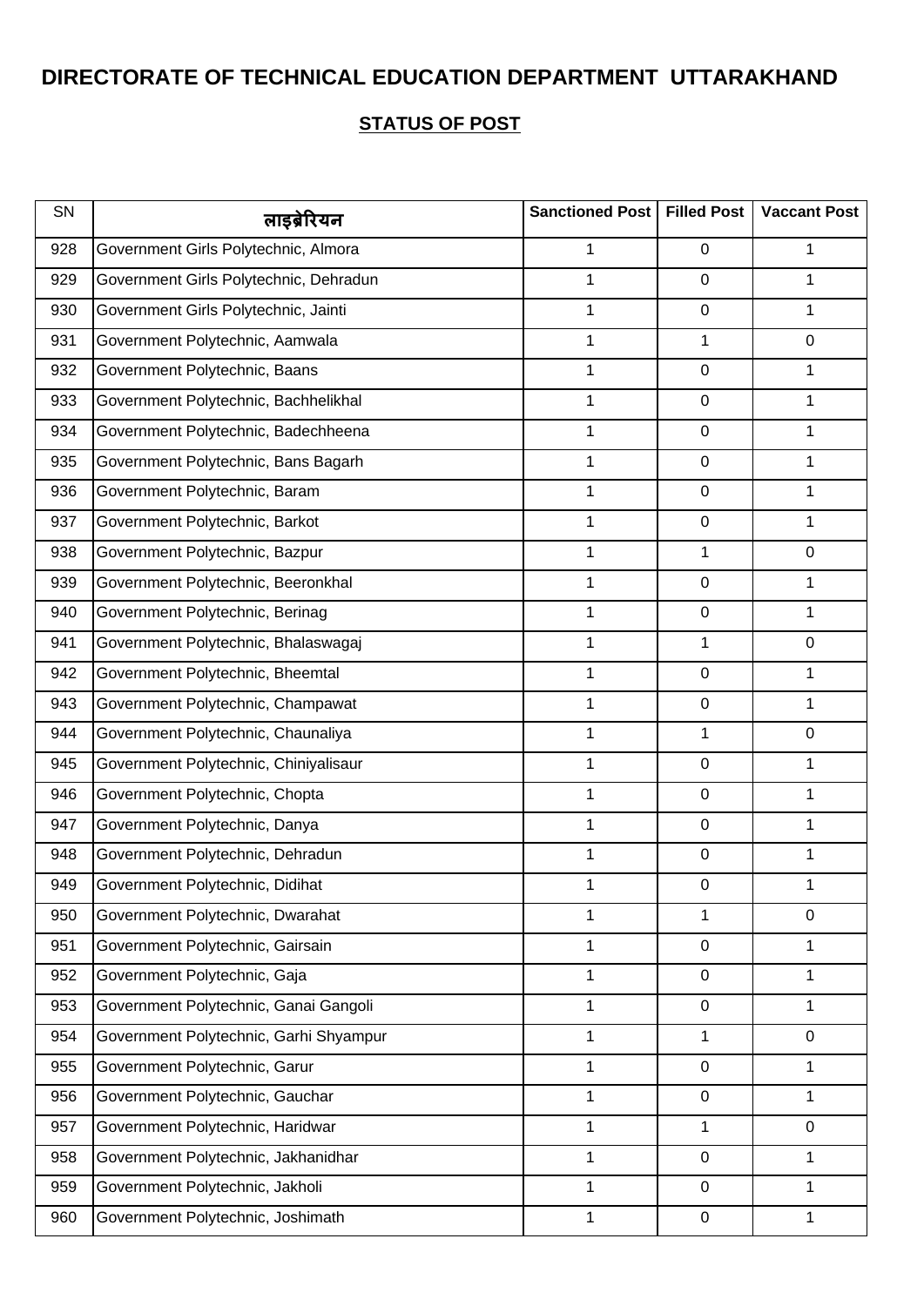# DIRECTORATE OF TECHNICAL EDUCATION DEPARTMENT UTTARAKHAND

## STATUS OF POST

| SN | लाइब्रेरियन | Sanctioned Post | Filled Post | Vaccant Post |
|---|---|---|---|---|
| 928 | Government Girls Polytechnic, Almora | 1 | 0 | 1 |
| 929 | Government Girls Polytechnic, Dehradun | 1 | 0 | 1 |
| 930 | Government Girls Polytechnic, Jainti | 1 | 0 | 1 |
| 931 | Government Polytechnic, Aamwala | 1 | 1 | 0 |
| 932 | Government Polytechnic, Baans | 1 | 0 | 1 |
| 933 | Government Polytechnic, Bachhelikhal | 1 | 0 | 1 |
| 934 | Government Polytechnic, Badechheena | 1 | 0 | 1 |
| 935 | Government Polytechnic, Bans Bagarh | 1 | 0 | 1 |
| 936 | Government Polytechnic, Baram | 1 | 0 | 1 |
| 937 | Government Polytechnic, Barkot | 1 | 0 | 1 |
| 938 | Government Polytechnic, Bazpur | 1 | 1 | 0 |
| 939 | Government Polytechnic, Beeronkhal | 1 | 0 | 1 |
| 940 | Government Polytechnic, Berinag | 1 | 0 | 1 |
| 941 | Government Polytechnic, Bhalaswagaj | 1 | 1 | 0 |
| 942 | Government Polytechnic, Bheemtal | 1 | 0 | 1 |
| 943 | Government Polytechnic, Champawat | 1 | 0 | 1 |
| 944 | Government Polytechnic, Chaunaliya | 1 | 1 | 0 |
| 945 | Government Polytechnic, Chiniyalisaur | 1 | 0 | 1 |
| 946 | Government Polytechnic, Chopta | 1 | 0 | 1 |
| 947 | Government Polytechnic, Danya | 1 | 0 | 1 |
| 948 | Government Polytechnic, Dehradun | 1 | 0 | 1 |
| 949 | Government Polytechnic, Didihat | 1 | 0 | 1 |
| 950 | Government Polytechnic, Dwarahat | 1 | 1 | 0 |
| 951 | Government Polytechnic, Gairsain | 1 | 0 | 1 |
| 952 | Government Polytechnic, Gaja | 1 | 0 | 1 |
| 953 | Government Polytechnic, Ganai Gangoli | 1 | 0 | 1 |
| 954 | Government Polytechnic, Garhi Shyampur | 1 | 1 | 0 |
| 955 | Government Polytechnic, Garur | 1 | 0 | 1 |
| 956 | Government Polytechnic, Gauchar | 1 | 0 | 1 |
| 957 | Government Polytechnic, Haridwar | 1 | 1 | 0 |
| 958 | Government Polytechnic, Jakhanidhar | 1 | 0 | 1 |
| 959 | Government Polytechnic, Jakholi | 1 | 0 | 1 |
| 960 | Government Polytechnic, Joshimath | 1 | 0 | 1 |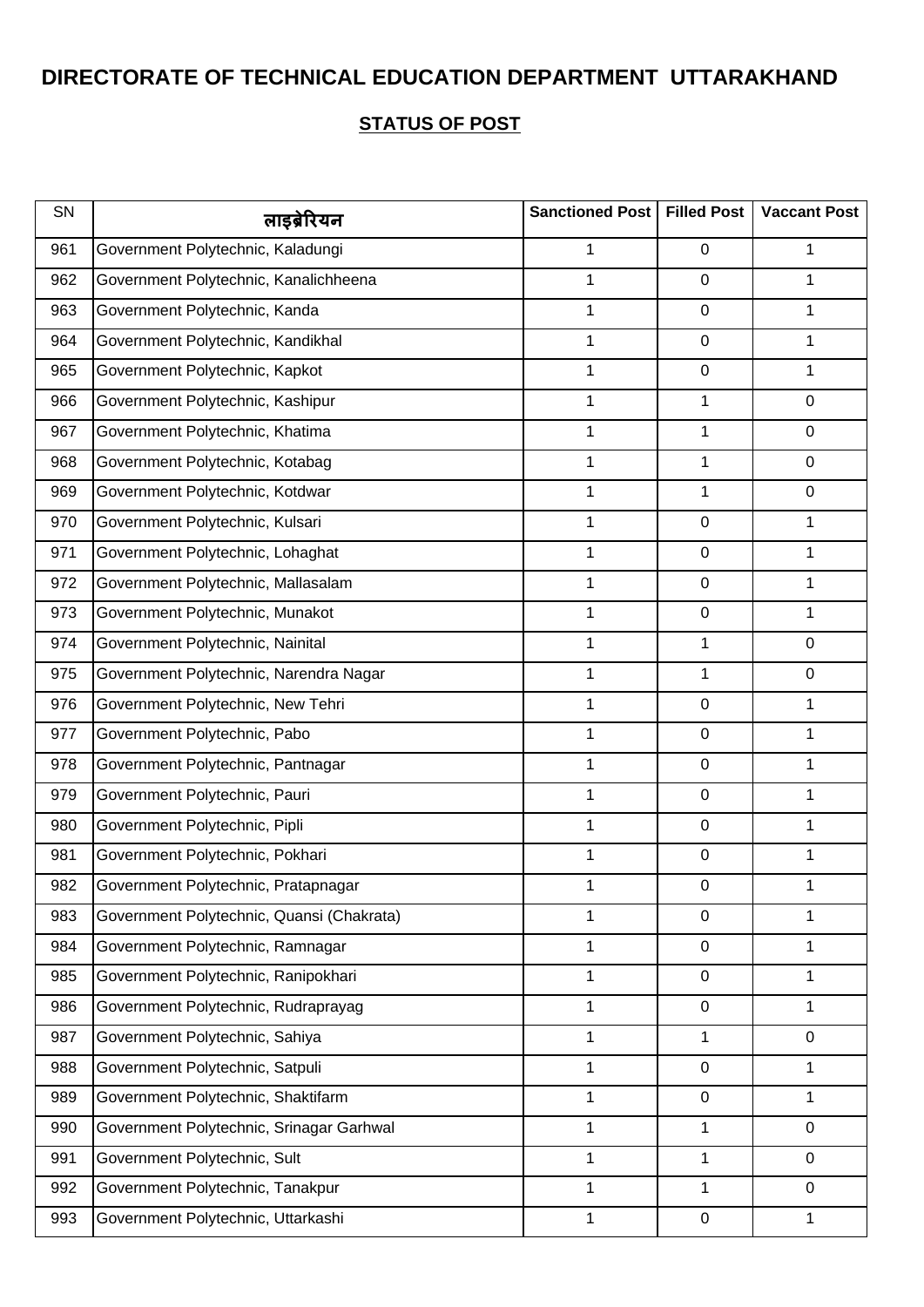# DIRECTORATE OF TECHNICAL EDUCATION DEPARTMENT UTTARAKHAND

## STATUS OF POST

| SN | लाइब्रेरियन | Sanctioned Post | Filled Post | Vaccant Post |
|---|---|---|---|---|
| 961 | Government Polytechnic, Kaladungi | 1 | 0 | 1 |
| 962 | Government Polytechnic, Kanalichheena | 1 | 0 | 1 |
| 963 | Government Polytechnic, Kanda | 1 | 0 | 1 |
| 964 | Government Polytechnic, Kandikhal | 1 | 0 | 1 |
| 965 | Government Polytechnic, Kapkot | 1 | 0 | 1 |
| 966 | Government Polytechnic, Kashipur | 1 | 1 | 0 |
| 967 | Government Polytechnic, Khatima | 1 | 1 | 0 |
| 968 | Government Polytechnic, Kotabag | 1 | 1 | 0 |
| 969 | Government Polytechnic, Kotdwar | 1 | 1 | 0 |
| 970 | Government Polytechnic, Kulsari | 1 | 0 | 1 |
| 971 | Government Polytechnic, Lohaghat | 1 | 0 | 1 |
| 972 | Government Polytechnic, Mallasalam | 1 | 0 | 1 |
| 973 | Government Polytechnic, Munakot | 1 | 0 | 1 |
| 974 | Government Polytechnic, Nainital | 1 | 1 | 0 |
| 975 | Government Polytechnic, Narendra Nagar | 1 | 1 | 0 |
| 976 | Government Polytechnic, New Tehri | 1 | 0 | 1 |
| 977 | Government Polytechnic, Pabo | 1 | 0 | 1 |
| 978 | Government Polytechnic, Pantnagar | 1 | 0 | 1 |
| 979 | Government Polytechnic, Pauri | 1 | 0 | 1 |
| 980 | Government Polytechnic, Pipli | 1 | 0 | 1 |
| 981 | Government Polytechnic, Pokhari | 1 | 0 | 1 |
| 982 | Government Polytechnic, Pratapnagar | 1 | 0 | 1 |
| 983 | Government Polytechnic, Quansi (Chakrata) | 1 | 0 | 1 |
| 984 | Government Polytechnic, Ramnagar | 1 | 0 | 1 |
| 985 | Government Polytechnic, Ranipokhari | 1 | 0 | 1 |
| 986 | Government Polytechnic, Rudraprayag | 1 | 0 | 1 |
| 987 | Government Polytechnic, Sahiya | 1 | 1 | 0 |
| 988 | Government Polytechnic, Satpuli | 1 | 0 | 1 |
| 989 | Government Polytechnic, Shaktifarm | 1 | 0 | 1 |
| 990 | Government Polytechnic, Srinagar Garhwal | 1 | 1 | 0 |
| 991 | Government Polytechnic, Sult | 1 | 1 | 0 |
| 992 | Government Polytechnic, Tanakpur | 1 | 1 | 0 |
| 993 | Government Polytechnic, Uttarkashi | 1 | 0 | 1 |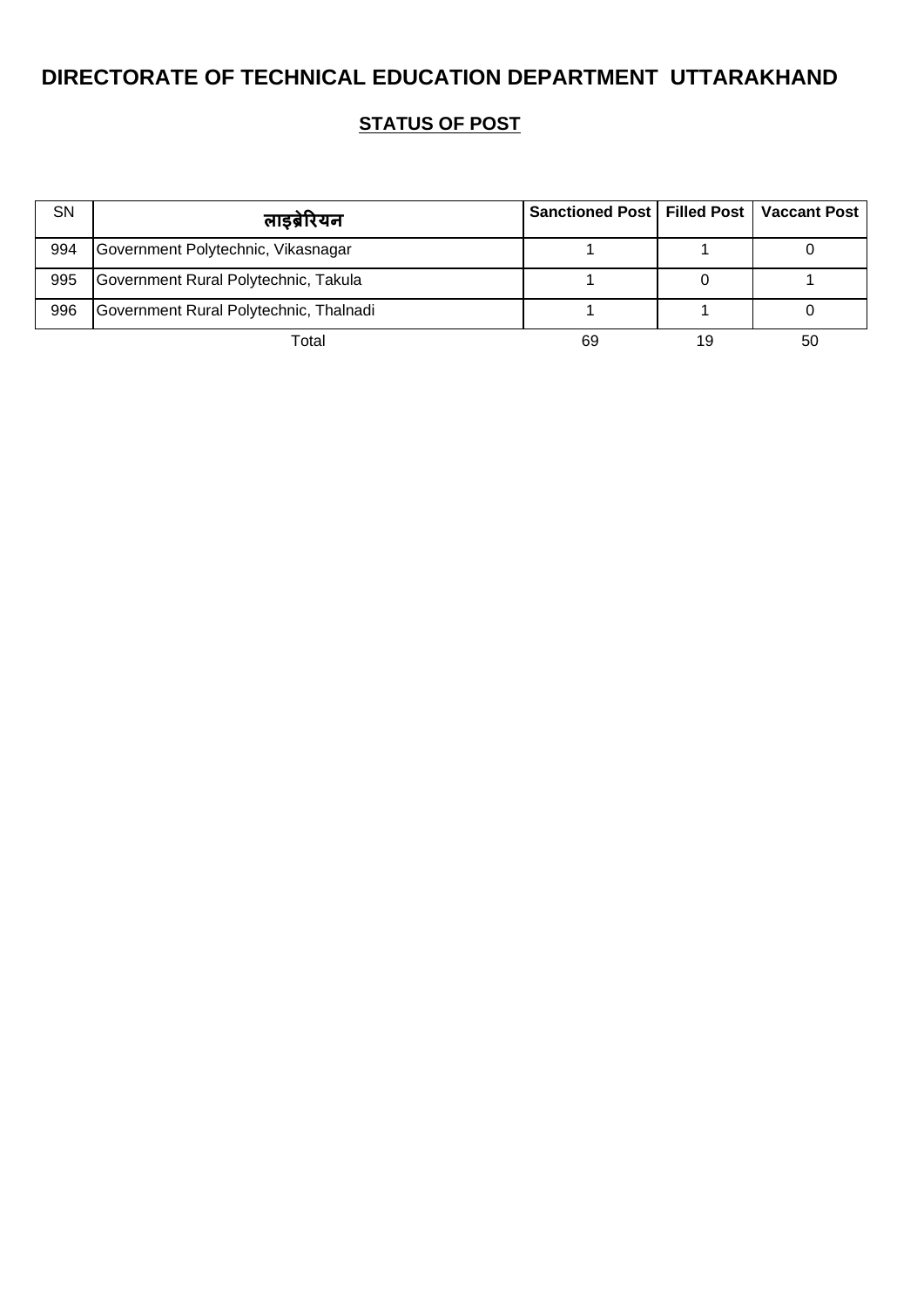# DIRECTORATE OF TECHNICAL EDUCATION DEPARTMENT UTTARAKHAND

## STATUS OF POST

| SN | लाइब्रेरियन | Sanctioned Post | Filled Post | Vaccant Post |
|---|---|---|---|---|
| 994 | Government Polytechnic, Vikasnagar | 1 | 1 | 0 |
| 995 | Government Rural Polytechnic, Takula | 1 | 0 | 1 |
| 996 | Government Rural Polytechnic, Thalnadi | 1 | 1 | 0 |
| | Total | 69 | 19 | 50 |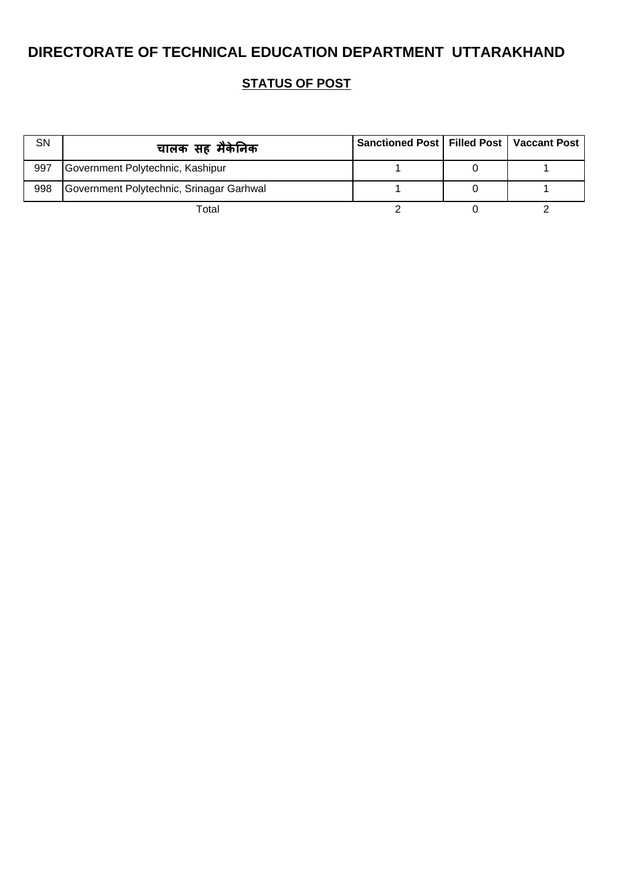# DIRECTORATE OF TECHNICAL EDUCATION DEPARTMENT UTTARAKHAND

## STATUS OF POST

| SN | चालक सह मैकेनिक | Sanctioned Post | Filled Post | Vaccant Post |
|---|---|---|---|---|
| 997 | Government Polytechnic, Kashipur | 1 | 0 | 1 |
| 998 | Government Polytechnic, Srinagar Garhwal | 1 | 0 | 1 |
| | Total | 2 | 0 | 2 |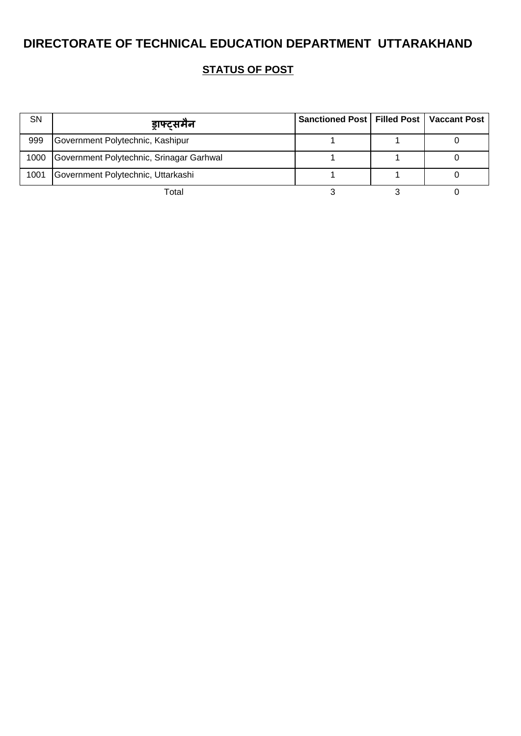# DIRECTORATE OF TECHNICAL EDUCATION DEPARTMENT UTTARAKHAND

## STATUS OF POST

| SN | ड्राफ्ट्समैन | Sanctioned Post | Filled Post | Vaccant Post |
|---|---|---|---|---|
| 999 | Government Polytechnic, Kashipur | 1 | 1 | 0 |
| 1000 | Government Polytechnic, Srinagar Garhwal | 1 | 1 | 0 |
| 1001 | Government Polytechnic, Uttarkashi | 1 | 1 | 0 |
| | Total | 3 | 3 | 0 |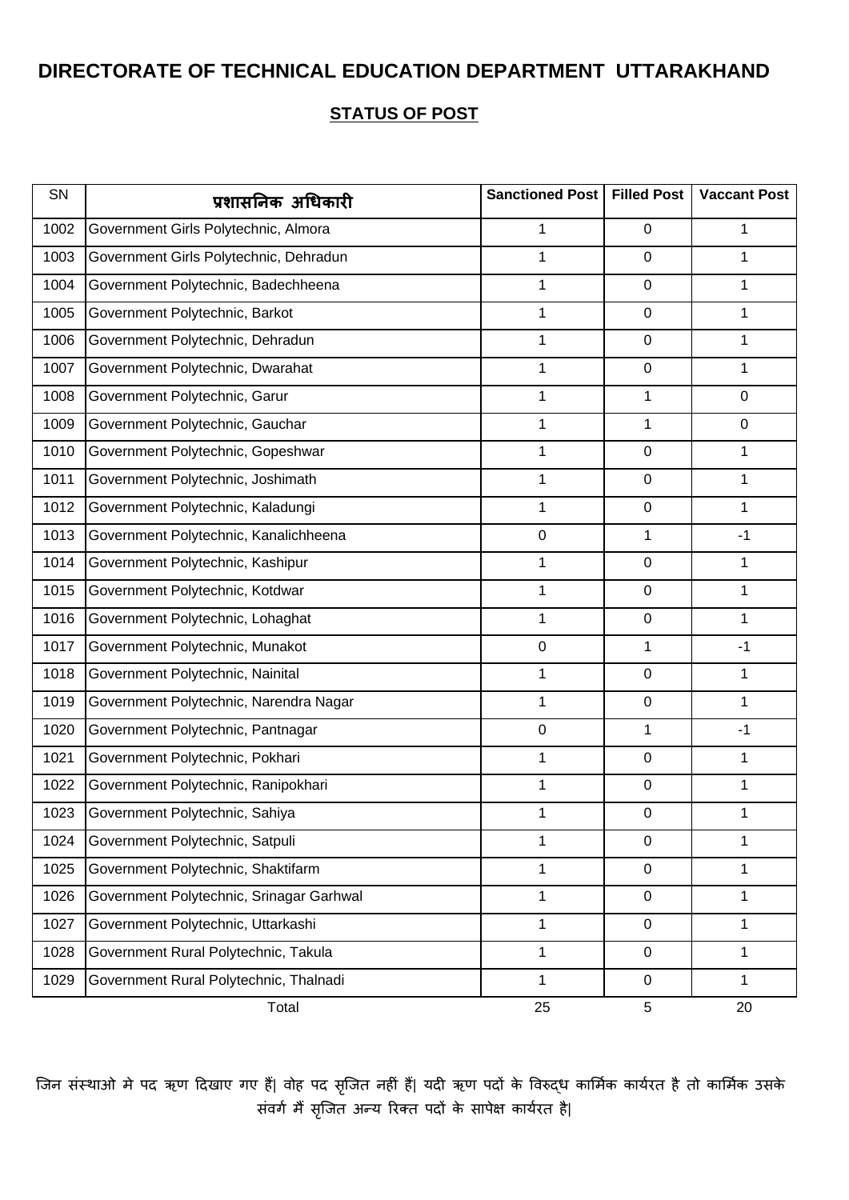# DIRECTORATE OF TECHNICAL EDUCATION DEPARTMENT UTTARAKHAND

## STATUS OF POST

| SN | प्रशासनिक अधिकारी | Sanctioned Post | Filled Post | Vaccant Post |
|---|---|---|---|---|
| 1002 | Government Girls Polytechnic, Almora | 1 | 0 | 1 |
| 1003 | Government Girls Polytechnic, Dehradun | 1 | 0 | 1 |
| 1004 | Government Polytechnic, Badechheena | 1 | 0 | 1 |
| 1005 | Government Polytechnic, Barkot | 1 | 0 | 1 |
| 1006 | Government Polytechnic, Dehradun | 1 | 0 | 1 |
| 1007 | Government Polytechnic, Dwarahat | 1 | 0 | 1 |
| 1008 | Government Polytechnic, Garur | 1 | 1 | 0 |
| 1009 | Government Polytechnic, Gauchar | 1 | 1 | 0 |
| 1010 | Government Polytechnic, Gopeshwar | 1 | 0 | 1 |
| 1011 | Government Polytechnic, Joshimath | 1 | 0 | 1 |
| 1012 | Government Polytechnic, Kaladungi | 1 | 0 | 1 |
| 1013 | Government Polytechnic, Kanalichheena | 0 | 1 | -1 |
| 1014 | Government Polytechnic, Kashipur | 1 | 0 | 1 |
| 1015 | Government Polytechnic, Kotdwar | 1 | 0 | 1 |
| 1016 | Government Polytechnic, Lohaghat | 1 | 0 | 1 |
| 1017 | Government Polytechnic, Munakot | 0 | 1 | -1 |
| 1018 | Government Polytechnic, Nainital | 1 | 0 | 1 |
| 1019 | Government Polytechnic, Narendra Nagar | 1 | 0 | 1 |
| 1020 | Government Polytechnic, Pantnagar | 0 | 1 | -1 |
| 1021 | Government Polytechnic, Pokhari | 1 | 0 | 1 |
| 1022 | Government Polytechnic, Ranipokhari | 1 | 0 | 1 |
| 1023 | Government Polytechnic, Sahiya | 1 | 0 | 1 |
| 1024 | Government Polytechnic, Satpuli | 1 | 0 | 1 |
| 1025 | Government Polytechnic, Shaktifarm | 1 | 0 | 1 |
| 1026 | Government Polytechnic, Srinagar Garhwal | 1 | 0 | 1 |
| 1027 | Government Polytechnic, Uttarkashi | 1 | 0 | 1 |
| 1028 | Government Rural Polytechnic, Takula | 1 | 0 | 1 |
| 1029 | Government Rural Polytechnic, Thalnadi | 1 | 0 | 1 |
| | Total | 25 | 5 | 20 |

जिन संस्थाओ मे पद ऋण दिखाए गए हैं| वोह पद सृजित नहीं हैं| यदी ऋण पदों के विरुद्ध कार्मिक कार्यरत है तो कार्मिक उसके संवर्ग मैं सृजित अन्य रिक्त पदों के सापेक्ष कार्यरत है|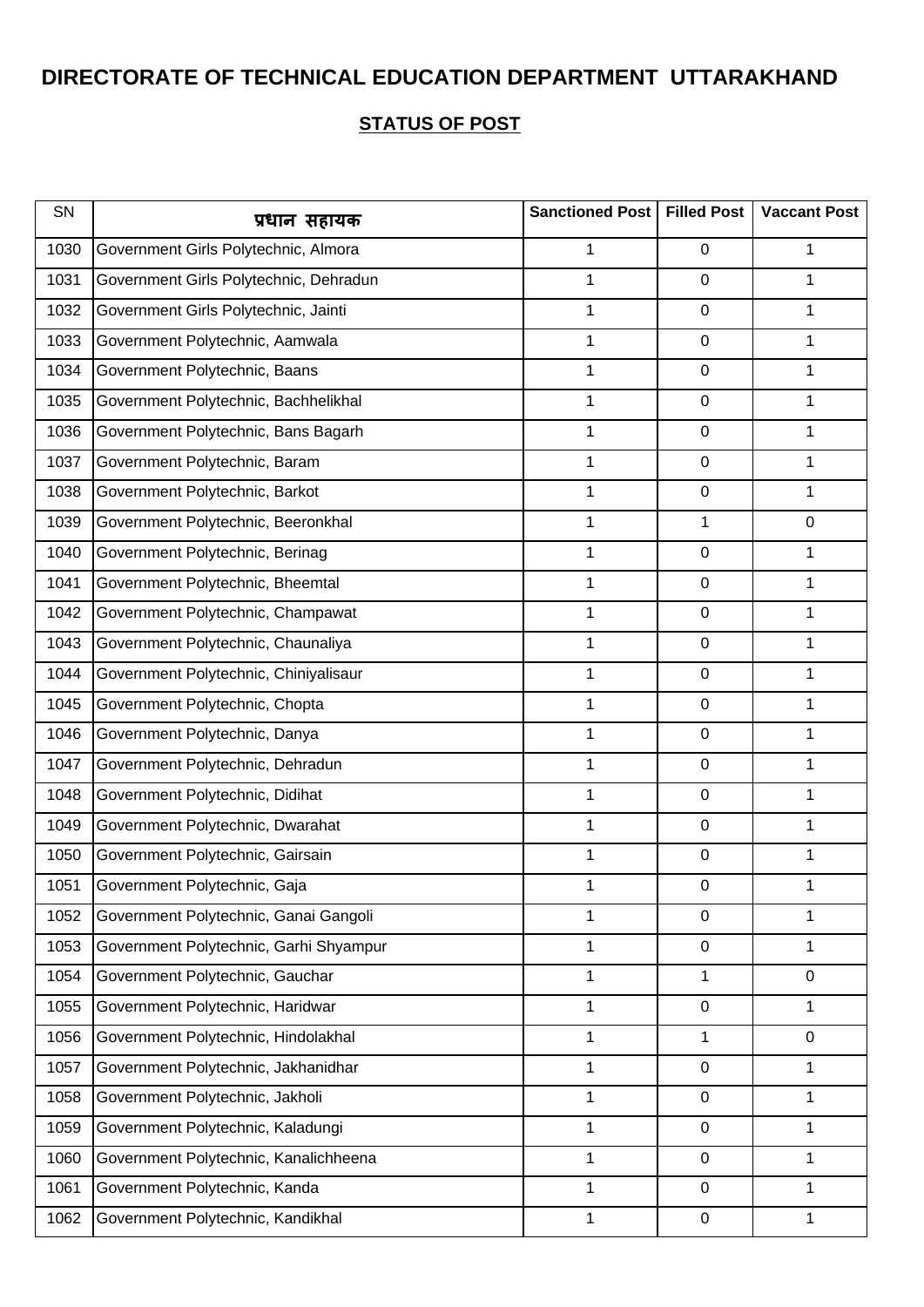# DIRECTORATE OF TECHNICAL EDUCATION DEPARTMENT UTTARAKHAND

## STATUS OF POST

| SN | प्रधान सहायक | Sanctioned Post | Filled Post | Vaccant Post |
|---|---|---|---|---|
| 1030 | Government Girls Polytechnic, Almora | 1 | 0 | 1 |
| 1031 | Government Girls Polytechnic, Dehradun | 1 | 0 | 1 |
| 1032 | Government Girls Polytechnic, Jainti | 1 | 0 | 1 |
| 1033 | Government Polytechnic, Aamwala | 1 | 0 | 1 |
| 1034 | Government Polytechnic, Baans | 1 | 0 | 1 |
| 1035 | Government Polytechnic, Bachhelikhal | 1 | 0 | 1 |
| 1036 | Government Polytechnic, Bans Bagarh | 1 | 0 | 1 |
| 1037 | Government Polytechnic, Baram | 1 | 0 | 1 |
| 1038 | Government Polytechnic, Barkot | 1 | 0 | 1 |
| 1039 | Government Polytechnic, Beeronkhal | 1 | 1 | 0 |
| 1040 | Government Polytechnic, Berinag | 1 | 0 | 1 |
| 1041 | Government Polytechnic, Bheemtal | 1 | 0 | 1 |
| 1042 | Government Polytechnic, Champawat | 1 | 0 | 1 |
| 1043 | Government Polytechnic, Chaunaliya | 1 | 0 | 1 |
| 1044 | Government Polytechnic, Chiniyalisaur | 1 | 0 | 1 |
| 1045 | Government Polytechnic, Chopta | 1 | 0 | 1 |
| 1046 | Government Polytechnic, Danya | 1 | 0 | 1 |
| 1047 | Government Polytechnic, Dehradun | 1 | 0 | 1 |
| 1048 | Government Polytechnic, Didihat | 1 | 0 | 1 |
| 1049 | Government Polytechnic, Dwarahat | 1 | 0 | 1 |
| 1050 | Government Polytechnic, Gairsain | 1 | 0 | 1 |
| 1051 | Government Polytechnic, Gaja | 1 | 0 | 1 |
| 1052 | Government Polytechnic, Ganai Gangoli | 1 | 0 | 1 |
| 1053 | Government Polytechnic, Garhi Shyampur | 1 | 0 | 1 |
| 1054 | Government Polytechnic, Gauchar | 1 | 1 | 0 |
| 1055 | Government Polytechnic, Haridwar | 1 | 0 | 1 |
| 1056 | Government Polytechnic, Hindolakhal | 1 | 1 | 0 |
| 1057 | Government Polytechnic, Jakhanidhar | 1 | 0 | 1 |
| 1058 | Government Polytechnic, Jakholi | 1 | 0 | 1 |
| 1059 | Government Polytechnic, Kaladungi | 1 | 0 | 1 |
| 1060 | Government Polytechnic, Kanalichheena | 1 | 0 | 1 |
| 1061 | Government Polytechnic, Kanda | 1 | 0 | 1 |
| 1062 | Government Polytechnic, Kandikhal | 1 | 0 | 1 |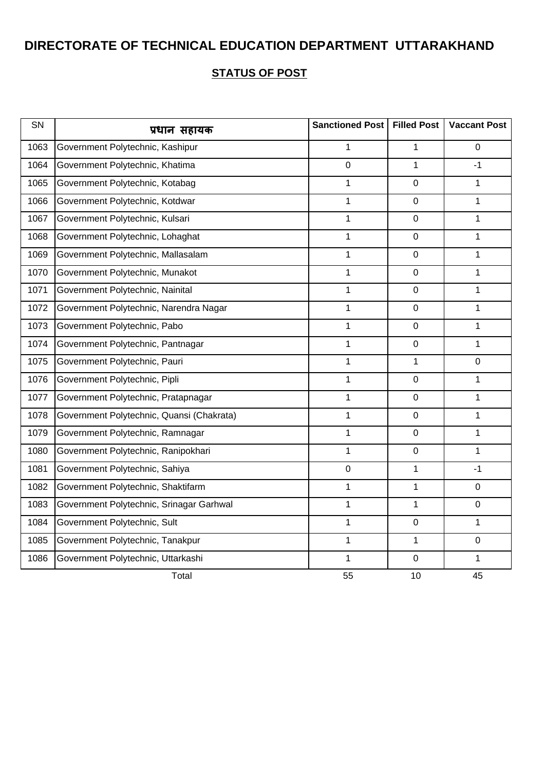# DIRECTORATE OF TECHNICAL EDUCATION DEPARTMENT UTTARAKHAND

## STATUS OF POST

| SN | प्रधान सहायक | Sanctioned Post | Filled Post | Vaccant Post |
|---|---|---|---|---|
| 1063 | Government Polytechnic, Kashipur | 1 | 1 | 0 |
| 1064 | Government Polytechnic, Khatima | 0 | 1 | -1 |
| 1065 | Government Polytechnic, Kotabag | 1 | 0 | 1 |
| 1066 | Government Polytechnic, Kotdwar | 1 | 0 | 1 |
| 1067 | Government Polytechnic, Kulsari | 1 | 0 | 1 |
| 1068 | Government Polytechnic, Lohaghat | 1 | 0 | 1 |
| 1069 | Government Polytechnic, Mallasalam | 1 | 0 | 1 |
| 1070 | Government Polytechnic, Munakot | 1 | 0 | 1 |
| 1071 | Government Polytechnic, Nainital | 1 | 0 | 1 |
| 1072 | Government Polytechnic, Narendra Nagar | 1 | 0 | 1 |
| 1073 | Government Polytechnic, Pabo | 1 | 0 | 1 |
| 1074 | Government Polytechnic, Pantnagar | 1 | 0 | 1 |
| 1075 | Government Polytechnic, Pauri | 1 | 1 | 0 |
| 1076 | Government Polytechnic, Pipli | 1 | 0 | 1 |
| 1077 | Government Polytechnic, Pratapnagar | 1 | 0 | 1 |
| 1078 | Government Polytechnic, Quansi (Chakrata) | 1 | 0 | 1 |
| 1079 | Government Polytechnic, Ramnagar | 1 | 0 | 1 |
| 1080 | Government Polytechnic, Ranipokhari | 1 | 0 | 1 |
| 1081 | Government Polytechnic, Sahiya | 0 | 1 | -1 |
| 1082 | Government Polytechnic, Shaktifarm | 1 | 1 | 0 |
| 1083 | Government Polytechnic, Srinagar Garhwal | 1 | 1 | 0 |
| 1084 | Government Polytechnic, Sult | 1 | 0 | 1 |
| 1085 | Government Polytechnic, Tanakpur | 1 | 1 | 0 |
| 1086 | Government Polytechnic, Uttarkashi | 1 | 0 | 1 |
| | Total | 55 | 10 | 45 |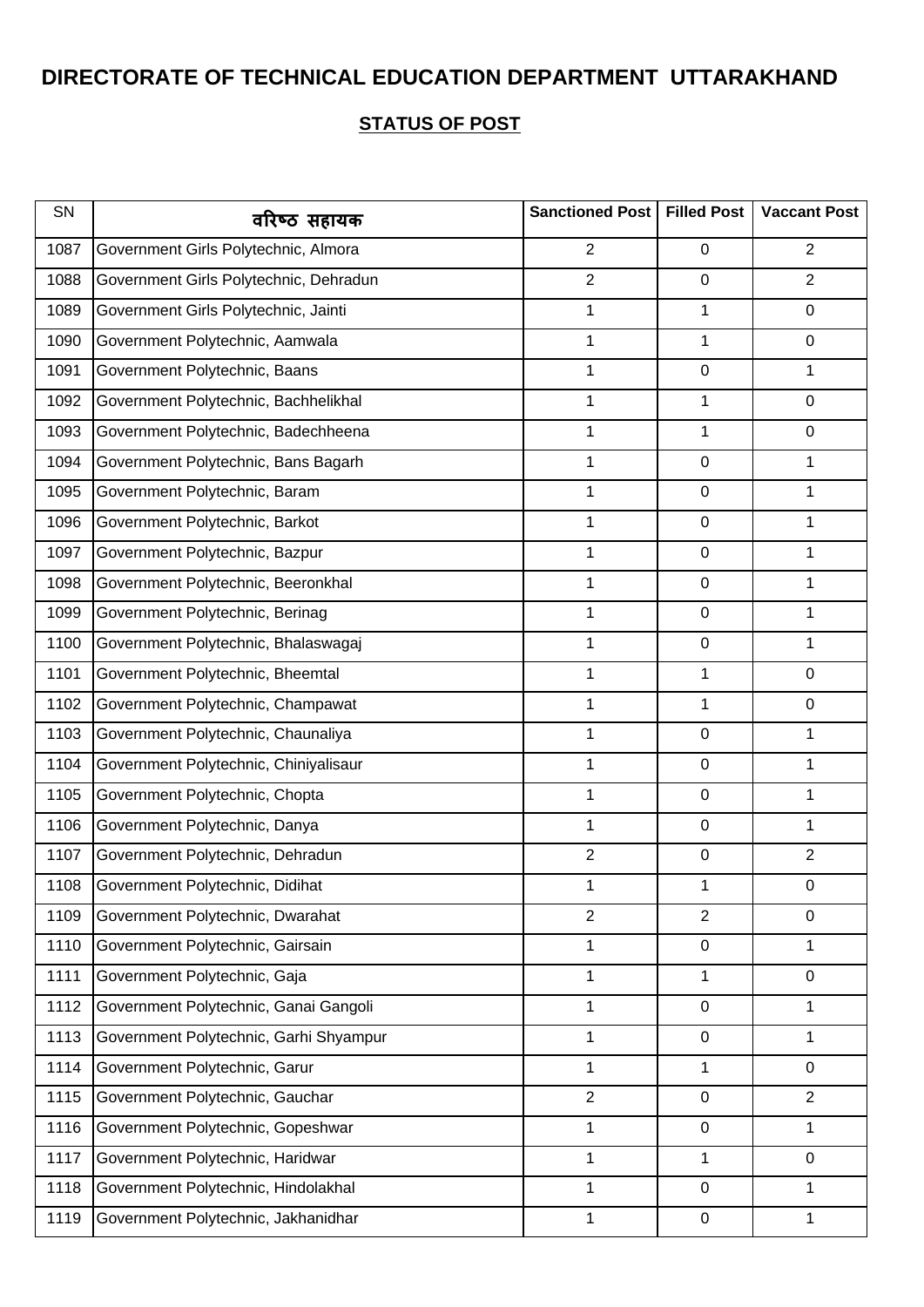# DIRECTORATE OF TECHNICAL EDUCATION DEPARTMENT UTTARAKHAND

## STATUS OF POST

| SN | वरिष्ठ सहायक | Sanctioned Post | Filled Post | Vaccant Post |
|---|---|---|---|---|
| 1087 | Government Girls Polytechnic, Almora | 2 | 0 | 2 |
| 1088 | Government Girls Polytechnic, Dehradun | 2 | 0 | 2 |
| 1089 | Government Girls Polytechnic, Jainti | 1 | 1 | 0 |
| 1090 | Government Polytechnic, Aamwala | 1 | 1 | 0 |
| 1091 | Government Polytechnic, Baans | 1 | 0 | 1 |
| 1092 | Government Polytechnic, Bachhelikhal | 1 | 1 | 0 |
| 1093 | Government Polytechnic, Badechheena | 1 | 1 | 0 |
| 1094 | Government Polytechnic, Bans Bagarh | 1 | 0 | 1 |
| 1095 | Government Polytechnic, Baram | 1 | 0 | 1 |
| 1096 | Government Polytechnic, Barkot | 1 | 0 | 1 |
| 1097 | Government Polytechnic, Bazpur | 1 | 0 | 1 |
| 1098 | Government Polytechnic, Beeronkhal | 1 | 0 | 1 |
| 1099 | Government Polytechnic, Berinag | 1 | 0 | 1 |
| 1100 | Government Polytechnic, Bhalaswagaj | 1 | 0 | 1 |
| 1101 | Government Polytechnic, Bheemtal | 1 | 1 | 0 |
| 1102 | Government Polytechnic, Champawat | 1 | 1 | 0 |
| 1103 | Government Polytechnic, Chaunaliya | 1 | 0 | 1 |
| 1104 | Government Polytechnic, Chiniyalisaur | 1 | 0 | 1 |
| 1105 | Government Polytechnic, Chopta | 1 | 0 | 1 |
| 1106 | Government Polytechnic, Danya | 1 | 0 | 1 |
| 1107 | Government Polytechnic, Dehradun | 2 | 0 | 2 |
| 1108 | Government Polytechnic, Didihat | 1 | 1 | 0 |
| 1109 | Government Polytechnic, Dwarahat | 2 | 2 | 0 |
| 1110 | Government Polytechnic, Gairsain | 1 | 0 | 1 |
| 1111 | Government Polytechnic, Gaja | 1 | 1 | 0 |
| 1112 | Government Polytechnic, Ganai Gangoli | 1 | 0 | 1 |
| 1113 | Government Polytechnic, Garhi Shyampur | 1 | 0 | 1 |
| 1114 | Government Polytechnic, Garur | 1 | 1 | 0 |
| 1115 | Government Polytechnic, Gauchar | 2 | 0 | 2 |
| 1116 | Government Polytechnic, Gopeshwar | 1 | 0 | 1 |
| 1117 | Government Polytechnic, Haridwar | 1 | 1 | 0 |
| 1118 | Government Polytechnic, Hindolakhal | 1 | 0 | 1 |
| 1119 | Government Polytechnic, Jakhanidhar | 1 | 0 | 1 |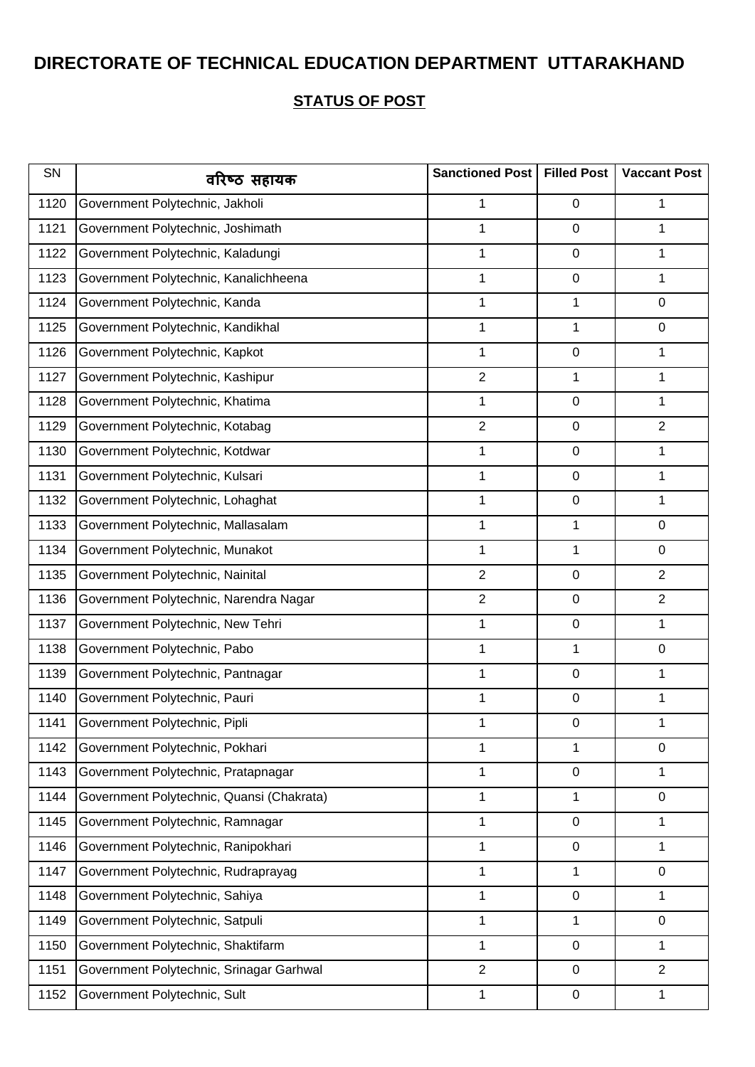# DIRECTORATE OF TECHNICAL EDUCATION DEPARTMENT UTTARAKHAND

## STATUS OF POST

| SN | वरिष्ठ सहायक | Sanctioned Post | Filled Post | Vaccant Post |
|---|---|---|---|---|
| 1120 | Government Polytechnic, Jakholi | 1 | 0 | 1 |
| 1121 | Government Polytechnic, Joshimath | 1 | 0 | 1 |
| 1122 | Government Polytechnic, Kaladungi | 1 | 0 | 1 |
| 1123 | Government Polytechnic, Kanalichheena | 1 | 0 | 1 |
| 1124 | Government Polytechnic, Kanda | 1 | 1 | 0 |
| 1125 | Government Polytechnic, Kandikhal | 1 | 1 | 0 |
| 1126 | Government Polytechnic, Kapkot | 1 | 0 | 1 |
| 1127 | Government Polytechnic, Kashipur | 2 | 1 | 1 |
| 1128 | Government Polytechnic, Khatima | 1 | 0 | 1 |
| 1129 | Government Polytechnic, Kotabag | 2 | 0 | 2 |
| 1130 | Government Polytechnic, Kotdwar | 1 | 0 | 1 |
| 1131 | Government Polytechnic, Kulsari | 1 | 0 | 1 |
| 1132 | Government Polytechnic, Lohaghat | 1 | 0 | 1 |
| 1133 | Government Polytechnic, Mallasalam | 1 | 1 | 0 |
| 1134 | Government Polytechnic, Munakot | 1 | 1 | 0 |
| 1135 | Government Polytechnic, Nainital | 2 | 0 | 2 |
| 1136 | Government Polytechnic, Narendra Nagar | 2 | 0 | 2 |
| 1137 | Government Polytechnic, New Tehri | 1 | 0 | 1 |
| 1138 | Government Polytechnic, Pabo | 1 | 1 | 0 |
| 1139 | Government Polytechnic, Pantnagar | 1 | 0 | 1 |
| 1140 | Government Polytechnic, Pauri | 1 | 0 | 1 |
| 1141 | Government Polytechnic, Pipli | 1 | 0 | 1 |
| 1142 | Government Polytechnic, Pokhari | 1 | 1 | 0 |
| 1143 | Government Polytechnic, Pratapnagar | 1 | 0 | 1 |
| 1144 | Government Polytechnic, Quansi (Chakrata) | 1 | 1 | 0 |
| 1145 | Government Polytechnic, Ramnagar | 1 | 0 | 1 |
| 1146 | Government Polytechnic, Ranipokhari | 1 | 0 | 1 |
| 1147 | Government Polytechnic, Rudraprayag | 1 | 1 | 0 |
| 1148 | Government Polytechnic, Sahiya | 1 | 0 | 1 |
| 1149 | Government Polytechnic, Satpuli | 1 | 1 | 0 |
| 1150 | Government Polytechnic, Shaktifarm | 1 | 0 | 1 |
| 1151 | Government Polytechnic, Srinagar Garhwal | 2 | 0 | 2 |
| 1152 | Government Polytechnic, Sult | 1 | 0 | 1 |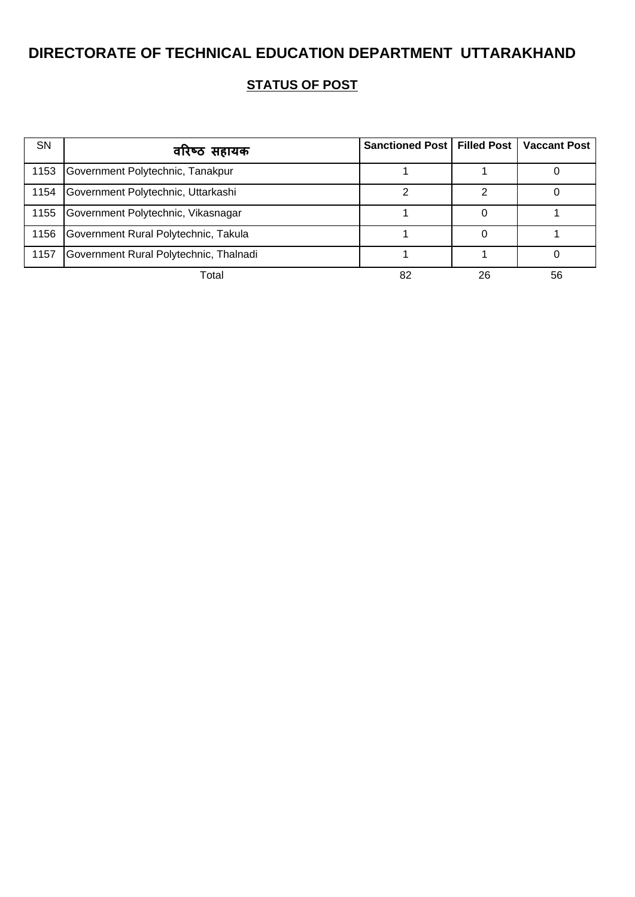# DIRECTORATE OF TECHNICAL EDUCATION DEPARTMENT UTTARAKHAND

## STATUS OF POST

| SN | वरिष्ठ सहायक | Sanctioned Post | Filled Post | Vaccant Post |
|---|---|---|---|---|
| 1153 | Government Polytechnic, Tanakpur | 1 | 1 | 0 |
| 1154 | Government Polytechnic, Uttarkashi | 2 | 2 | 0 |
| 1155 | Government Polytechnic, Vikasnagar | 1 | 0 | 1 |
| 1156 | Government Rural Polytechnic, Takula | 1 | 0 | 1 |
| 1157 | Government Rural Polytechnic, Thalnadi | 1 | 1 | 0 |
| | Total | 82 | 26 | 56 |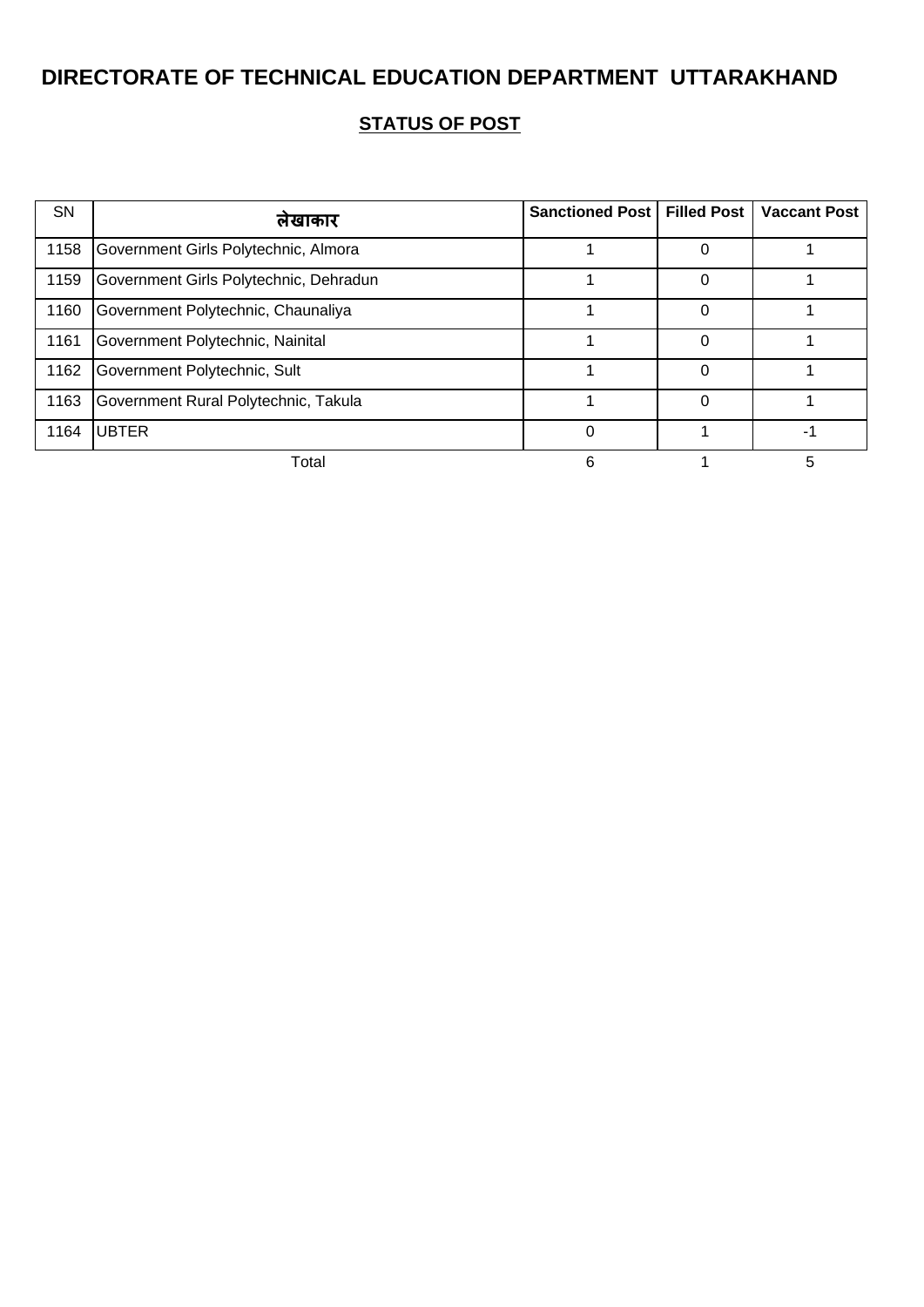# DIRECTORATE OF TECHNICAL EDUCATION DEPARTMENT UTTARAKHAND

## STATUS OF POST

| SN | लेखाकार | Sanctioned Post | Filled Post | Vaccant Post |
|---|---|---|---|---|
| 1158 | Government Girls Polytechnic, Almora | 1 | 0 | 1 |
| 1159 | Government Girls Polytechnic, Dehradun | 1 | 0 | 1 |
| 1160 | Government Polytechnic, Chaunaliya | 1 | 0 | 1 |
| 1161 | Government Polytechnic, Nainital | 1 | 0 | 1 |
| 1162 | Government Polytechnic, Sult | 1 | 0 | 1 |
| 1163 | Government Rural Polytechnic, Takula | 1 | 0 | 1 |
| 1164 | UBTER | 0 | 1 | -1 |
| | Total | 6 | 1 | 5 |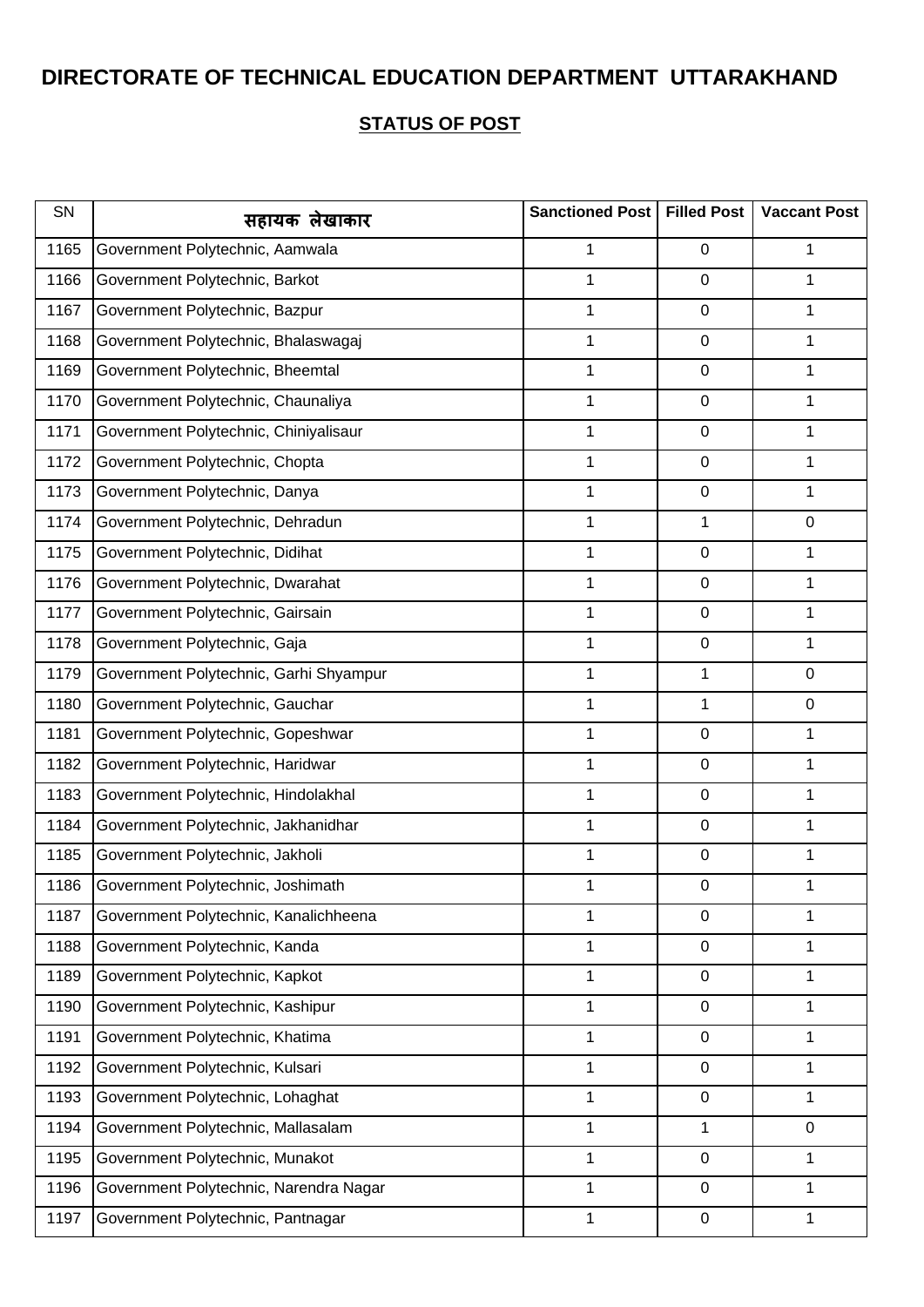# DIRECTORATE OF TECHNICAL EDUCATION DEPARTMENT UTTARAKHAND

## STATUS OF POST

| SN | सहायक लेखाकार | Sanctioned Post | Filled Post | Vaccant Post |
|---|---|---|---|---|
| 1165 | Government Polytechnic, Aamwala | 1 | 0 | 1 |
| 1166 | Government Polytechnic, Barkot | 1 | 0 | 1 |
| 1167 | Government Polytechnic, Bazpur | 1 | 0 | 1 |
| 1168 | Government Polytechnic, Bhalaswagaj | 1 | 0 | 1 |
| 1169 | Government Polytechnic, Bheemtal | 1 | 0 | 1 |
| 1170 | Government Polytechnic, Chaunaliya | 1 | 0 | 1 |
| 1171 | Government Polytechnic, Chiniyalisaur | 1 | 0 | 1 |
| 1172 | Government Polytechnic, Chopta | 1 | 0 | 1 |
| 1173 | Government Polytechnic, Danya | 1 | 0 | 1 |
| 1174 | Government Polytechnic, Dehradun | 1 | 1 | 0 |
| 1175 | Government Polytechnic, Didihat | 1 | 0 | 1 |
| 1176 | Government Polytechnic, Dwarahat | 1 | 0 | 1 |
| 1177 | Government Polytechnic, Gairsain | 1 | 0 | 1 |
| 1178 | Government Polytechnic, Gaja | 1 | 0 | 1 |
| 1179 | Government Polytechnic, Garhi Shyampur | 1 | 1 | 0 |
| 1180 | Government Polytechnic, Gauchar | 1 | 1 | 0 |
| 1181 | Government Polytechnic, Gopeshwar | 1 | 0 | 1 |
| 1182 | Government Polytechnic, Haridwar | 1 | 0 | 1 |
| 1183 | Government Polytechnic, Hindolakhal | 1 | 0 | 1 |
| 1184 | Government Polytechnic, Jakhanidhar | 1 | 0 | 1 |
| 1185 | Government Polytechnic, Jakholi | 1 | 0 | 1 |
| 1186 | Government Polytechnic, Joshimath | 1 | 0 | 1 |
| 1187 | Government Polytechnic, Kanalichheena | 1 | 0 | 1 |
| 1188 | Government Polytechnic, Kanda | 1 | 0 | 1 |
| 1189 | Government Polytechnic, Kapkot | 1 | 0 | 1 |
| 1190 | Government Polytechnic, Kashipur | 1 | 0 | 1 |
| 1191 | Government Polytechnic, Khatima | 1 | 0 | 1 |
| 1192 | Government Polytechnic, Kulsari | 1 | 0 | 1 |
| 1193 | Government Polytechnic, Lohaghat | 1 | 0 | 1 |
| 1194 | Government Polytechnic, Mallasalam | 1 | 1 | 0 |
| 1195 | Government Polytechnic, Munakot | 1 | 0 | 1 |
| 1196 | Government Polytechnic, Narendra Nagar | 1 | 0 | 1 |
| 1197 | Government Polytechnic, Pantnagar | 1 | 0 | 1 |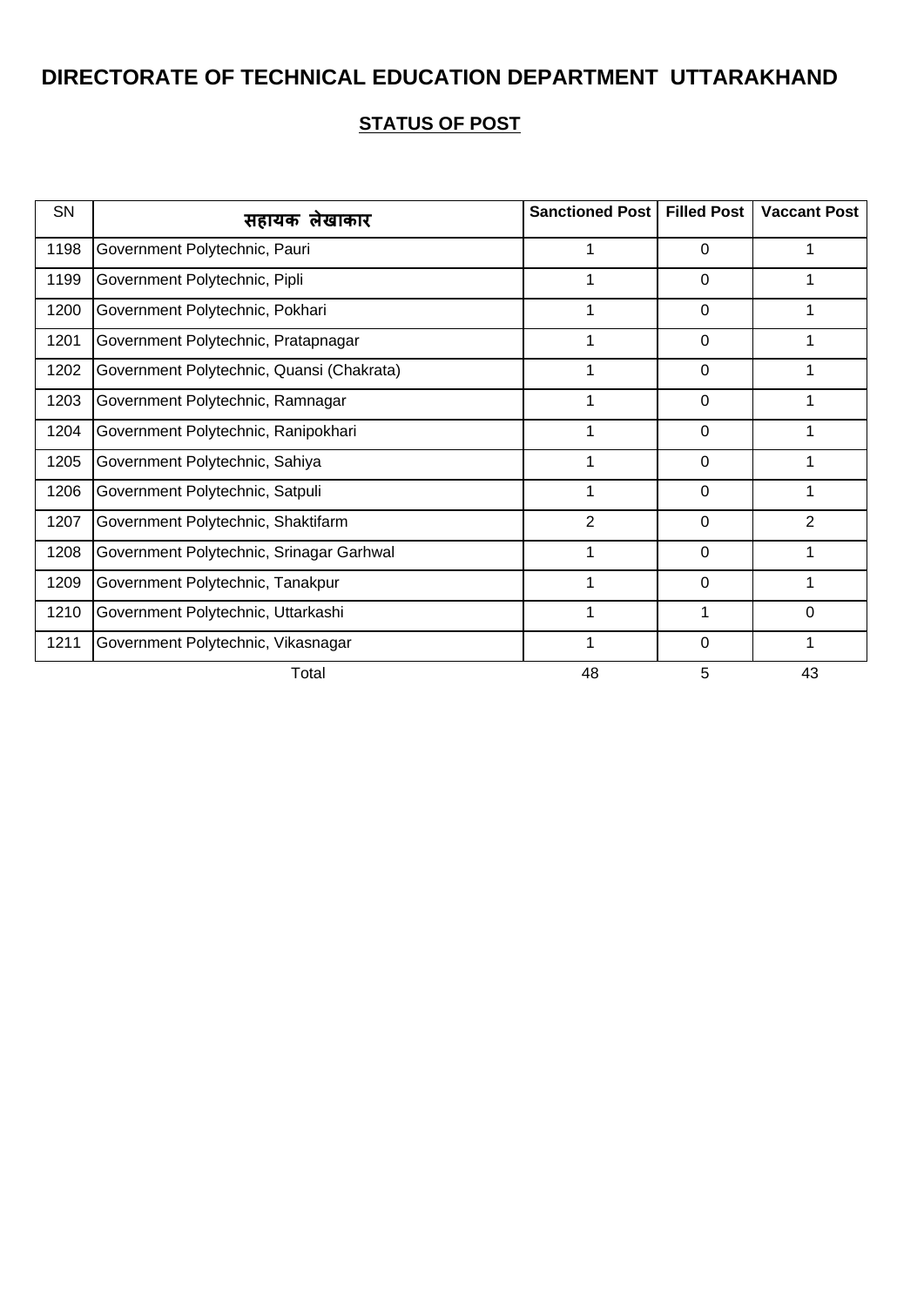# DIRECTORATE OF TECHNICAL EDUCATION DEPARTMENT UTTARAKHAND

## STATUS OF POST

| SN | सहायक लेखाकार | Sanctioned Post | Filled Post | Vaccant Post |
|---|---|---|---|---|
| 1198 | Government Polytechnic, Pauri | 1 | 0 | 1 |
| 1199 | Government Polytechnic, Pipli | 1 | 0 | 1 |
| 1200 | Government Polytechnic, Pokhari | 1 | 0 | 1 |
| 1201 | Government Polytechnic, Pratapnagar | 1 | 0 | 1 |
| 1202 | Government Polytechnic, Quansi (Chakrata) | 1 | 0 | 1 |
| 1203 | Government Polytechnic, Ramnagar | 1 | 0 | 1 |
| 1204 | Government Polytechnic, Ranipokhari | 1 | 0 | 1 |
| 1205 | Government Polytechnic, Sahiya | 1 | 0 | 1 |
| 1206 | Government Polytechnic, Satpuli | 1 | 0 | 1 |
| 1207 | Government Polytechnic, Shaktifarm | 2 | 0 | 2 |
| 1208 | Government Polytechnic, Srinagar Garhwal | 1 | 0 | 1 |
| 1209 | Government Polytechnic, Tanakpur | 1 | 0 | 1 |
| 1210 | Government Polytechnic, Uttarkashi | 1 | 1 | 0 |
| 1211 | Government Polytechnic, Vikasnagar | 1 | 0 | 1 |
| | Total | 48 | 5 | 43 |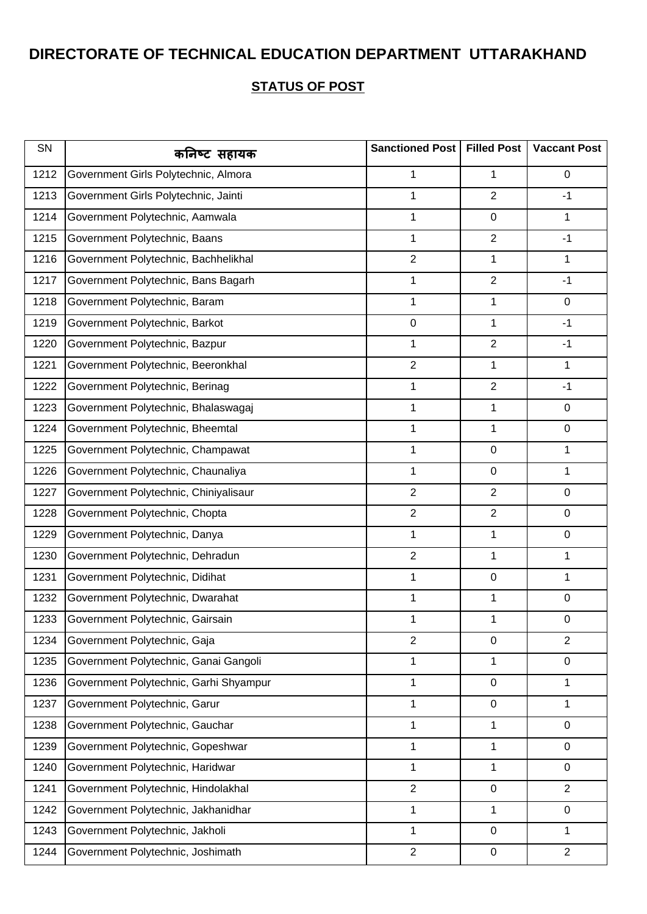# DIRECTORATE OF TECHNICAL EDUCATION DEPARTMENT UTTARAKHAND

## STATUS OF POST

| SN | कनिष्ट सहायक | Sanctioned Post | Filled Post | Vaccant Post |
|---|---|---|---|---|
| 1212 | Government Girls Polytechnic, Almora | 1 | 1 | 0 |
| 1213 | Government Girls Polytechnic, Jainti | 1 | 2 | -1 |
| 1214 | Government Polytechnic, Aamwala | 1 | 0 | 1 |
| 1215 | Government Polytechnic, Baans | 1 | 2 | -1 |
| 1216 | Government Polytechnic, Bachhelikhal | 2 | 1 | 1 |
| 1217 | Government Polytechnic, Bans Bagarh | 1 | 2 | -1 |
| 1218 | Government Polytechnic, Baram | 1 | 1 | 0 |
| 1219 | Government Polytechnic, Barkot | 0 | 1 | -1 |
| 1220 | Government Polytechnic, Bazpur | 1 | 2 | -1 |
| 1221 | Government Polytechnic, Beeronkhal | 2 | 1 | 1 |
| 1222 | Government Polytechnic, Berinag | 1 | 2 | -1 |
| 1223 | Government Polytechnic, Bhalaswagaj | 1 | 1 | 0 |
| 1224 | Government Polytechnic, Bheemtal | 1 | 1 | 0 |
| 1225 | Government Polytechnic, Champawat | 1 | 0 | 1 |
| 1226 | Government Polytechnic, Chaunaliya | 1 | 0 | 1 |
| 1227 | Government Polytechnic, Chiniyalisaur | 2 | 2 | 0 |
| 1228 | Government Polytechnic, Chopta | 2 | 2 | 0 |
| 1229 | Government Polytechnic, Danya | 1 | 1 | 0 |
| 1230 | Government Polytechnic, Dehradun | 2 | 1 | 1 |
| 1231 | Government Polytechnic, Didihat | 1 | 0 | 1 |
| 1232 | Government Polytechnic, Dwarahat | 1 | 1 | 0 |
| 1233 | Government Polytechnic, Gairsain | 1 | 1 | 0 |
| 1234 | Government Polytechnic, Gaja | 2 | 0 | 2 |
| 1235 | Government Polytechnic, Ganai Gangoli | 1 | 1 | 0 |
| 1236 | Government Polytechnic, Garhi Shyampur | 1 | 0 | 1 |
| 1237 | Government Polytechnic, Garur | 1 | 0 | 1 |
| 1238 | Government Polytechnic, Gauchar | 1 | 1 | 0 |
| 1239 | Government Polytechnic, Gopeshwar | 1 | 1 | 0 |
| 1240 | Government Polytechnic, Haridwar | 1 | 1 | 0 |
| 1241 | Government Polytechnic, Hindolakhal | 2 | 0 | 2 |
| 1242 | Government Polytechnic, Jakhanidhar | 1 | 1 | 0 |
| 1243 | Government Polytechnic, Jakholi | 1 | 0 | 1 |
| 1244 | Government Polytechnic, Joshimath | 2 | 0 | 2 |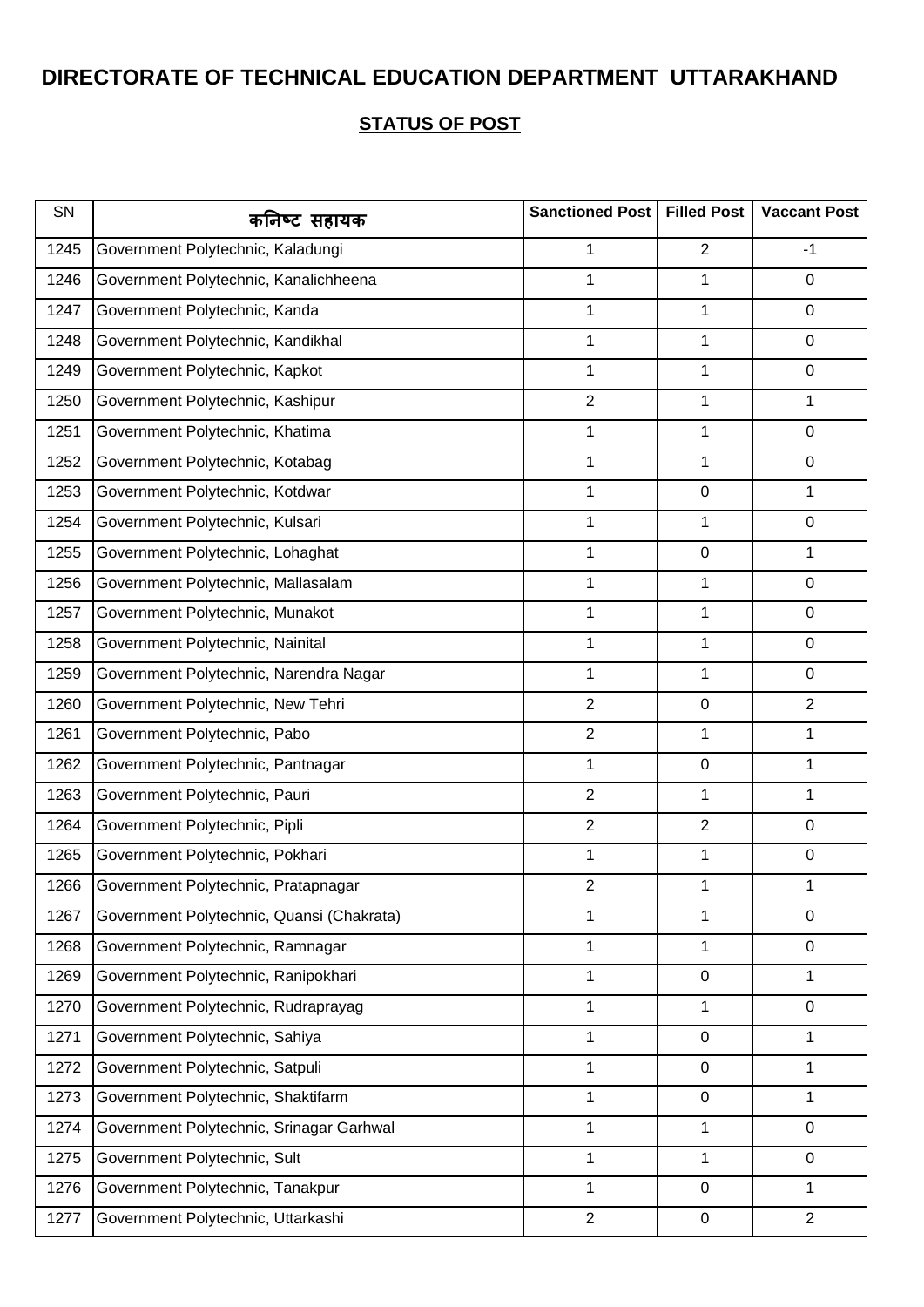# DIRECTORATE OF TECHNICAL EDUCATION DEPARTMENT UTTARAKHAND

## STATUS OF POST

| SN | कनिष्ट सहायक | Sanctioned Post | Filled Post | Vaccant Post |
|---|---|---|---|---|
| 1245 | Government Polytechnic, Kaladungi | 1 | 2 | -1 |
| 1246 | Government Polytechnic, Kanalichheena | 1 | 1 | 0 |
| 1247 | Government Polytechnic, Kanda | 1 | 1 | 0 |
| 1248 | Government Polytechnic, Kandikhal | 1 | 1 | 0 |
| 1249 | Government Polytechnic, Kapkot | 1 | 1 | 0 |
| 1250 | Government Polytechnic, Kashipur | 2 | 1 | 1 |
| 1251 | Government Polytechnic, Khatima | 1 | 1 | 0 |
| 1252 | Government Polytechnic, Kotabag | 1 | 1 | 0 |
| 1253 | Government Polytechnic, Kotdwar | 1 | 0 | 1 |
| 1254 | Government Polytechnic, Kulsari | 1 | 1 | 0 |
| 1255 | Government Polytechnic, Lohaghat | 1 | 0 | 1 |
| 1256 | Government Polytechnic, Mallasalam | 1 | 1 | 0 |
| 1257 | Government Polytechnic, Munakot | 1 | 1 | 0 |
| 1258 | Government Polytechnic, Nainital | 1 | 1 | 0 |
| 1259 | Government Polytechnic, Narendra Nagar | 1 | 1 | 0 |
| 1260 | Government Polytechnic, New Tehri | 2 | 0 | 2 |
| 1261 | Government Polytechnic, Pabo | 2 | 1 | 1 |
| 1262 | Government Polytechnic, Pantnagar | 1 | 0 | 1 |
| 1263 | Government Polytechnic, Pauri | 2 | 1 | 1 |
| 1264 | Government Polytechnic, Pipli | 2 | 2 | 0 |
| 1265 | Government Polytechnic, Pokhari | 1 | 1 | 0 |
| 1266 | Government Polytechnic, Pratapnagar | 2 | 1 | 1 |
| 1267 | Government Polytechnic, Quansi (Chakrata) | 1 | 1 | 0 |
| 1268 | Government Polytechnic, Ramnagar | 1 | 1 | 0 |
| 1269 | Government Polytechnic, Ranipokhari | 1 | 0 | 1 |
| 1270 | Government Polytechnic, Rudraprayag | 1 | 1 | 0 |
| 1271 | Government Polytechnic, Sahiya | 1 | 0 | 1 |
| 1272 | Government Polytechnic, Satpuli | 1 | 0 | 1 |
| 1273 | Government Polytechnic, Shaktifarm | 1 | 0 | 1 |
| 1274 | Government Polytechnic, Srinagar Garhwal | 1 | 1 | 0 |
| 1275 | Government Polytechnic, Sult | 1 | 1 | 0 |
| 1276 | Government Polytechnic, Tanakpur | 1 | 0 | 1 |
| 1277 | Government Polytechnic, Uttarkashi | 2 | 0 | 2 |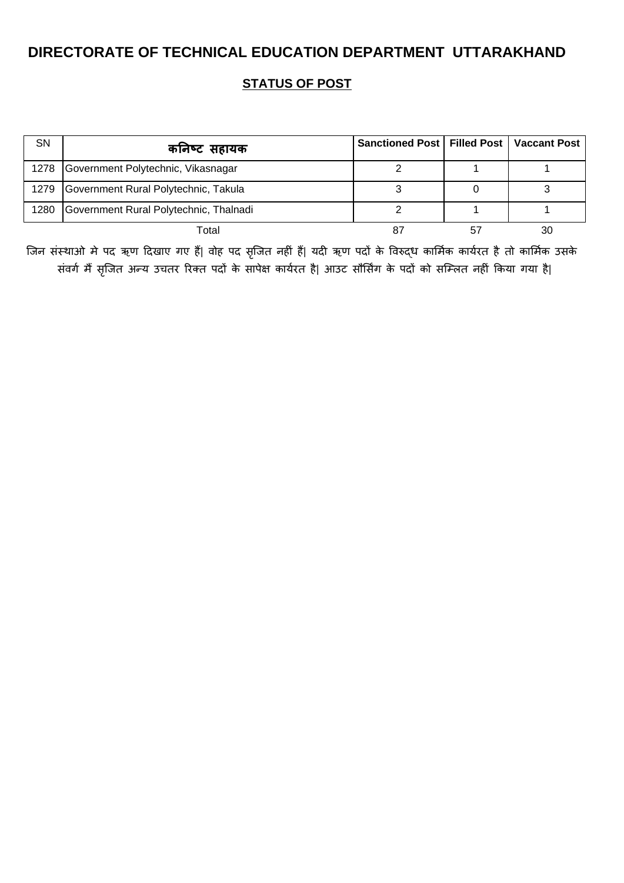# DIRECTORATE OF TECHNICAL EDUCATION DEPARTMENT UTTARAKHAND

## STATUS OF POST

| SN | कनिष्ट सहायक | Sanctioned Post | Filled Post | Vaccant Post |
|---|---|---|---|---|
| 1278 | Government Polytechnic, Vikasnagar | 2 | 1 | 1 |
| 1279 | Government Rural Polytechnic, Takula | 3 | 0 | 3 |
| 1280 | Government Rural Polytechnic, Thalnadi | 2 | 1 | 1 |
| | Total | 87 | 57 | 30 |

जिन संस्थाओ मे पद ऋण दिखाए गए हैं| वोह पद सृजित नहीं हैं| यदी ऋण पदों के विरुद्ध कार्मिक कार्यरत है तो कार्मिक उसके संवर्ग मैं सृजित अन्य उचतर रिक्त पदों के सापेक्ष कार्यरत है| आउट सौर्सिंग के पदों को सम्लित नहीं किया गया है|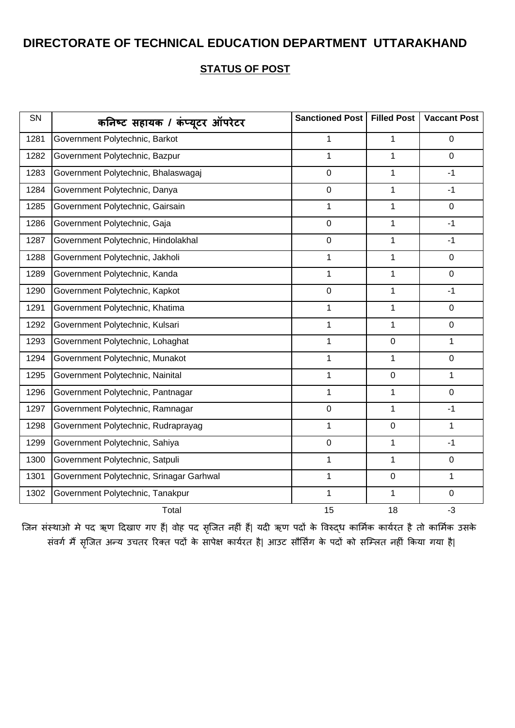# DIRECTORATE OF TECHNICAL EDUCATION DEPARTMENT UTTARAKHAND

## STATUS OF POST

| SN | कनिष्ट सहायक / कंप्यूटर ऑपरेटर | Sanctioned Post | Filled Post | Vaccant Post |
|---|---|---|---|---|
| 1281 | Government Polytechnic, Barkot | 1 | 1 | 0 |
| 1282 | Government Polytechnic, Bazpur | 1 | 1 | 0 |
| 1283 | Government Polytechnic, Bhalaswagaj | 0 | 1 | -1 |
| 1284 | Government Polytechnic, Danya | 0 | 1 | -1 |
| 1285 | Government Polytechnic, Gairsain | 1 | 1 | 0 |
| 1286 | Government Polytechnic, Gaja | 0 | 1 | -1 |
| 1287 | Government Polytechnic, Hindolakhal | 0 | 1 | -1 |
| 1288 | Government Polytechnic, Jakholi | 1 | 1 | 0 |
| 1289 | Government Polytechnic, Kanda | 1 | 1 | 0 |
| 1290 | Government Polytechnic, Kapkot | 0 | 1 | -1 |
| 1291 | Government Polytechnic, Khatima | 1 | 1 | 0 |
| 1292 | Government Polytechnic, Kulsari | 1 | 1 | 0 |
| 1293 | Government Polytechnic, Lohaghat | 1 | 0 | 1 |
| 1294 | Government Polytechnic, Munakot | 1 | 1 | 0 |
| 1295 | Government Polytechnic, Nainital | 1 | 0 | 1 |
| 1296 | Government Polytechnic, Pantnagar | 1 | 1 | 0 |
| 1297 | Government Polytechnic, Ramnagar | 0 | 1 | -1 |
| 1298 | Government Polytechnic, Rudraprayag | 1 | 0 | 1 |
| 1299 | Government Polytechnic, Sahiya | 0 | 1 | -1 |
| 1300 | Government Polytechnic, Satpuli | 1 | 1 | 0 |
| 1301 | Government Polytechnic, Srinagar Garhwal | 1 | 0 | 1 |
| 1302 | Government Polytechnic, Tanakpur | 1 | 1 | 0 |
| | Total | 15 | 18 | -3 |

जिन संस्थाओ मे पद ऋण दिखाए गए हैं| वोह पद सृजित नहीं हैं| यदी ऋण पदों के विरुद्ध कार्मिक कार्यरत है तो कार्मिक उसके संवर्ग मैं सृजित अन्य उचतर रिक्त पदों के सापेक्ष कार्यरत है| आउट सौर्सिंग के पदों को सम्लित नहीं किया गया है|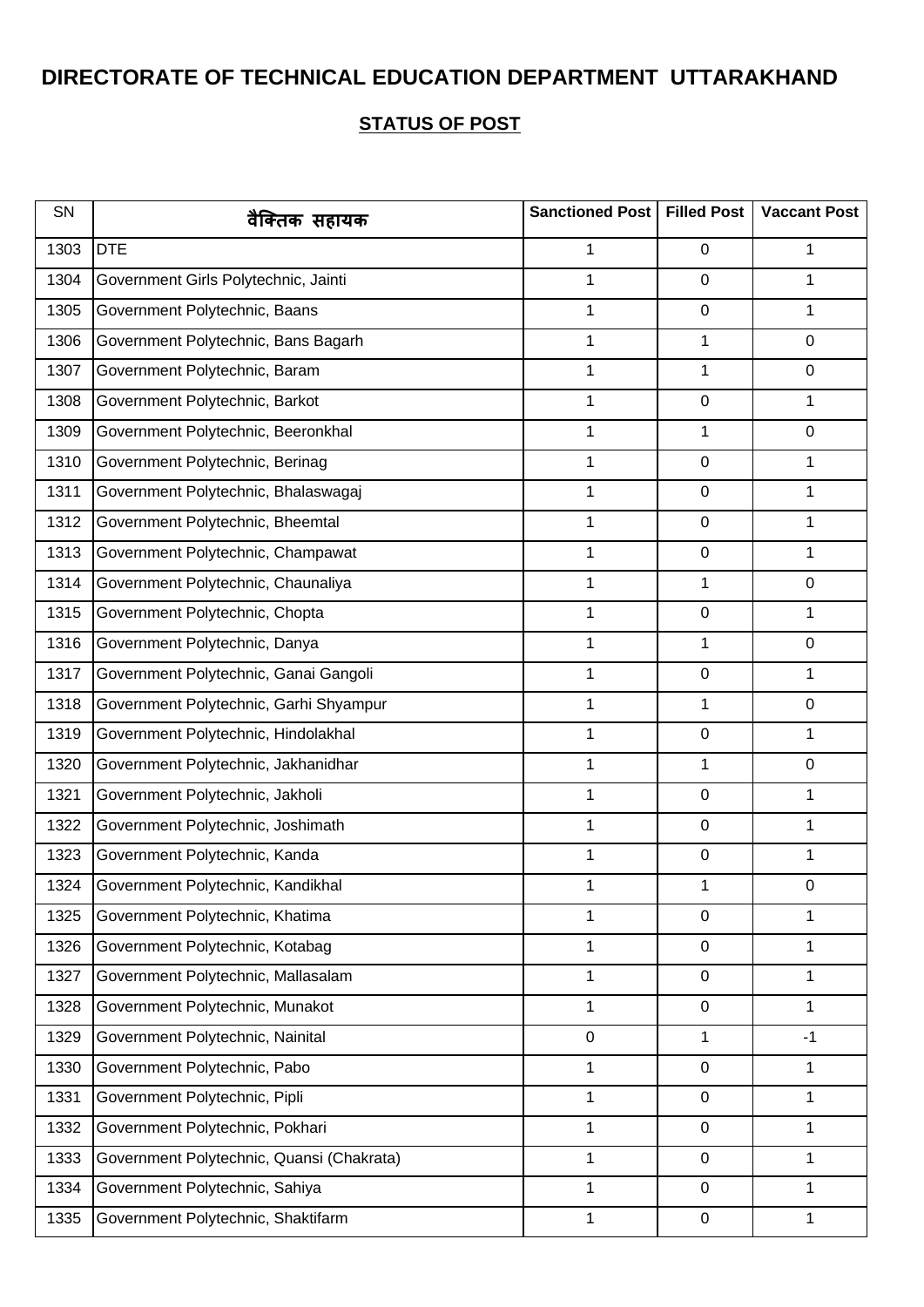# DIRECTORATE OF TECHNICAL EDUCATION DEPARTMENT UTTARAKHAND

## STATUS OF POST

| SN | वैक्तिक सहायक | Sanctioned Post | Filled Post | Vaccant Post |
|---|---|---|---|---|
| 1303 | DTE | 1 | 0 | 1 |
| 1304 | Government Girls Polytechnic, Jainti | 1 | 0 | 1 |
| 1305 | Government Polytechnic, Baans | 1 | 0 | 1 |
| 1306 | Government Polytechnic, Bans Bagarh | 1 | 1 | 0 |
| 1307 | Government Polytechnic, Baram | 1 | 1 | 0 |
| 1308 | Government Polytechnic, Barkot | 1 | 0 | 1 |
| 1309 | Government Polytechnic, Beeronkhal | 1 | 1 | 0 |
| 1310 | Government Polytechnic, Berinag | 1 | 0 | 1 |
| 1311 | Government Polytechnic, Bhalaswagaj | 1 | 0 | 1 |
| 1312 | Government Polytechnic, Bheemtal | 1 | 0 | 1 |
| 1313 | Government Polytechnic, Champawat | 1 | 0 | 1 |
| 1314 | Government Polytechnic, Chaunaliya | 1 | 1 | 0 |
| 1315 | Government Polytechnic, Chopta | 1 | 0 | 1 |
| 1316 | Government Polytechnic, Danya | 1 | 1 | 0 |
| 1317 | Government Polytechnic, Ganai Gangoli | 1 | 0 | 1 |
| 1318 | Government Polytechnic, Garhi Shyampur | 1 | 1 | 0 |
| 1319 | Government Polytechnic, Hindolakhal | 1 | 0 | 1 |
| 1320 | Government Polytechnic, Jakhanidhar | 1 | 1 | 0 |
| 1321 | Government Polytechnic, Jakholi | 1 | 0 | 1 |
| 1322 | Government Polytechnic, Joshimath | 1 | 0 | 1 |
| 1323 | Government Polytechnic, Kanda | 1 | 0 | 1 |
| 1324 | Government Polytechnic, Kandikhal | 1 | 1 | 0 |
| 1325 | Government Polytechnic, Khatima | 1 | 0 | 1 |
| 1326 | Government Polytechnic, Kotabag | 1 | 0 | 1 |
| 1327 | Government Polytechnic, Mallasalam | 1 | 0 | 1 |
| 1328 | Government Polytechnic, Munakot | 1 | 0 | 1 |
| 1329 | Government Polytechnic, Nainital | 0 | 1 | -1 |
| 1330 | Government Polytechnic, Pabo | 1 | 0 | 1 |
| 1331 | Government Polytechnic, Pipli | 1 | 0 | 1 |
| 1332 | Government Polytechnic, Pokhari | 1 | 0 | 1 |
| 1333 | Government Polytechnic, Quansi (Chakrata) | 1 | 0 | 1 |
| 1334 | Government Polytechnic, Sahiya | 1 | 0 | 1 |
| 1335 | Government Polytechnic, Shaktifarm | 1 | 0 | 1 |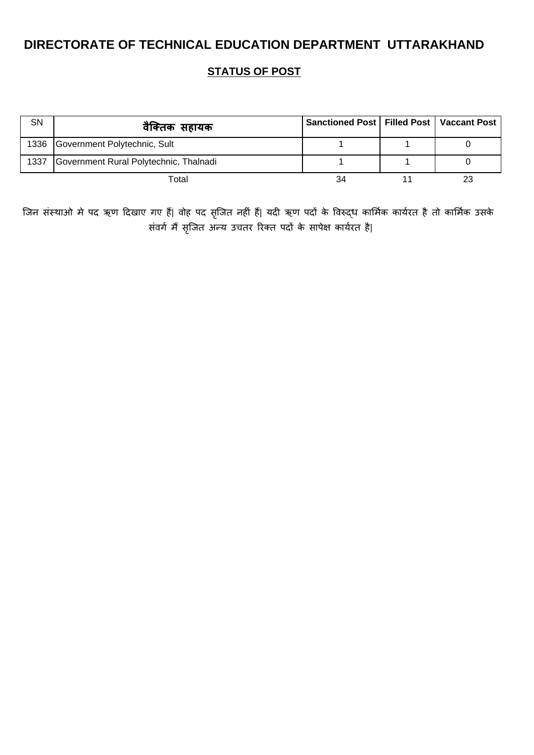# DIRECTORATE OF TECHNICAL EDUCATION DEPARTMENT UTTARAKHAND

## STATUS OF POST

| SN | वैक्तिक सहायक | Sanctioned Post | Filled Post | Vaccant Post |
|---|---|---|---|---|
| 1336 | Government Polytechnic, Sult | 1 | 1 | 0 |
| 1337 | Government Rural Polytechnic, Thalnadi | 1 | 1 | 0 |
| | Total | 34 | 11 | 23 |

जिन संस्थाओ मे पद ऋण दिखाए गए हैं| वोह पद सृजित नहीं हैं| यदी ऋण पदों के विरुद्ध कार्मिक कार्यरत है तो कार्मिक उसके संवर्ग मैं सृजित अन्य उचतर रिक्त पदों के सापेक्ष कार्यरत है|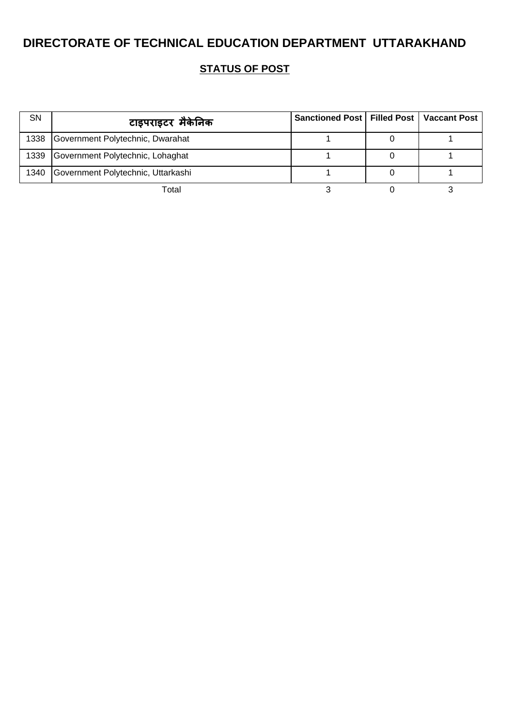# DIRECTORATE OF TECHNICAL EDUCATION DEPARTMENT UTTARAKHAND

## STATUS OF POST

| SN | टाइपराइटर मैकेनिक | Sanctioned Post | Filled Post | Vaccant Post |
|---|---|---|---|---|
| 1338 | Government Polytechnic, Dwarahat | 1 | 0 | 1 |
| 1339 | Government Polytechnic, Lohaghat | 1 | 0 | 1 |
| 1340 | Government Polytechnic, Uttarkashi | 1 | 0 | 1 |
| | Total | 3 | 0 | 3 |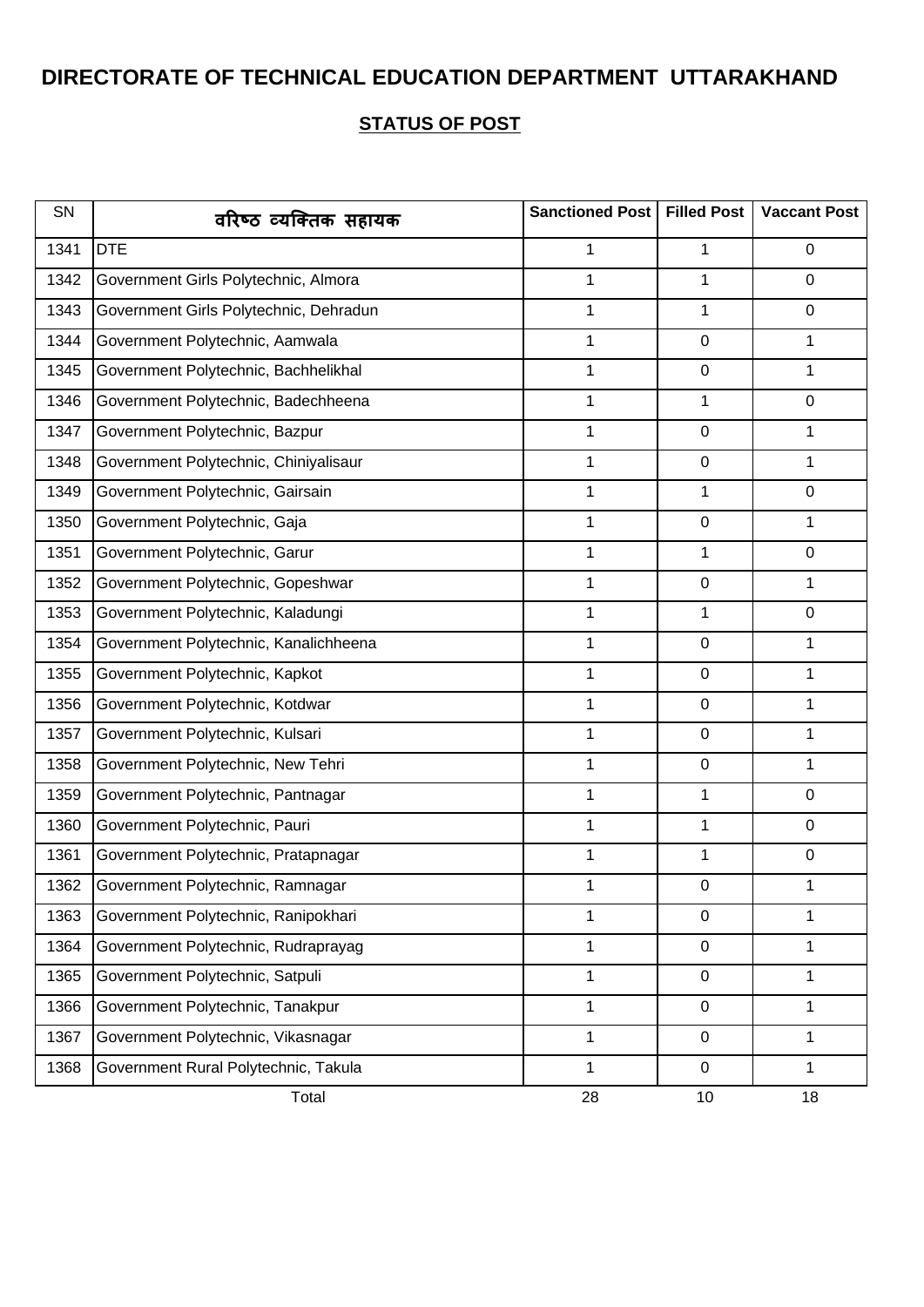# DIRECTORATE OF TECHNICAL EDUCATION DEPARTMENT UTTARAKHAND

## STATUS OF POST

| SN | वरिष्ठ व्यक्तिक सहायक | Sanctioned Post | Filled Post | Vaccant Post |
|---|---|---|---|---|
| 1341 | DTE | 1 | 1 | 0 |
| 1342 | Government Girls Polytechnic, Almora | 1 | 1 | 0 |
| 1343 | Government Girls Polytechnic, Dehradun | 1 | 1 | 0 |
| 1344 | Government Polytechnic, Aamwala | 1 | 0 | 1 |
| 1345 | Government Polytechnic, Bachhelikhal | 1 | 0 | 1 |
| 1346 | Government Polytechnic, Badechheena | 1 | 1 | 0 |
| 1347 | Government Polytechnic, Bazpur | 1 | 0 | 1 |
| 1348 | Government Polytechnic, Chiniyalisaur | 1 | 0 | 1 |
| 1349 | Government Polytechnic, Gairsain | 1 | 1 | 0 |
| 1350 | Government Polytechnic, Gaja | 1 | 0 | 1 |
| 1351 | Government Polytechnic, Garur | 1 | 1 | 0 |
| 1352 | Government Polytechnic, Gopeshwar | 1 | 0 | 1 |
| 1353 | Government Polytechnic, Kaladungi | 1 | 1 | 0 |
| 1354 | Government Polytechnic, Kanalichheena | 1 | 0 | 1 |
| 1355 | Government Polytechnic, Kapkot | 1 | 0 | 1 |
| 1356 | Government Polytechnic, Kotdwar | 1 | 0 | 1 |
| 1357 | Government Polytechnic, Kulsari | 1 | 0 | 1 |
| 1358 | Government Polytechnic, New Tehri | 1 | 0 | 1 |
| 1359 | Government Polytechnic, Pantnagar | 1 | 1 | 0 |
| 1360 | Government Polytechnic, Pauri | 1 | 1 | 0 |
| 1361 | Government Polytechnic, Pratapnagar | 1 | 1 | 0 |
| 1362 | Government Polytechnic, Ramnagar | 1 | 0 | 1 |
| 1363 | Government Polytechnic, Ranipokhari | 1 | 0 | 1 |
| 1364 | Government Polytechnic, Rudraprayag | 1 | 0 | 1 |
| 1365 | Government Polytechnic, Satpuli | 1 | 0 | 1 |
| 1366 | Government Polytechnic, Tanakpur | 1 | 0 | 1 |
| 1367 | Government Polytechnic, Vikasnagar | 1 | 0 | 1 |
| 1368 | Government Rural Polytechnic, Takula | 1 | 0 | 1 |
| | Total | 28 | 10 | 18 |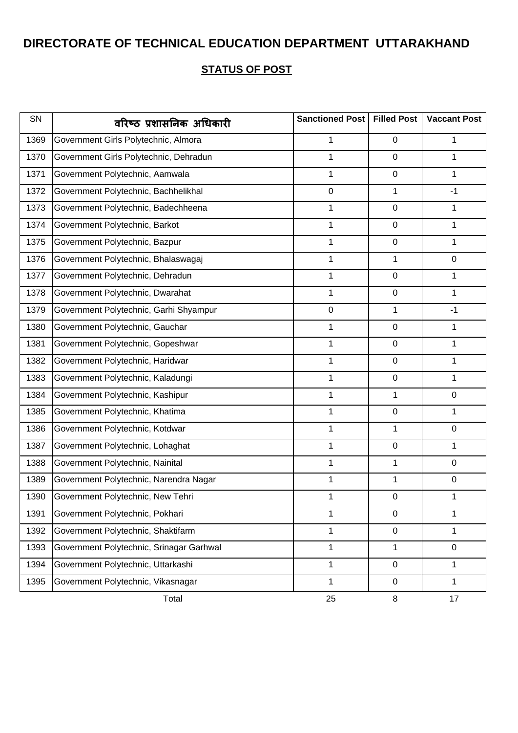# DIRECTORATE OF TECHNICAL EDUCATION DEPARTMENT UTTARAKHAND

## STATUS OF POST

| SN | वरिष्ठ प्रशासनिक अधिकारी | Sanctioned Post | Filled Post | Vaccant Post |
|---|---|---|---|---|
| 1369 | Government Girls Polytechnic, Almora | 1 | 0 | 1 |
| 1370 | Government Girls Polytechnic, Dehradun | 1 | 0 | 1 |
| 1371 | Government Polytechnic, Aamwala | 1 | 0 | 1 |
| 1372 | Government Polytechnic, Bachhelikhal | 0 | 1 | -1 |
| 1373 | Government Polytechnic, Badechheena | 1 | 0 | 1 |
| 1374 | Government Polytechnic, Barkot | 1 | 0 | 1 |
| 1375 | Government Polytechnic, Bazpur | 1 | 0 | 1 |
| 1376 | Government Polytechnic, Bhalaswagaj | 1 | 1 | 0 |
| 1377 | Government Polytechnic, Dehradun | 1 | 0 | 1 |
| 1378 | Government Polytechnic, Dwarahat | 1 | 0 | 1 |
| 1379 | Government Polytechnic, Garhi Shyampur | 0 | 1 | -1 |
| 1380 | Government Polytechnic, Gauchar | 1 | 0 | 1 |
| 1381 | Government Polytechnic, Gopeshwar | 1 | 0 | 1 |
| 1382 | Government Polytechnic, Haridwar | 1 | 0 | 1 |
| 1383 | Government Polytechnic, Kaladungi | 1 | 0 | 1 |
| 1384 | Government Polytechnic, Kashipur | 1 | 1 | 0 |
| 1385 | Government Polytechnic, Khatima | 1 | 0 | 1 |
| 1386 | Government Polytechnic, Kotdwar | 1 | 1 | 0 |
| 1387 | Government Polytechnic, Lohaghat | 1 | 0 | 1 |
| 1388 | Government Polytechnic, Nainital | 1 | 1 | 0 |
| 1389 | Government Polytechnic, Narendra Nagar | 1 | 1 | 0 |
| 1390 | Government Polytechnic, New Tehri | 1 | 0 | 1 |
| 1391 | Government Polytechnic, Pokhari | 1 | 0 | 1 |
| 1392 | Government Polytechnic, Shaktifarm | 1 | 0 | 1 |
| 1393 | Government Polytechnic, Srinagar Garhwal | 1 | 1 | 0 |
| 1394 | Government Polytechnic, Uttarkashi | 1 | 0 | 1 |
| 1395 | Government Polytechnic, Vikasnagar | 1 | 0 | 1 |
| | Total | 25 | 8 | 17 |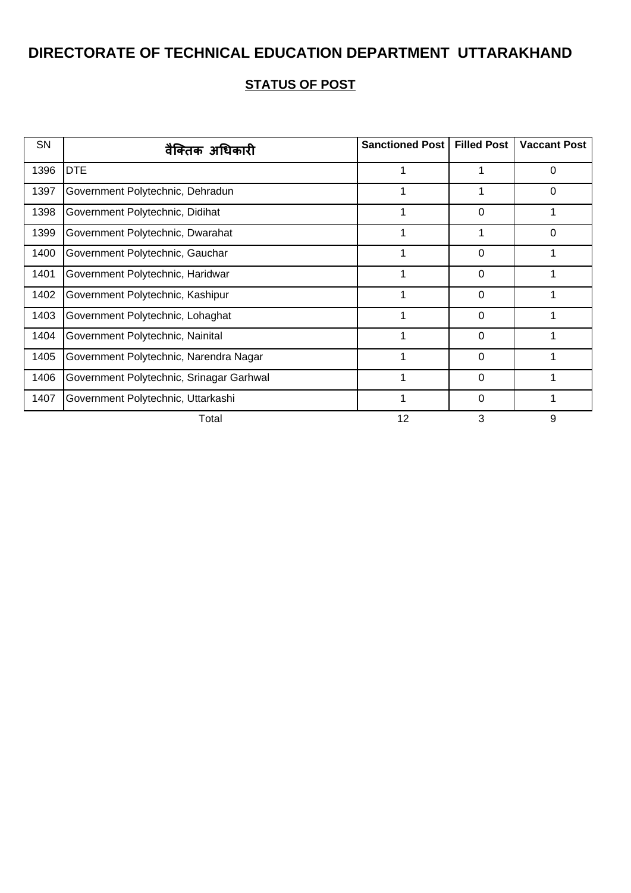# DIRECTORATE OF TECHNICAL EDUCATION DEPARTMENT UTTARAKHAND

## STATUS OF POST

| SN | वैक्तिक अधिकारी | Sanctioned Post | Filled Post | Vaccant Post |
|---|---|---|---|---|
| 1396 | DTE | 1 | 1 | 0 |
| 1397 | Government Polytechnic, Dehradun | 1 | 1 | 0 |
| 1398 | Government Polytechnic, Didihat | 1 | 0 | 1 |
| 1399 | Government Polytechnic, Dwarahat | 1 | 1 | 0 |
| 1400 | Government Polytechnic, Gauchar | 1 | 0 | 1 |
| 1401 | Government Polytechnic, Haridwar | 1 | 0 | 1 |
| 1402 | Government Polytechnic, Kashipur | 1 | 0 | 1 |
| 1403 | Government Polytechnic, Lohaghat | 1 | 0 | 1 |
| 1404 | Government Polytechnic, Nainital | 1 | 0 | 1 |
| 1405 | Government Polytechnic, Narendra Nagar | 1 | 0 | 1 |
| 1406 | Government Polytechnic, Srinagar Garhwal | 1 | 0 | 1 |
| 1407 | Government Polytechnic, Uttarkashi | 1 | 0 | 1 |
| | Total | 12 | 3 | 9 |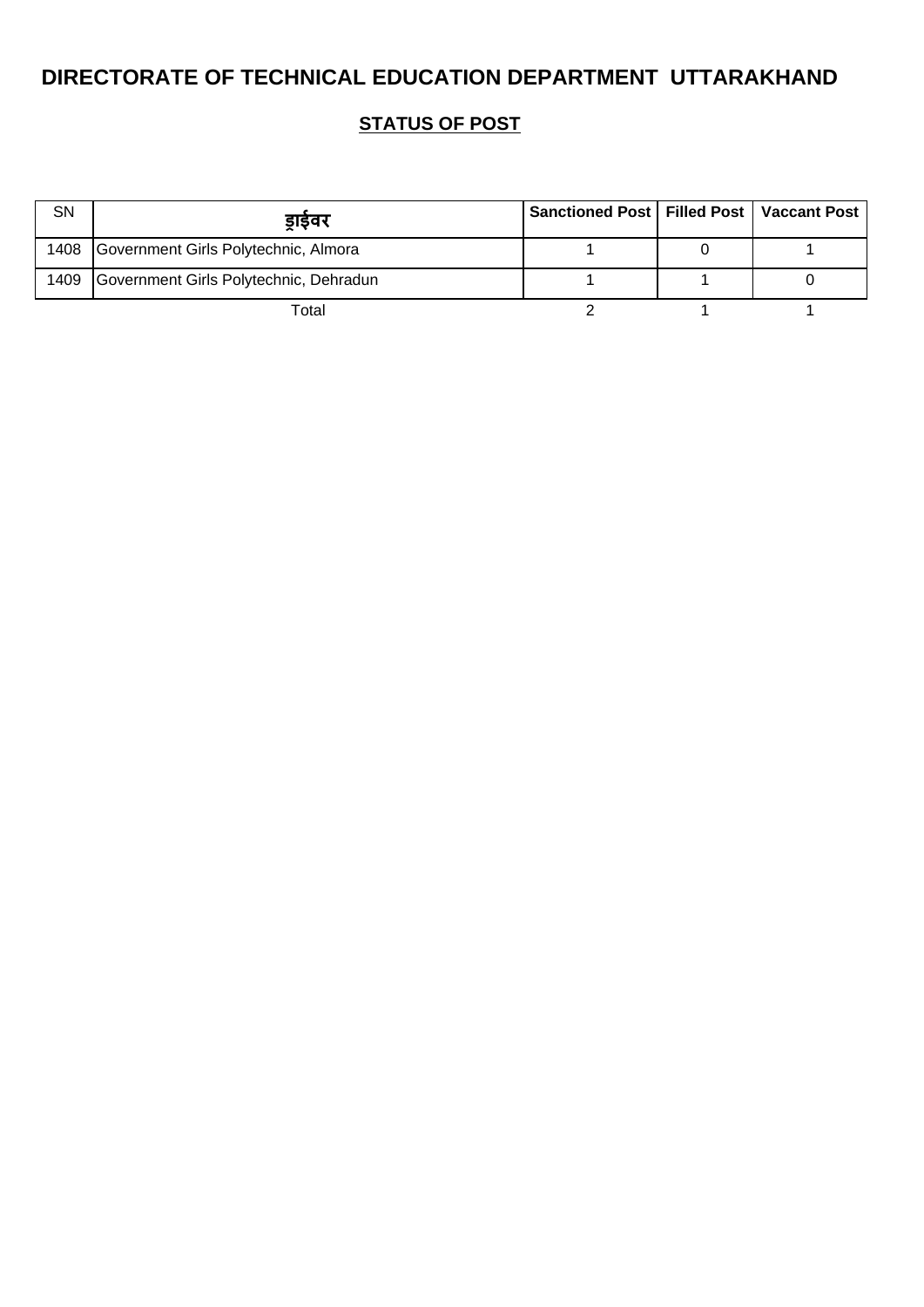# DIRECTORATE OF TECHNICAL EDUCATION DEPARTMENT UTTARAKHAND

## STATUS OF POST

| SN | ड्राईवर | Sanctioned Post | Filled Post | Vaccant Post |
|---|---|---|---|---|
| 1408 | Government Girls Polytechnic, Almora | 1 | 0 | 1 |
| 1409 | Government Girls Polytechnic, Dehradun | 1 | 1 | 0 |
| | Total | 2 | 1 | 1 |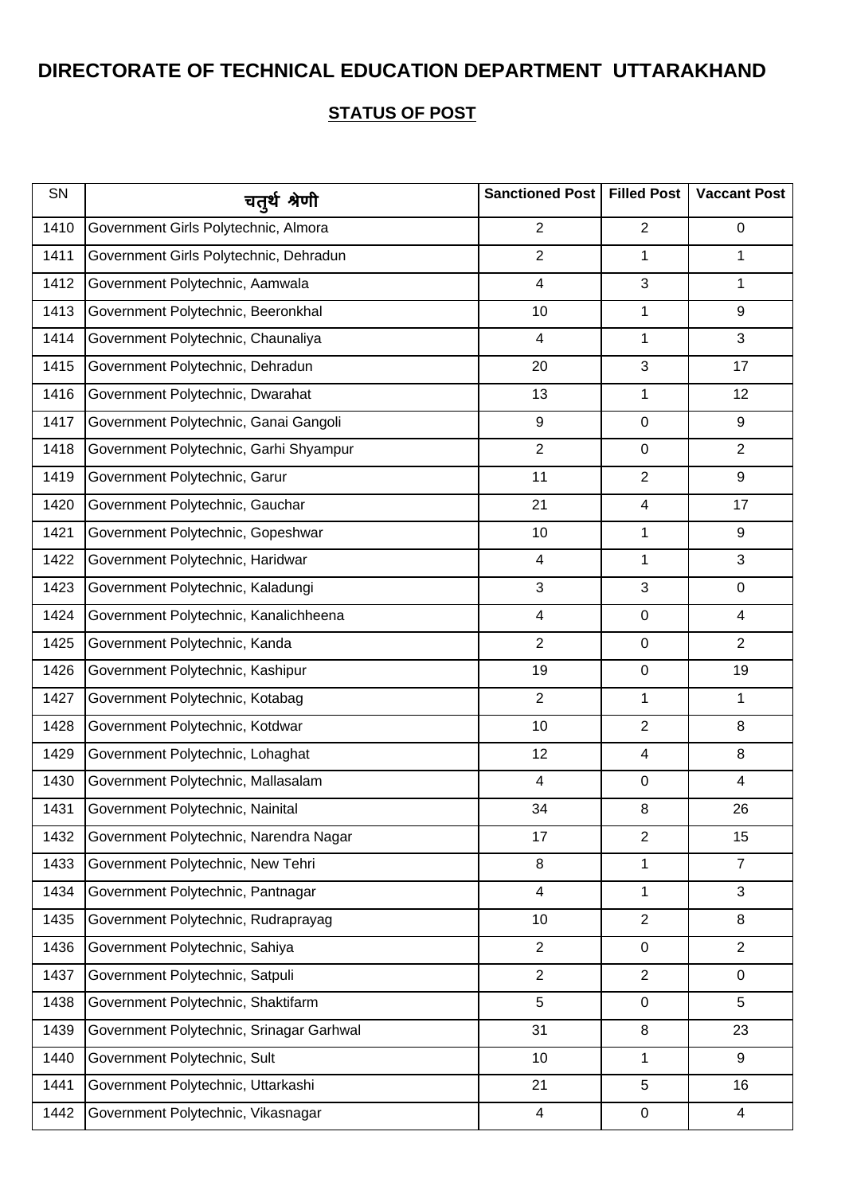# DIRECTORATE OF TECHNICAL EDUCATION DEPARTMENT UTTARAKHAND

## STATUS OF POST

| SN | चतुर्थ श्रेणी | Sanctioned Post | Filled Post | Vaccant Post |
|---|---|---|---|---|
| 1410 | Government Girls Polytechnic, Almora | 2 | 2 | 0 |
| 1411 | Government Girls Polytechnic, Dehradun | 2 | 1 | 1 |
| 1412 | Government Polytechnic, Aamwala | 4 | 3 | 1 |
| 1413 | Government Polytechnic, Beeronkhal | 10 | 1 | 9 |
| 1414 | Government Polytechnic, Chaunaliya | 4 | 1 | 3 |
| 1415 | Government Polytechnic, Dehradun | 20 | 3 | 17 |
| 1416 | Government Polytechnic, Dwarahat | 13 | 1 | 12 |
| 1417 | Government Polytechnic, Ganai Gangoli | 9 | 0 | 9 |
| 1418 | Government Polytechnic, Garhi Shyampur | 2 | 0 | 2 |
| 1419 | Government Polytechnic, Garur | 11 | 2 | 9 |
| 1420 | Government Polytechnic, Gauchar | 21 | 4 | 17 |
| 1421 | Government Polytechnic, Gopeshwar | 10 | 1 | 9 |
| 1422 | Government Polytechnic, Haridwar | 4 | 1 | 3 |
| 1423 | Government Polytechnic, Kaladungi | 3 | 3 | 0 |
| 1424 | Government Polytechnic, Kanalichheena | 4 | 0 | 4 |
| 1425 | Government Polytechnic, Kanda | 2 | 0 | 2 |
| 1426 | Government Polytechnic, Kashipur | 19 | 0 | 19 |
| 1427 | Government Polytechnic, Kotabag | 2 | 1 | 1 |
| 1428 | Government Polytechnic, Kotdwar | 10 | 2 | 8 |
| 1429 | Government Polytechnic, Lohaghat | 12 | 4 | 8 |
| 1430 | Government Polytechnic, Mallasalam | 4 | 0 | 4 |
| 1431 | Government Polytechnic, Nainital | 34 | 8 | 26 |
| 1432 | Government Polytechnic, Narendra Nagar | 17 | 2 | 15 |
| 1433 | Government Polytechnic, New Tehri | 8 | 1 | 7 |
| 1434 | Government Polytechnic, Pantnagar | 4 | 1 | 3 |
| 1435 | Government Polytechnic, Rudraprayag | 10 | 2 | 8 |
| 1436 | Government Polytechnic, Sahiya | 2 | 0 | 2 |
| 1437 | Government Polytechnic, Satpuli | 2 | 2 | 0 |
| 1438 | Government Polytechnic, Shaktifarm | 5 | 0 | 5 |
| 1439 | Government Polytechnic, Srinagar Garhwal | 31 | 8 | 23 |
| 1440 | Government Polytechnic, Sult | 10 | 1 | 9 |
| 1441 | Government Polytechnic, Uttarkashi | 21 | 5 | 16 |
| 1442 | Government Polytechnic, Vikasnagar | 4 | 0 | 4 |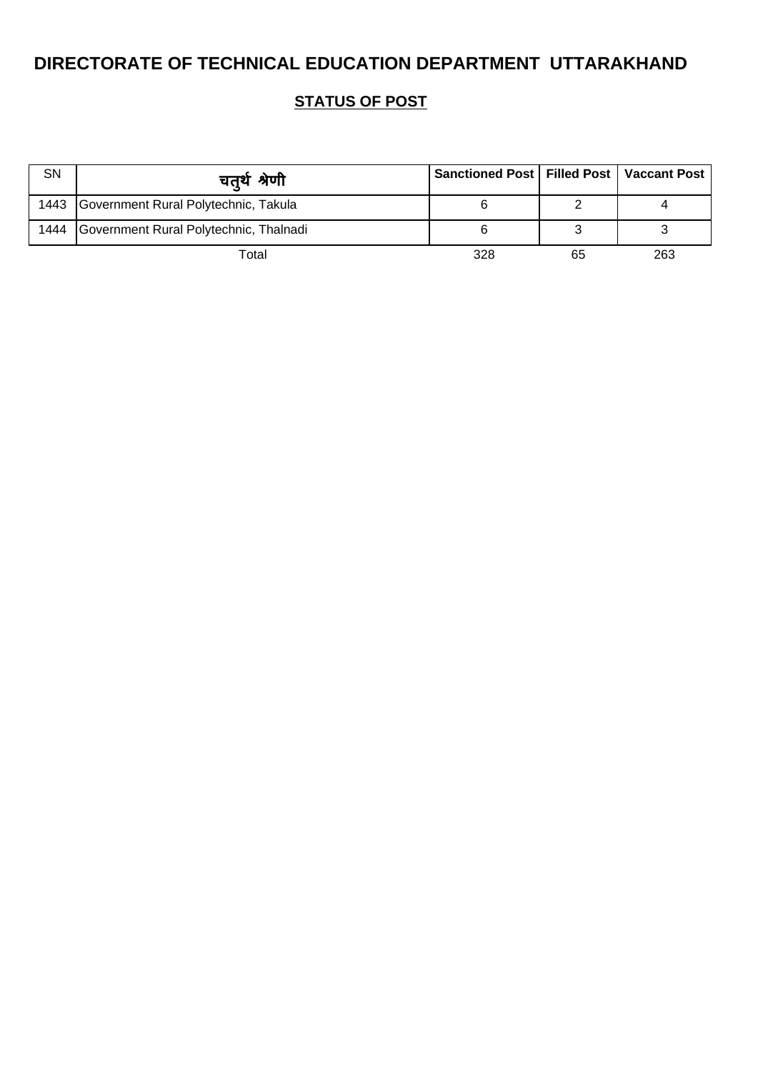# DIRECTORATE OF TECHNICAL EDUCATION DEPARTMENT UTTARAKHAND

## STATUS OF POST

| SN | चतुर्थ श्रेणी | Sanctioned Post | Filled Post | Vaccant Post |
|---|---|---|---|---|
| 1443 | Government Rural Polytechnic, Takula | 6 | 2 | 4 |
| 1444 | Government Rural Polytechnic, Thalnadi | 6 | 3 | 3 |
| | Total | 328 | 65 | 263 |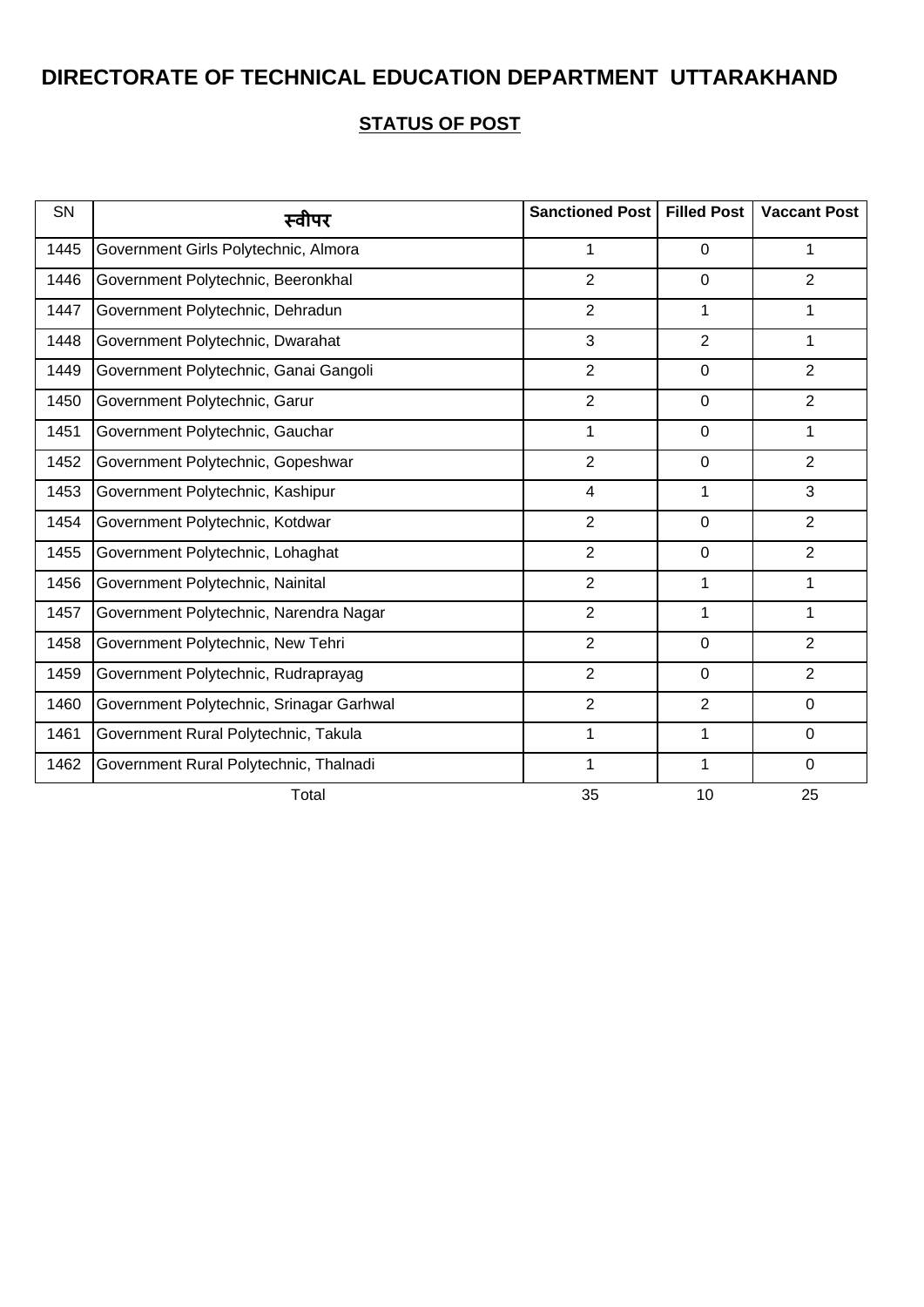# DIRECTORATE OF TECHNICAL EDUCATION DEPARTMENT UTTARAKHAND

## STATUS OF POST

| SN | स्वीपर | Sanctioned Post | Filled Post | Vaccant Post |
|---|---|---|---|---|
| 1445 | Government Girls Polytechnic, Almora | 1 | 0 | 1 |
| 1446 | Government Polytechnic, Beeronkhal | 2 | 0 | 2 |
| 1447 | Government Polytechnic, Dehradun | 2 | 1 | 1 |
| 1448 | Government Polytechnic, Dwarahat | 3 | 2 | 1 |
| 1449 | Government Polytechnic, Ganai Gangoli | 2 | 0 | 2 |
| 1450 | Government Polytechnic, Garur | 2 | 0 | 2 |
| 1451 | Government Polytechnic, Gauchar | 1 | 0 | 1 |
| 1452 | Government Polytechnic, Gopeshwar | 2 | 0 | 2 |
| 1453 | Government Polytechnic, Kashipur | 4 | 1 | 3 |
| 1454 | Government Polytechnic, Kotdwar | 2 | 0 | 2 |
| 1455 | Government Polytechnic, Lohaghat | 2 | 0 | 2 |
| 1456 | Government Polytechnic, Nainital | 2 | 1 | 1 |
| 1457 | Government Polytechnic, Narendra Nagar | 2 | 1 | 1 |
| 1458 | Government Polytechnic, New Tehri | 2 | 0 | 2 |
| 1459 | Government Polytechnic, Rudraprayag | 2 | 0 | 2 |
| 1460 | Government Polytechnic, Srinagar Garhwal | 2 | 2 | 0 |
| 1461 | Government Rural Polytechnic, Takula | 1 | 1 | 0 |
| 1462 | Government Rural Polytechnic, Thalnadi | 1 | 1 | 0 |
| | Total | 35 | 10 | 25 |